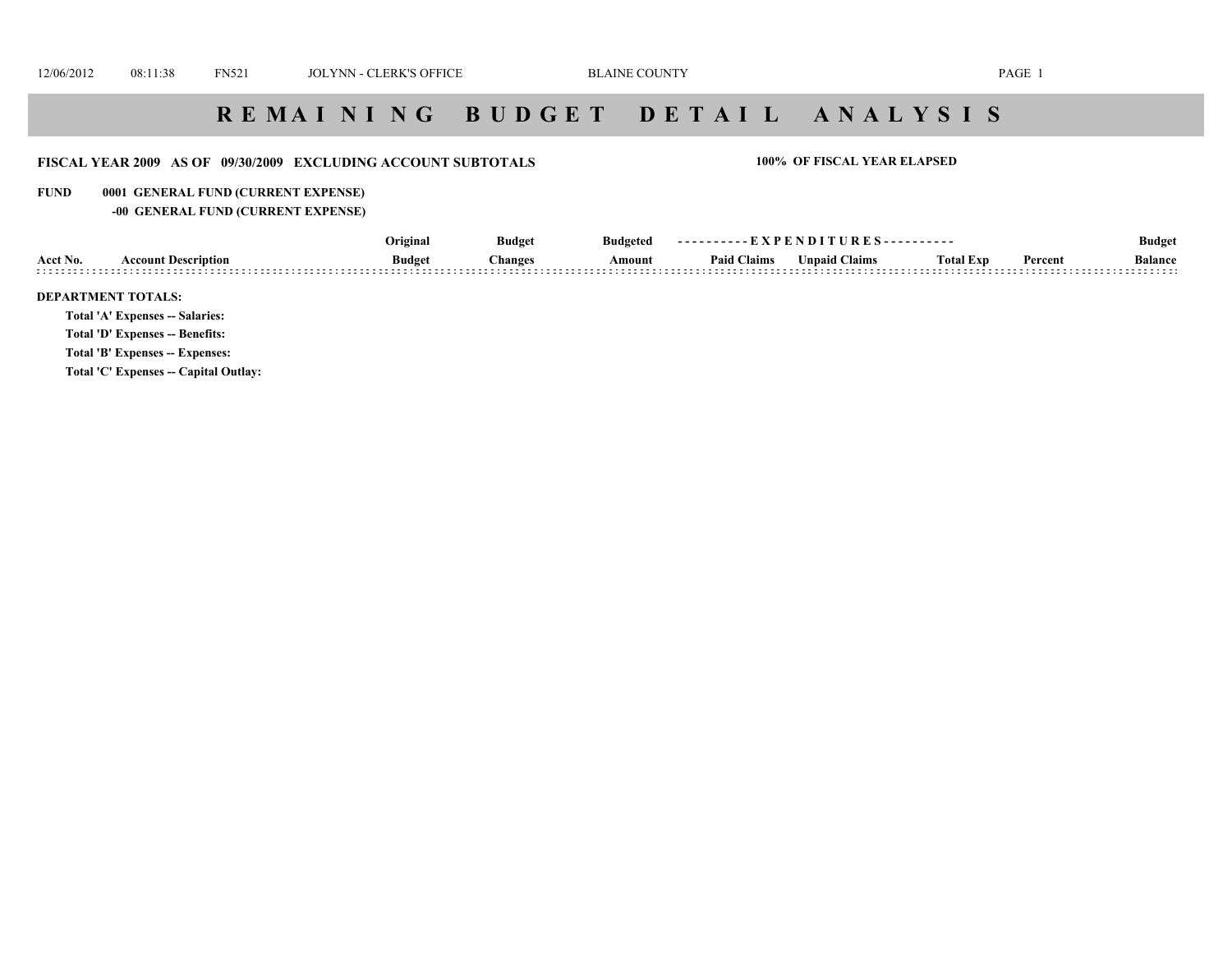# REMAINING BUDGET DETAIL ANALYSIS

**FISCAL YEAR 2009 AS OF 09/30/2009 EXCLUDING ACCOUNT SUBTOTALS** **100% OF FISCAL YEAR ELAPSED**

**FUND 0001 GENERAL FUND (CURRENT EXPENSE)**

**-00 GENERAL FUND (CURRENT EXPENSE)**

| Acct No. | Account Description | Original Budget | Budget Changes | Budgeted Amount | EXPENDITURES Paid Claims | EXPENDITURES Unpaid Claims | Total Exp | Percent | Budget Balance |
|---|---|---|---|---|---|---|---|---|---|

**DEPARTMENT TOTALS:**

**Total 'A' Expenses -- Salaries:**

**Total 'D' Expenses -- Benefits:**

**Total 'B' Expenses -- Expenses:**

**Total 'C' Expenses -- Capital Outlay:**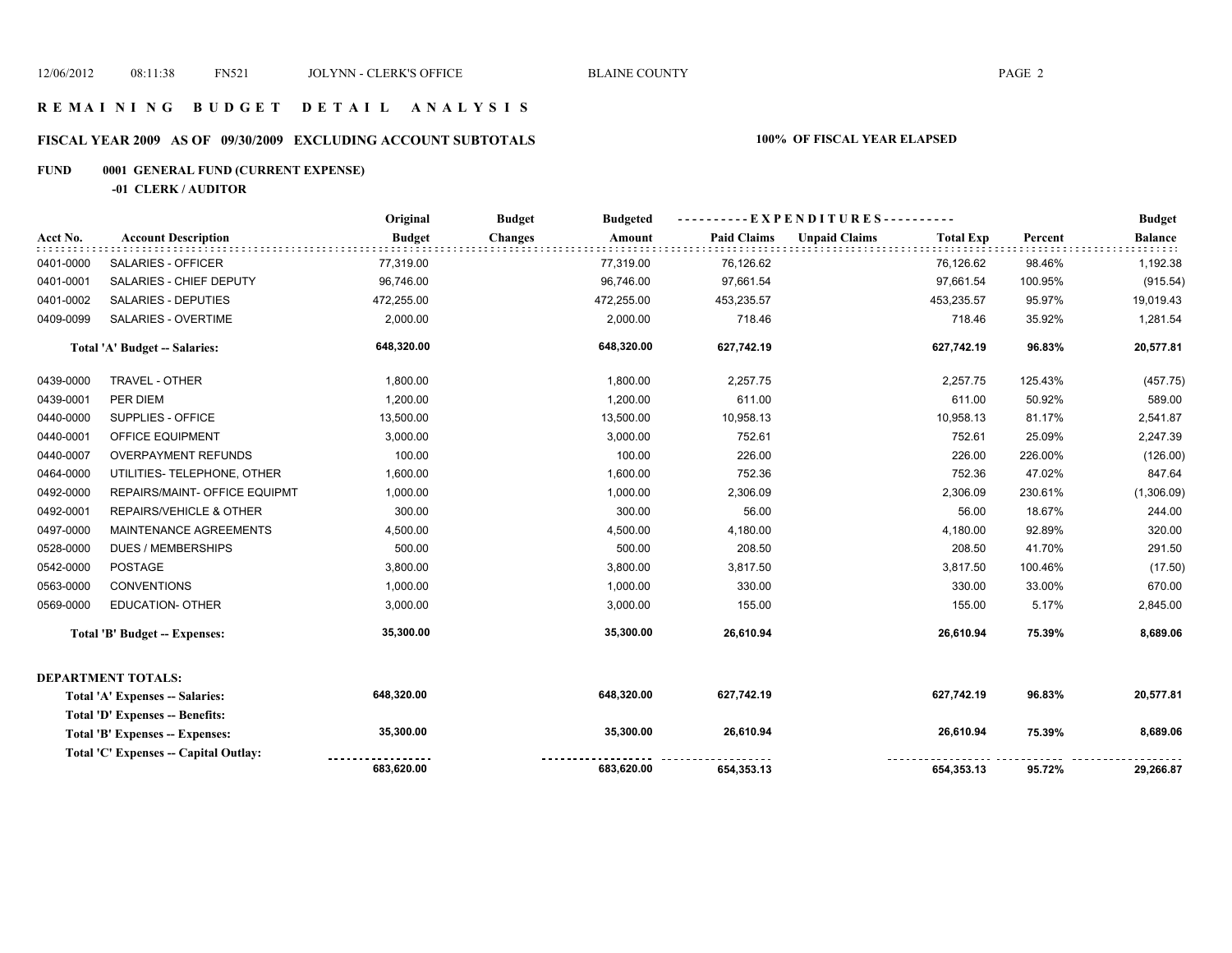## REMAINING BUDGET DETAIL ANALYSIS

### FISCAL YEAR 2009 AS OF 09/30/2009 EXCLUDING ACCOUNT SUBTOTALS

**100% OF FISCAL YEAR ELAPSED**

**FUND 0001 GENERAL FUND (CURRENT EXPENSE)**

**-01 CLERK / AUDITOR**

| Acct No. | Account Description | Original Budget | Budget Changes | Budgeted Amount | EXPENDITURES Paid Claims | EXPENDITURES Unpaid Claims | EXPENDITURES Total Exp | Percent | Budget Balance |
|---|---|---|---|---|---|---|---|---|---|
| 0401-0000 | SALARIES - OFFICER | 77,319.00 | | 77,319.00 | 76,126.62 | | 76,126.62 | 98.46% | 1,192.38 |
| 0401-0001 | SALARIES - CHIEF DEPUTY | 96,746.00 | | 96,746.00 | 97,661.54 | | 97,661.54 | 100.95% | (915.54) |
| 0401-0002 | SALARIES - DEPUTIES | 472,255.00 | | 472,255.00 | 453,235.57 | | 453,235.57 | 95.97% | 19,019.43 |
| 0409-0099 | SALARIES - OVERTIME | 2,000.00 | | 2,000.00 | 718.46 | | 718.46 | 35.92% | 1,281.54 |
| | **Total 'A' Budget -- Salaries:** | **648,320.00** | | **648,320.00** | **627,742.19** | | **627,742.19** | **96.83%** | **20,577.81** |
| 0439-0000 | TRAVEL - OTHER | 1,800.00 | | 1,800.00 | 2,257.75 | | 2,257.75 | 125.43% | (457.75) |
| 0439-0001 | PER DIEM | 1,200.00 | | 1,200.00 | 611.00 | | 611.00 | 50.92% | 589.00 |
| 0440-0000 | SUPPLIES - OFFICE | 13,500.00 | | 13,500.00 | 10,958.13 | | 10,958.13 | 81.17% | 2,541.87 |
| 0440-0001 | OFFICE EQUIPMENT | 3,000.00 | | 3,000.00 | 752.61 | | 752.61 | 25.09% | 2,247.39 |
| 0440-0007 | OVERPAYMENT REFUNDS | 100.00 | | 100.00 | 226.00 | | 226.00 | 226.00% | (126.00) |
| 0464-0000 | UTILITIES- TELEPHONE, OTHER | 1,600.00 | | 1,600.00 | 752.36 | | 752.36 | 47.02% | 847.64 |
| 0492-0000 | REPAIRS/MAINT- OFFICE EQUIPMT | 1,000.00 | | 1,000.00 | 2,306.09 | | 2,306.09 | 230.61% | (1,306.09) |
| 0492-0001 | REPAIRS/VEHICLE & OTHER | 300.00 | | 300.00 | 56.00 | | 56.00 | 18.67% | 244.00 |
| 0497-0000 | MAINTENANCE AGREEMENTS | 4,500.00 | | 4,500.00 | 4,180.00 | | 4,180.00 | 92.89% | 320.00 |
| 0528-0000 | DUES / MEMBERSHIPS | 500.00 | | 500.00 | 208.50 | | 208.50 | 41.70% | 291.50 |
| 0542-0000 | POSTAGE | 3,800.00 | | 3,800.00 | 3,817.50 | | 3,817.50 | 100.46% | (17.50) |
| 0563-0000 | CONVENTIONS | 1,000.00 | | 1,000.00 | 330.00 | | 330.00 | 33.00% | 670.00 |
| 0569-0000 | EDUCATION- OTHER | 3,000.00 | | 3,000.00 | 155.00 | | 155.00 | 5.17% | 2,845.00 |
| | **Total 'B' Budget -- Expenses:** | **35,300.00** | | **35,300.00** | **26,610.94** | | **26,610.94** | **75.39%** | **8,689.06** |

**DEPARTMENT TOTALS:**

| | Original Budget | Budget Changes | Budgeted Amount | Paid Claims | Unpaid Claims | Total Exp | Percent | Budget Balance |
|---|---|---|---|---|---|---|---|---|
| **Total 'A' Expenses -- Salaries:** | **648,320.00** | | **648,320.00** | **627,742.19** | | **627,742.19** | **96.83%** | **20,577.81** |
| **Total 'D' Expenses -- Benefits:** | | | | | | | | |
| **Total 'B' Expenses -- Expenses:** | **35,300.00** | | **35,300.00** | **26,610.94** | | **26,610.94** | **75.39%** | **8,689.06** |
| **Total 'C' Expenses -- Capital Outlay:** | | | | | | | | |
| | **683,620.00** | | **683,620.00** | **654,353.13** | | **654,353.13** | **95.72%** | **29,266.87** |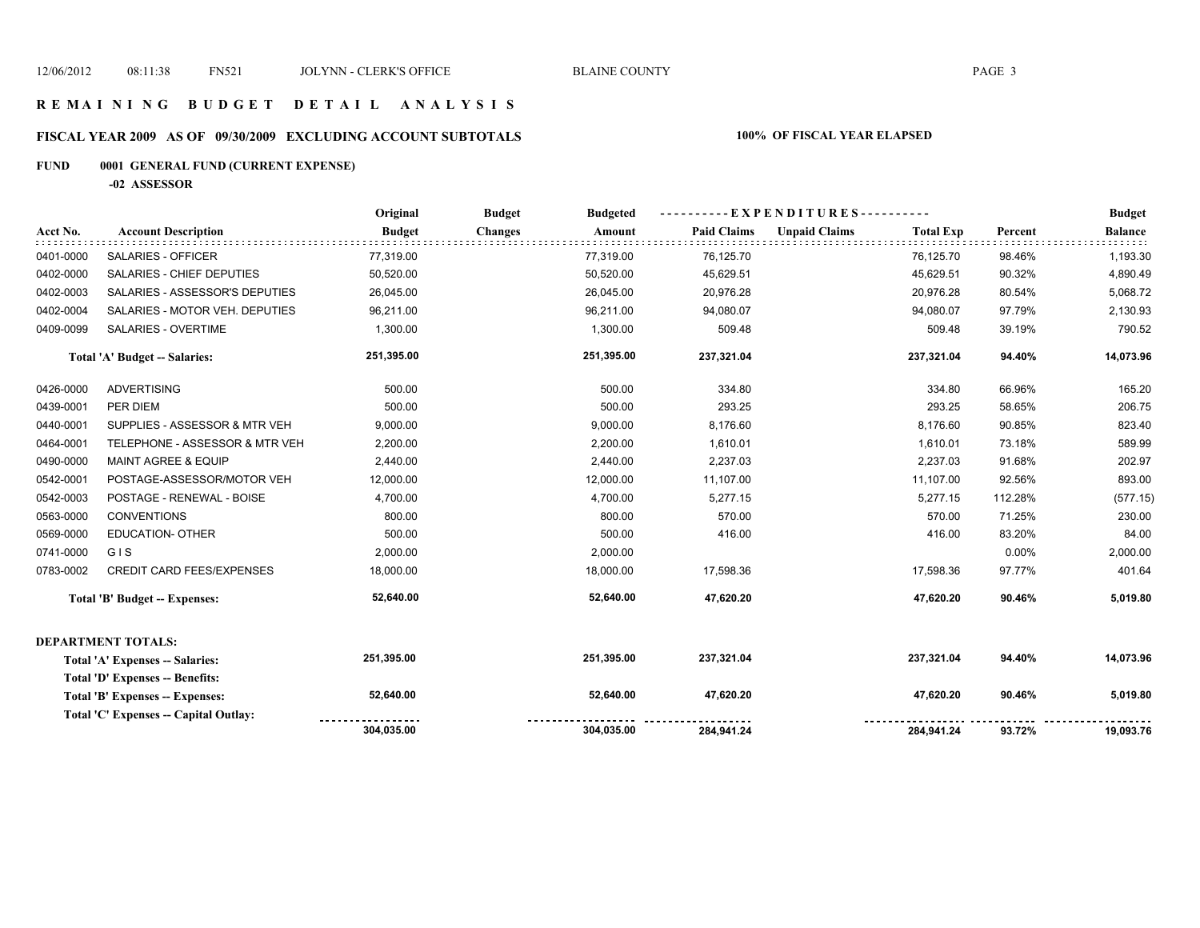# R E M A I N I N G   B U D G E T   D E T A I L   A N A L Y S I S

## FISCAL YEAR 2009 AS OF 09/30/2009 EXCLUDING ACCOUNT SUBTOTALS

**100% OF FISCAL YEAR ELAPSED**

**FUND 0001 GENERAL FUND (CURRENT EXPENSE)**

**-02 ASSESSOR**

| Acct No. | Account Description | Original Budget | Budget Changes | Budgeted Amount | Paid Claims | Unpaid Claims | Total Exp | Percent | Budget Balance |
|---|---|---|---|---|---|---|---|---|---|
| 0401-0000 | SALARIES - OFFICER | 77,319.00 | | 77,319.00 | 76,125.70 | | 76,125.70 | 98.46% | 1,193.30 |
| 0402-0000 | SALARIES - CHIEF DEPUTIES | 50,520.00 | | 50,520.00 | 45,629.51 | | 45,629.51 | 90.32% | 4,890.49 |
| 0402-0003 | SALARIES - ASSESSOR'S DEPUTIES | 26,045.00 | | 26,045.00 | 20,976.28 | | 20,976.28 | 80.54% | 5,068.72 |
| 0402-0004 | SALARIES - MOTOR VEH. DEPUTIES | 96,211.00 | | 96,211.00 | 94,080.07 | | 94,080.07 | 97.79% | 2,130.93 |
| 0409-0099 | SALARIES - OVERTIME | 1,300.00 | | 1,300.00 | 509.48 | | 509.48 | 39.19% | 790.52 |
| | **Total 'A' Budget -- Salaries:** | **251,395.00** | | **251,395.00** | **237,321.04** | | **237,321.04** | **94.40%** | **14,073.96** |
| 0426-0000 | ADVERTISING | 500.00 | | 500.00 | 334.80 | | 334.80 | 66.96% | 165.20 |
| 0439-0001 | PER DIEM | 500.00 | | 500.00 | 293.25 | | 293.25 | 58.65% | 206.75 |
| 0440-0001 | SUPPLIES - ASSESSOR & MTR VEH | 9,000.00 | | 9,000.00 | 8,176.60 | | 8,176.60 | 90.85% | 823.40 |
| 0464-0001 | TELEPHONE - ASSESSOR & MTR VEH | 2,200.00 | | 2,200.00 | 1,610.01 | | 1,610.01 | 73.18% | 589.99 |
| 0490-0000 | MAINT AGREE & EQUIP | 2,440.00 | | 2,440.00 | 2,237.03 | | 2,237.03 | 91.68% | 202.97 |
| 0542-0001 | POSTAGE-ASSESSOR/MOTOR VEH | 12,000.00 | | 12,000.00 | 11,107.00 | | 11,107.00 | 92.56% | 893.00 |
| 0542-0003 | POSTAGE - RENEWAL - BOISE | 4,700.00 | | 4,700.00 | 5,277.15 | | 5,277.15 | 112.28% | (577.15) |
| 0563-0000 | CONVENTIONS | 800.00 | | 800.00 | 570.00 | | 570.00 | 71.25% | 230.00 |
| 0569-0000 | EDUCATION- OTHER | 500.00 | | 500.00 | 416.00 | | 416.00 | 83.20% | 84.00 |
| 0741-0000 | G I S | 2,000.00 | | 2,000.00 | | | | 0.00% | 2,000.00 |
| 0783-0002 | CREDIT CARD FEES/EXPENSES | 18,000.00 | | 18,000.00 | 17,598.36 | | 17,598.36 | 97.77% | 401.64 |
| | **Total 'B' Budget -- Expenses:** | **52,640.00** | | **52,640.00** | **47,620.20** | | **47,620.20** | **90.46%** | **5,019.80** |

**DEPARTMENT TOTALS:**

| | Original Budget | Budget Changes | Budgeted Amount | Paid Claims | Unpaid Claims | Total Exp | Percent | Budget Balance |
|---|---|---|---|---|---|---|---|---|
| **Total 'A' Expenses -- Salaries:** | **251,395.00** | | **251,395.00** | **237,321.04** | | **237,321.04** | **94.40%** | **14,073.96** |
| **Total 'D' Expenses -- Benefits:** | | | | | | | | |
| **Total 'B' Expenses -- Expenses:** | **52,640.00** | | **52,640.00** | **47,620.20** | | **47,620.20** | **90.46%** | **5,019.80** |
| **Total 'C' Expenses -- Capital Outlay:** | | | | | | | | |
| | **304,035.00** | | **304,035.00** | **284,941.24** | | **284,941.24** | **93.72%** | **19,093.76** |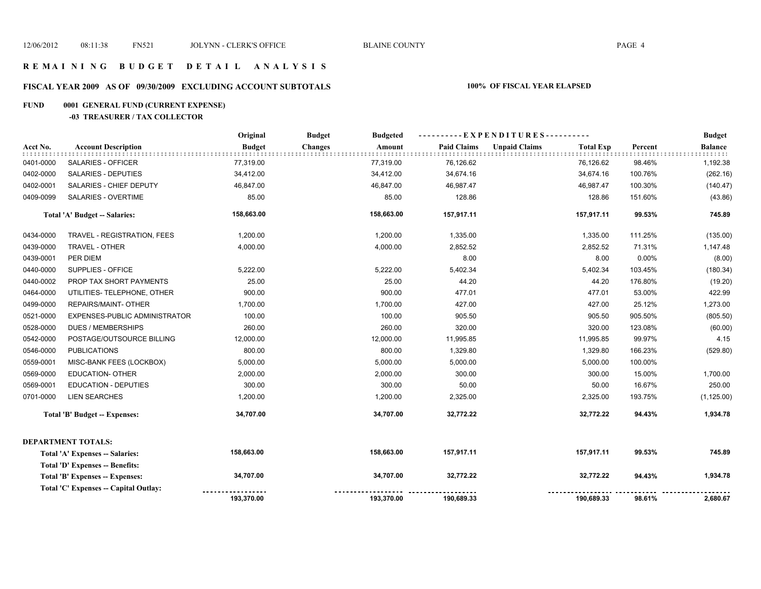# REMAINING BUDGET DETAIL ANALYSIS

## FISCAL YEAR 2009 AS OF 09/30/2009 EXCLUDING ACCOUNT SUBTOTALS

**100% OF FISCAL YEAR ELAPSED**

### FUND 0001 GENERAL FUND (CURRENT EXPENSE)

#### -03 TREASURER / TAX COLLECTOR

| Acct No. | Account Description | Original Budget | Budget Changes | Budgeted Amount | EXPENDITURES Paid Claims | Unpaid Claims | Total Exp | Percent | Budget Balance |
|---|---|---|---|---|---|---|---|---|---|
| 0401-0000 | SALARIES - OFFICER | 77,319.00 | | 77,319.00 | 76,126.62 | | 76,126.62 | 98.46% | 1,192.38 |
| 0402-0000 | SALARIES - DEPUTIES | 34,412.00 | | 34,412.00 | 34,674.16 | | 34,674.16 | 100.76% | (262.16) |
| 0402-0001 | SALARIES - CHIEF DEPUTY | 46,847.00 | | 46,847.00 | 46,987.47 | | 46,987.47 | 100.30% | (140.47) |
| 0409-0099 | SALARIES - OVERTIME | 85.00 | | 85.00 | 128.86 | | 128.86 | 151.60% | (43.86) |
| | **Total 'A' Budget -- Salaries:** | **158,663.00** | | **158,663.00** | **157,917.11** | | **157,917.11** | **99.53%** | **745.89** |
| 0434-0000 | TRAVEL - REGISTRATION, FEES | 1,200.00 | | 1,200.00 | 1,335.00 | | 1,335.00 | 111.25% | (135.00) |
| 0439-0000 | TRAVEL - OTHER | 4,000.00 | | 4,000.00 | 2,852.52 | | 2,852.52 | 71.31% | 1,147.48 |
| 0439-0001 | PER DIEM | | | | 8.00 | | 8.00 | 0.00% | (8.00) |
| 0440-0000 | SUPPLIES - OFFICE | 5,222.00 | | 5,222.00 | 5,402.34 | | 5,402.34 | 103.45% | (180.34) |
| 0440-0002 | PROP TAX SHORT PAYMENTS | 25.00 | | 25.00 | 44.20 | | 44.20 | 176.80% | (19.20) |
| 0464-0000 | UTILITIES- TELEPHONE, OTHER | 900.00 | | 900.00 | 477.01 | | 477.01 | 53.00% | 422.99 |
| 0499-0000 | REPAIRS/MAINT- OTHER | 1,700.00 | | 1,700.00 | 427.00 | | 427.00 | 25.12% | 1,273.00 |
| 0521-0000 | EXPENSES-PUBLIC ADMINISTRATOR | 100.00 | | 100.00 | 905.50 | | 905.50 | 905.50% | (805.50) |
| 0528-0000 | DUES / MEMBERSHIPS | 260.00 | | 260.00 | 320.00 | | 320.00 | 123.08% | (60.00) |
| 0542-0000 | POSTAGE/OUTSOURCE BILLING | 12,000.00 | | 12,000.00 | 11,995.85 | | 11,995.85 | 99.97% | 4.15 |
| 0546-0000 | PUBLICATIONS | 800.00 | | 800.00 | 1,329.80 | | 1,329.80 | 166.23% | (529.80) |
| 0559-0001 | MISC-BANK FEES (LOCKBOX) | 5,000.00 | | 5,000.00 | 5,000.00 | | 5,000.00 | 100.00% | |
| 0569-0000 | EDUCATION- OTHER | 2,000.00 | | 2,000.00 | 300.00 | | 300.00 | 15.00% | 1,700.00 |
| 0569-0001 | EDUCATION - DEPUTIES | 300.00 | | 300.00 | 50.00 | | 50.00 | 16.67% | 250.00 |
| 0701-0000 | LIEN SEARCHES | 1,200.00 | | 1,200.00 | 2,325.00 | | 2,325.00 | 193.75% | (1,125.00) |
| | **Total 'B' Budget -- Expenses:** | **34,707.00** | | **34,707.00** | **32,772.22** | | **32,772.22** | **94.43%** | **1,934.78** |

**DEPARTMENT TOTALS:**

| | Original Budget | Budget Changes | Budgeted Amount | Paid Claims | Unpaid Claims | Total Exp | Percent | Budget Balance |
|---|---|---|---|---|---|---|---|---|
| **Total 'A' Expenses -- Salaries:** | **158,663.00** | | **158,663.00** | **157,917.11** | | **157,917.11** | **99.53%** | **745.89** |
| **Total 'D' Expenses -- Benefits:** | | | | | | | | |
| **Total 'B' Expenses -- Expenses:** | **34,707.00** | | **34,707.00** | **32,772.22** | | **32,772.22** | **94.43%** | **1,934.78** |
| **Total 'C' Expenses -- Capital Outlay:** | | | | | | | | |
| | **193,370.00** | | **193,370.00** | **190,689.33** | | **190,689.33** | **98.61%** | **2,680.67** |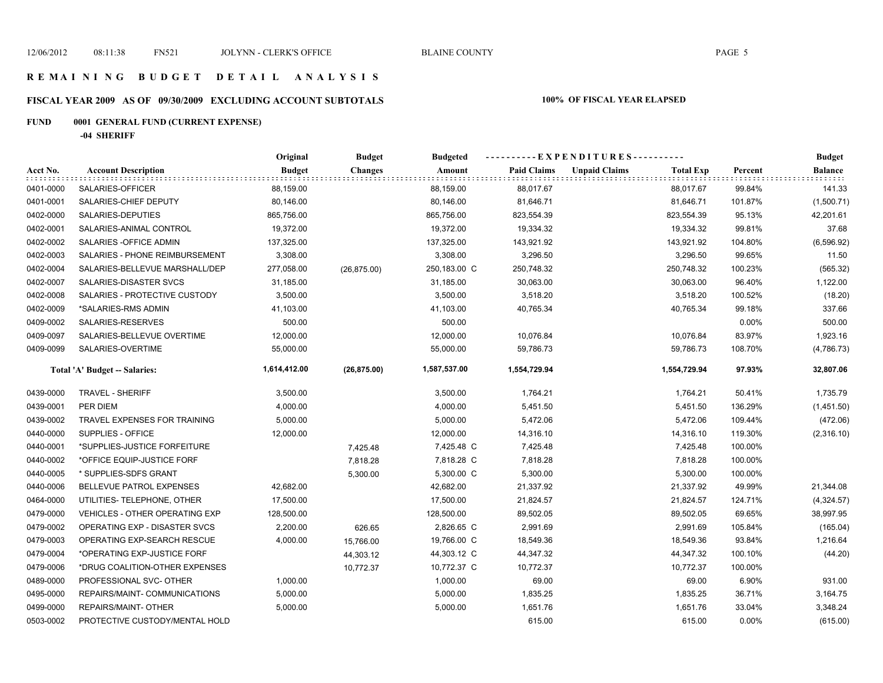# REMAINING BUDGET DETAIL ANALYSIS

## FISCAL YEAR 2009 AS OF 09/30/2009 EXCLUDING ACCOUNT SUBTOTALS

**100% OF FISCAL YEAR ELAPSED**

**FUND 0001 GENERAL FUND (CURRENT EXPENSE)**

**-04 SHERIFF**

| Acct No. | Account Description | Original Budget | Budget Changes | Budgeted Amount | Paid Claims | Unpaid Claims | Total Exp | Percent | Budget Balance |
|---|---|---|---|---|---|---|---|---|---|
| 0401-0000 | SALARIES-OFFICER | 88,159.00 | | 88,159.00 | 88,017.67 | | 88,017.67 | 99.84% | 141.33 |
| 0401-0001 | SALARIES-CHIEF DEPUTY | 80,146.00 | | 80,146.00 | 81,646.71 | | 81,646.71 | 101.87% | (1,500.71) |
| 0402-0000 | SALARIES-DEPUTIES | 865,756.00 | | 865,756.00 | 823,554.39 | | 823,554.39 | 95.13% | 42,201.61 |
| 0402-0001 | SALARIES-ANIMAL CONTROL | 19,372.00 | | 19,372.00 | 19,334.32 | | 19,334.32 | 99.81% | 37.68 |
| 0402-0002 | SALARIES -OFFICE ADMIN | 137,325.00 | | 137,325.00 | 143,921.92 | | 143,921.92 | 104.80% | (6,596.92) |
| 0402-0003 | SALARIES - PHONE REIMBURSEMENT | 3,308.00 | | 3,308.00 | 3,296.50 | | 3,296.50 | 99.65% | 11.50 |
| 0402-0004 | SALARIES-BELLEVUE MARSHALL/DEP | 277,058.00 | (26,875.00) | 250,183.00 C | 250,748.32 | | 250,748.32 | 100.23% | (565.32) |
| 0402-0007 | SALARIES-DISASTER SVCS | 31,185.00 | | 31,185.00 | 30,063.00 | | 30,063.00 | 96.40% | 1,122.00 |
| 0402-0008 | SALARIES - PROTECTIVE CUSTODY | 3,500.00 | | 3,500.00 | 3,518.20 | | 3,518.20 | 100.52% | (18.20) |
| 0402-0009 | *SALARIES-RMS ADMIN | 41,103.00 | | 41,103.00 | 40,765.34 | | 40,765.34 | 99.18% | 337.66 |
| 0409-0002 | SALARIES-RESERVES | 500.00 | | 500.00 | | | | 0.00% | 500.00 |
| 0409-0097 | SALARIES-BELLEVUE OVERTIME | 12,000.00 | | 12,000.00 | 10,076.84 | | 10,076.84 | 83.97% | 1,923.16 |
| 0409-0099 | SALARIES-OVERTIME | 55,000.00 | | 55,000.00 | 59,786.73 | | 59,786.73 | 108.70% | (4,786.73) |
| | **Total 'A' Budget -- Salaries:** | **1,614,412.00** | **(26,875.00)** | **1,587,537.00** | **1,554,729.94** | | **1,554,729.94** | **97.93%** | **32,807.06** |
| 0439-0000 | TRAVEL - SHERIFF | 3,500.00 | | 3,500.00 | 1,764.21 | | 1,764.21 | 50.41% | 1,735.79 |
| 0439-0001 | PER DIEM | 4,000.00 | | 4,000.00 | 5,451.50 | | 5,451.50 | 136.29% | (1,451.50) |
| 0439-0002 | TRAVEL EXPENSES FOR TRAINING | 5,000.00 | | 5,000.00 | 5,472.06 | | 5,472.06 | 109.44% | (472.06) |
| 0440-0000 | SUPPLIES - OFFICE | 12,000.00 | | 12,000.00 | 14,316.10 | | 14,316.10 | 119.30% | (2,316.10) |
| 0440-0001 | *SUPPLIES-JUSTICE FORFEITURE | | 7,425.48 | 7,425.48 C | 7,425.48 | | 7,425.48 | 100.00% | |
| 0440-0002 | *OFFICE EQUIP-JUSTICE FORF | | 7,818.28 | 7,818.28 C | 7,818.28 | | 7,818.28 | 100.00% | |
| 0440-0005 | * SUPPLIES-SDFS GRANT | | 5,300.00 | 5,300.00 C | 5,300.00 | | 5,300.00 | 100.00% | |
| 0440-0006 | BELLEVUE PATROL EXPENSES | 42,682.00 | | 42,682.00 | 21,337.92 | | 21,337.92 | 49.99% | 21,344.08 |
| 0464-0000 | UTILITIES- TELEPHONE, OTHER | 17,500.00 | | 17,500.00 | 21,824.57 | | 21,824.57 | 124.71% | (4,324.57) |
| 0479-0000 | VEHICLES - OTHER OPERATING EXP | 128,500.00 | | 128,500.00 | 89,502.05 | | 89,502.05 | 69.65% | 38,997.95 |
| 0479-0002 | OPERATING EXP - DISASTER SVCS | 2,200.00 | 626.65 | 2,826.65 C | 2,991.69 | | 2,991.69 | 105.84% | (165.04) |
| 0479-0003 | OPERATING EXP-SEARCH RESCUE | 4,000.00 | 15,766.00 | 19,766.00 C | 18,549.36 | | 18,549.36 | 93.84% | 1,216.64 |
| 0479-0004 | *OPERATING EXP-JUSTICE FORF | | 44,303.12 | 44,303.12 C | 44,347.32 | | 44,347.32 | 100.10% | (44.20) |
| 0479-0006 | *DRUG COALITION-OTHER EXPENSES | | 10,772.37 | 10,772.37 C | 10,772.37 | | 10,772.37 | 100.00% | |
| 0489-0000 | PROFESSIONAL SVC- OTHER | 1,000.00 | | 1,000.00 | 69.00 | | 69.00 | 6.90% | 931.00 |
| 0495-0000 | REPAIRS/MAINT- COMMUNICATIONS | 5,000.00 | | 5,000.00 | 1,835.25 | | 1,835.25 | 36.71% | 3,164.75 |
| 0499-0000 | REPAIRS/MAINT- OTHER | 5,000.00 | | 5,000.00 | 1,651.76 | | 1,651.76 | 33.04% | 3,348.24 |
| 0503-0002 | PROTECTIVE CUSTODY/MENTAL HOLD | | | | 615.00 | | 615.00 | 0.00% | (615.00) |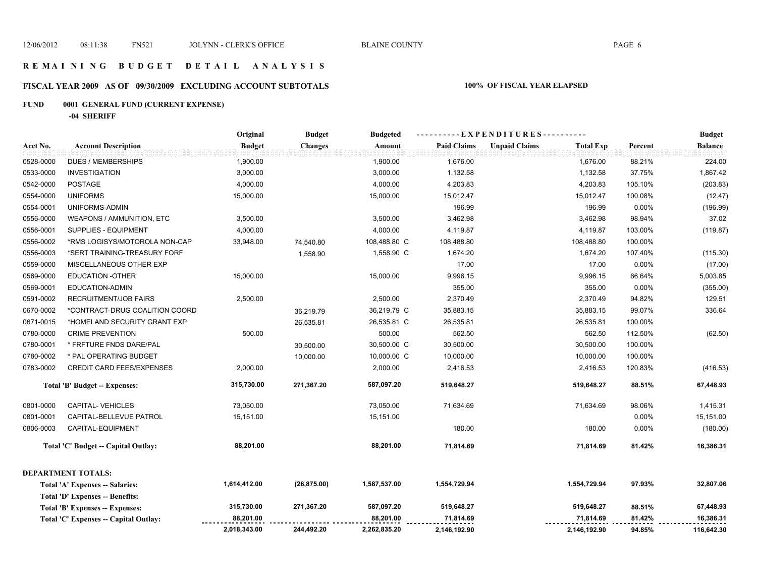# REMAINING BUDGET DETAIL ANALYSIS

## FISCAL YEAR 2009 AS OF 09/30/2009 EXCLUDING ACCOUNT SUBTOTALS

**100% OF FISCAL YEAR ELAPSED**

### FUND 0001 GENERAL FUND (CURRENT EXPENSE)

**-04 SHERIFF**

| Acct No. | Account Description | Original Budget | Budget Changes | Budgeted Amount | Paid Claims | Unpaid Claims | Total Exp | Percent | Budget Balance |
|---|---|---|---|---|---|---|---|---|---|
| 0528-0000 | DUES / MEMBERSHIPS | 1,900.00 | | 1,900.00 | 1,676.00 | | 1,676.00 | 88.21% | 224.00 |
| 0533-0000 | INVESTIGATION | 3,000.00 | | 3,000.00 | 1,132.58 | | 1,132.58 | 37.75% | 1,867.42 |
| 0542-0000 | POSTAGE | 4,000.00 | | 4,000.00 | 4,203.83 | | 4,203.83 | 105.10% | (203.83) |
| 0554-0000 | UNIFORMS | 15,000.00 | | 15,000.00 | 15,012.47 | | 15,012.47 | 100.08% | (12.47) |
| 0554-0001 | UNIFORMS-ADMIN | | | | 196.99 | | 196.99 | 0.00% | (196.99) |
| 0556-0000 | WEAPONS / AMMUNITION, ETC | 3,500.00 | | 3,500.00 | 3,462.98 | | 3,462.98 | 98.94% | 37.02 |
| 0556-0001 | SUPPLIES - EQUIPMENT | 4,000.00 | | 4,000.00 | 4,119.87 | | 4,119.87 | 103.00% | (119.87) |
| 0556-0002 | *RMS LOGISYS/MOTOROLA NON-CAP | 33,948.00 | 74,540.80 | 108,488.80 C | 108,488.80 | | 108,488.80 | 100.00% | |
| 0556-0003 | *SERT TRAINING-TREASURY FORF | | 1,558.90 | 1,558.90 C | 1,674.20 | | 1,674.20 | 107.40% | (115.30) |
| 0559-0000 | MISCELLANEOUS OTHER EXP | | | | 17.00 | | 17.00 | 0.00% | (17.00) |
| 0569-0000 | EDUCATION -OTHER | 15,000.00 | | 15,000.00 | 9,996.15 | | 9,996.15 | 66.64% | 5,003.85 |
| 0569-0001 | EDUCATION-ADMIN | | | | 355.00 | | 355.00 | 0.00% | (355.00) |
| 0591-0002 | RECRUITMENT/JOB FAIRS | 2,500.00 | | 2,500.00 | 2,370.49 | | 2,370.49 | 94.82% | 129.51 |
| 0670-0002 | *CONTRACT-DRUG COALITION COORD | | 36,219.79 | 36,219.79 C | 35,883.15 | | 35,883.15 | 99.07% | 336.64 |
| 0671-0015 | *HOMELAND SECURITY GRANT EXP | | 26,535.81 | 26,535.81 C | 26,535.81 | | 26,535.81 | 100.00% | |
| 0780-0000 | CRIME PREVENTION | 500.00 | | 500.00 | 562.50 | | 562.50 | 112.50% | (62.50) |
| 0780-0001 | * FRFTURE FNDS DARE/PAL | | 30,500.00 | 30,500.00 C | 30,500.00 | | 30,500.00 | 100.00% | |
| 0780-0002 | * PAL OPERATING BUDGET | | 10,000.00 | 10,000.00 C | 10,000.00 | | 10,000.00 | 100.00% | |
| 0783-0002 | CREDIT CARD FEES/EXPENSES | 2,000.00 | | 2,000.00 | 2,416.53 | | 2,416.53 | 120.83% | (416.53) |
| | **Total 'B' Budget -- Expenses:** | **315,730.00** | **271,367.20** | **587,097.20** | **519,648.27** | | **519,648.27** | **88.51%** | **67,448.93** |
| 0801-0000 | CAPITAL- VEHICLES | 73,050.00 | | 73,050.00 | 71,634.69 | | 71,634.69 | 98.06% | 1,415.31 |
| 0801-0001 | CAPITAL-BELLEVUE PATROL | 15,151.00 | | 15,151.00 | | | | 0.00% | 15,151.00 |
| 0806-0003 | CAPITAL-EQUIPMENT | | | | 180.00 | | 180.00 | 0.00% | (180.00) |
| | **Total 'C' Budget -- Capital Outlay:** | **88,201.00** | | **88,201.00** | **71,814.69** | | **71,814.69** | **81.42%** | **16,386.31** |

**DEPARTMENT TOTALS:**

| | Original Budget | Budget Changes | Budgeted Amount | Paid Claims | Unpaid Claims | Total Exp | Percent | Budget Balance |
|---|---|---|---|---|---|---|---|---|
| **Total 'A' Expenses -- Salaries:** | **1,614,412.00** | **(26,875.00)** | **1,587,537.00** | **1,554,729.94** | | **1,554,729.94** | **97.93%** | **32,807.06** |
| **Total 'D' Expenses -- Benefits:** | | | | | | | | |
| **Total 'B' Expenses -- Expenses:** | **315,730.00** | **271,367.20** | **587,097.20** | **519,648.27** | | **519,648.27** | **88.51%** | **67,448.93** |
| **Total 'C' Expenses -- Capital Outlay:** | **88,201.00** | | **88,201.00** | **71,814.69** | | **71,814.69** | **81.42%** | **16,386.31** |
| | **2,018,343.00** | **244,492.20** | **2,262,835.20** | **2,146,192.90** | | **2,146,192.90** | **94.85%** | **116,642.30** |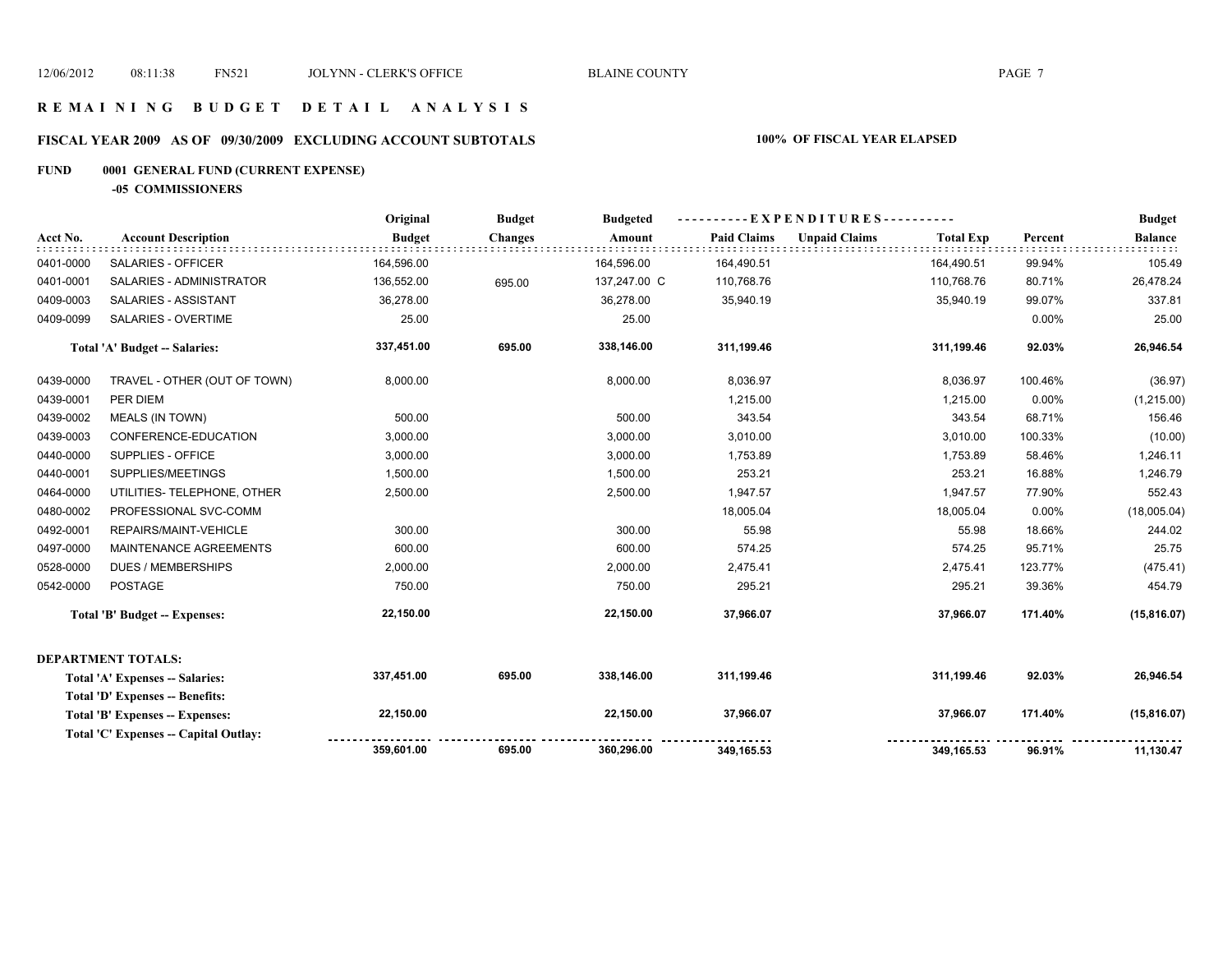# REMAINING BUDGET DETAIL ANALYSIS

## FISCAL YEAR 2009 AS OF 09/30/2009 EXCLUDING ACCOUNT SUBTOTALS

**100% OF FISCAL YEAR ELAPSED**

### FUND 0001 GENERAL FUND (CURRENT EXPENSE)

**-05 COMMISSIONERS**

| Acct No. | Account Description | Original Budget | Budget Changes | Budgeted Amount | EXPENDITURES Paid Claims | EXPENDITURES Unpaid Claims | EXPENDITURES Total Exp | Percent | Budget Balance |
|---|---|---|---|---|---|---|---|---|---|
| 0401-0000 | SALARIES - OFFICER | 164,596.00 | | 164,596.00 | 164,490.51 | | 164,490.51 | 99.94% | 105.49 |
| 0401-0001 | SALARIES - ADMINISTRATOR | 136,552.00 | 695.00 | 137,247.00 C | 110,768.76 | | 110,768.76 | 80.71% | 26,478.24 |
| 0409-0003 | SALARIES - ASSISTANT | 36,278.00 | | 36,278.00 | 35,940.19 | | 35,940.19 | 99.07% | 337.81 |
| 0409-0099 | SALARIES - OVERTIME | 25.00 | | 25.00 | | | | 0.00% | 25.00 |
| | **Total 'A' Budget -- Salaries:** | **337,451.00** | **695.00** | **338,146.00** | **311,199.46** | | **311,199.46** | **92.03%** | **26,946.54** |
| 0439-0000 | TRAVEL - OTHER (OUT OF TOWN) | 8,000.00 | | 8,000.00 | 8,036.97 | | 8,036.97 | 100.46% | (36.97) |
| 0439-0001 | PER DIEM | | | | 1,215.00 | | 1,215.00 | 0.00% | (1,215.00) |
| 0439-0002 | MEALS (IN TOWN) | 500.00 | | 500.00 | 343.54 | | 343.54 | 68.71% | 156.46 |
| 0439-0003 | CONFERENCE-EDUCATION | 3,000.00 | | 3,000.00 | 3,010.00 | | 3,010.00 | 100.33% | (10.00) |
| 0440-0000 | SUPPLIES - OFFICE | 3,000.00 | | 3,000.00 | 1,753.89 | | 1,753.89 | 58.46% | 1,246.11 |
| 0440-0001 | SUPPLIES/MEETINGS | 1,500.00 | | 1,500.00 | 253.21 | | 253.21 | 16.88% | 1,246.79 |
| 0464-0000 | UTILITIES- TELEPHONE, OTHER | 2,500.00 | | 2,500.00 | 1,947.57 | | 1,947.57 | 77.90% | 552.43 |
| 0480-0002 | PROFESSIONAL SVC-COMM | | | | 18,005.04 | | 18,005.04 | 0.00% | (18,005.04) |
| 0492-0001 | REPAIRS/MAINT-VEHICLE | 300.00 | | 300.00 | 55.98 | | 55.98 | 18.66% | 244.02 |
| 0497-0000 | MAINTENANCE AGREEMENTS | 600.00 | | 600.00 | 574.25 | | 574.25 | 95.71% | 25.75 |
| 0528-0000 | DUES / MEMBERSHIPS | 2,000.00 | | 2,000.00 | 2,475.41 | | 2,475.41 | 123.77% | (475.41) |
| 0542-0000 | POSTAGE | 750.00 | | 750.00 | 295.21 | | 295.21 | 39.36% | 454.79 |
| | **Total 'B' Budget -- Expenses:** | **22,150.00** | | **22,150.00** | **37,966.07** | | **37,966.07** | **171.40%** | **(15,816.07)** |
| | **DEPARTMENT TOTALS:** | | | | | | | | |
| | **Total 'A' Expenses -- Salaries:** | **337,451.00** | **695.00** | **338,146.00** | **311,199.46** | | **311,199.46** | **92.03%** | **26,946.54** |
| | **Total 'D' Expenses -- Benefits:** | | | | | | | | |
| | **Total 'B' Expenses -- Expenses:** | **22,150.00** | | **22,150.00** | **37,966.07** | | **37,966.07** | **171.40%** | **(15,816.07)** |
| | **Total 'C' Expenses -- Capital Outlay:** | | | | | | | | |
| | | **359,601.00** | **695.00** | **360,296.00** | **349,165.53** | | **349,165.53** | **96.91%** | **11,130.47** |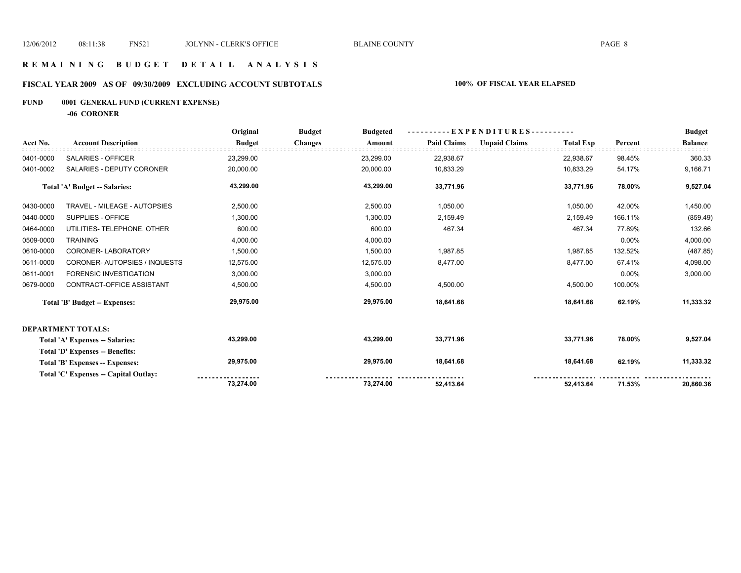# REMAINING BUDGET DETAIL ANALYSIS

## FISCAL YEAR 2009 AS OF 09/30/2009 EXCLUDING ACCOUNT SUBTOTALS

**100% OF FISCAL YEAR ELAPSED**

**FUND 0001 GENERAL FUND (CURRENT EXPENSE)**

**-06 CORONER**

| Acct No. | Account Description | Original Budget | Budget Changes | Budgeted Amount | EXPENDITURES Paid Claims | Unpaid Claims | Total Exp | Percent | Budget Balance |
|---|---|---|---|---|---|---|---|---|---|
| 0401-0000 | SALARIES - OFFICER | 23,299.00 | | 23,299.00 | 22,938.67 | | 22,938.67 | 98.45% | 360.33 |
| 0401-0002 | SALARIES - DEPUTY CORONER | 20,000.00 | | 20,000.00 | 10,833.29 | | 10,833.29 | 54.17% | 9,166.71 |
| | **Total 'A' Budget -- Salaries:** | **43,299.00** | | **43,299.00** | **33,771.96** | | **33,771.96** | **78.00%** | **9,527.04** |
| 0430-0000 | TRAVEL - MILEAGE - AUTOPSIES | 2,500.00 | | 2,500.00 | 1,050.00 | | 1,050.00 | 42.00% | 1,450.00 |
| 0440-0000 | SUPPLIES - OFFICE | 1,300.00 | | 1,300.00 | 2,159.49 | | 2,159.49 | 166.11% | (859.49) |
| 0464-0000 | UTILITIES- TELEPHONE, OTHER | 600.00 | | 600.00 | 467.34 | | 467.34 | 77.89% | 132.66 |
| 0509-0000 | TRAINING | 4,000.00 | | 4,000.00 | | | | 0.00% | 4,000.00 |
| 0610-0000 | CORONER- LABORATORY | 1,500.00 | | 1,500.00 | 1,987.85 | | 1,987.85 | 132.52% | (487.85) |
| 0611-0000 | CORONER- AUTOPSIES / INQUESTS | 12,575.00 | | 12,575.00 | 8,477.00 | | 8,477.00 | 67.41% | 4,098.00 |
| 0611-0001 | FORENSIC INVESTIGATION | 3,000.00 | | 3,000.00 | | | | 0.00% | 3,000.00 |
| 0679-0000 | CONTRACT-OFFICE ASSISTANT | 4,500.00 | | 4,500.00 | 4,500.00 | | 4,500.00 | 100.00% | |
| | **Total 'B' Budget -- Expenses:** | **29,975.00** | | **29,975.00** | **18,641.68** | | **18,641.68** | **62.19%** | **11,333.32** |
| | **DEPARTMENT TOTALS:** | | | | | | | | |
| | **Total 'A' Expenses -- Salaries:** | **43,299.00** | | **43,299.00** | **33,771.96** | | **33,771.96** | **78.00%** | **9,527.04** |
| | **Total 'D' Expenses -- Benefits:** | | | | | | | | |
| | **Total 'B' Expenses -- Expenses:** | **29,975.00** | | **29,975.00** | **18,641.68** | | **18,641.68** | **62.19%** | **11,333.32** |
| | **Total 'C' Expenses -- Capital Outlay:** | | | | | | | | |
| | | **73,274.00** | | **73,274.00** | **52,413.64** | | **52,413.64** | **71.53%** | **20,860.36** |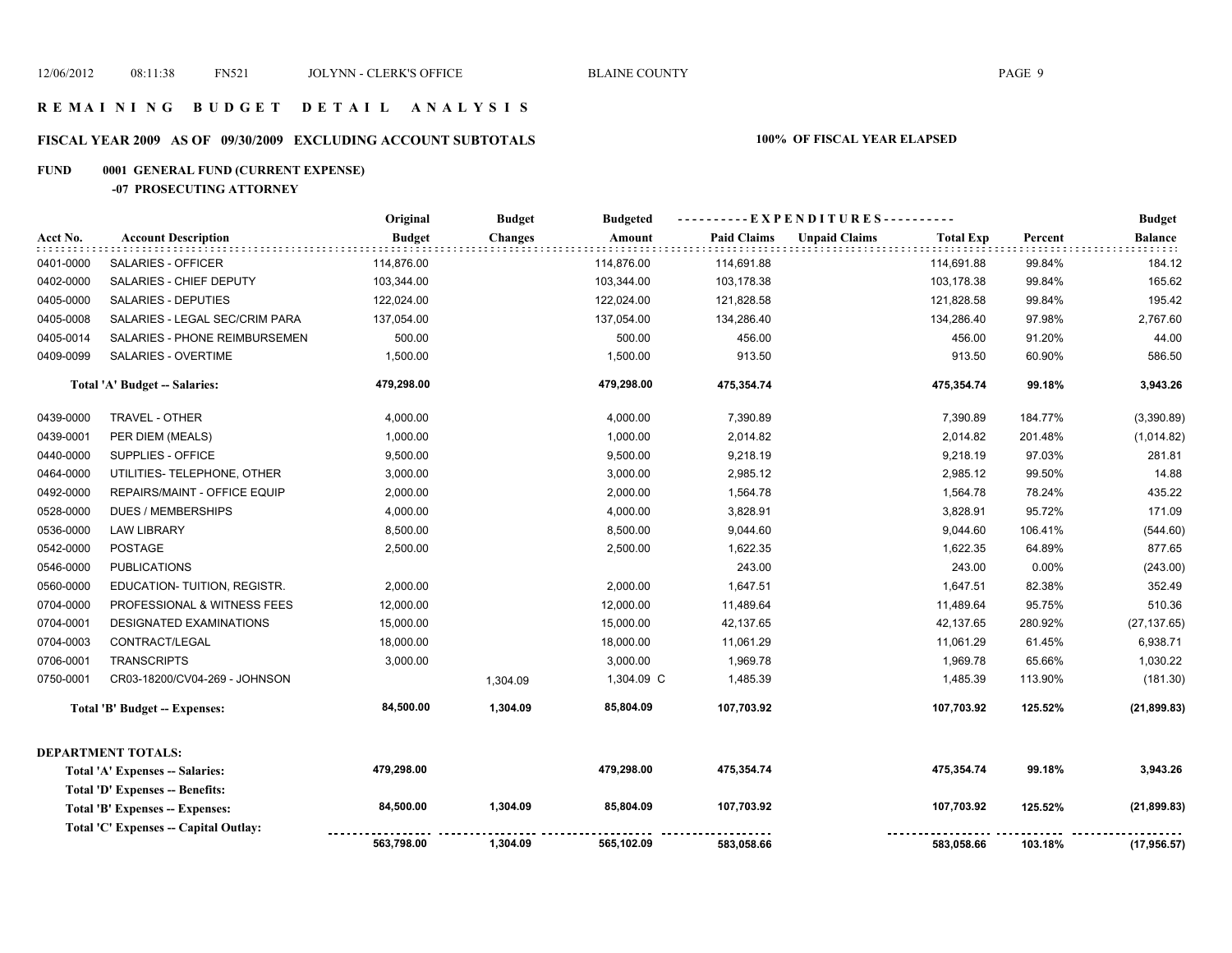# REMAINING BUDGET DETAIL ANALYSIS

## FISCAL YEAR 2009 AS OF 09/30/2009 EXCLUDING ACCOUNT SUBTOTALS

**100% OF FISCAL YEAR ELAPSED**

**FUND 0001 GENERAL FUND (CURRENT EXPENSE)**

**-07 PROSECUTING ATTORNEY**

| Acct No. | Account Description | Original Budget | Budget Changes | Budgeted Amount | Paid Claims | Unpaid Claims | Total Exp | Percent | Budget Balance |
|---|---|---|---|---|---|---|---|---|---|
| 0401-0000 | SALARIES - OFFICER | 114,876.00 | | 114,876.00 | 114,691.88 | | 114,691.88 | 99.84% | 184.12 |
| 0402-0000 | SALARIES - CHIEF DEPUTY | 103,344.00 | | 103,344.00 | 103,178.38 | | 103,178.38 | 99.84% | 165.62 |
| 0405-0000 | SALARIES - DEPUTIES | 122,024.00 | | 122,024.00 | 121,828.58 | | 121,828.58 | 99.84% | 195.42 |
| 0405-0008 | SALARIES - LEGAL SEC/CRIM PARA | 137,054.00 | | 137,054.00 | 134,286.40 | | 134,286.40 | 97.98% | 2,767.60 |
| 0405-0014 | SALARIES - PHONE REIMBURSEMEN | 500.00 | | 500.00 | 456.00 | | 456.00 | 91.20% | 44.00 |
| 0409-0099 | SALARIES - OVERTIME | 1,500.00 | | 1,500.00 | 913.50 | | 913.50 | 60.90% | 586.50 |
| | **Total 'A' Budget -- Salaries:** | **479,298.00** | | **479,298.00** | **475,354.74** | | **475,354.74** | **99.18%** | **3,943.26** |
| 0439-0000 | TRAVEL - OTHER | 4,000.00 | | 4,000.00 | 7,390.89 | | 7,390.89 | 184.77% | (3,390.89) |
| 0439-0001 | PER DIEM (MEALS) | 1,000.00 | | 1,000.00 | 2,014.82 | | 2,014.82 | 201.48% | (1,014.82) |
| 0440-0000 | SUPPLIES - OFFICE | 9,500.00 | | 9,500.00 | 9,218.19 | | 9,218.19 | 97.03% | 281.81 |
| 0464-0000 | UTILITIES- TELEPHONE, OTHER | 3,000.00 | | 3,000.00 | 2,985.12 | | 2,985.12 | 99.50% | 14.88 |
| 0492-0000 | REPAIRS/MAINT - OFFICE EQUIP | 2,000.00 | | 2,000.00 | 1,564.78 | | 1,564.78 | 78.24% | 435.22 |
| 0528-0000 | DUES / MEMBERSHIPS | 4,000.00 | | 4,000.00 | 3,828.91 | | 3,828.91 | 95.72% | 171.09 |
| 0536-0000 | LAW LIBRARY | 8,500.00 | | 8,500.00 | 9,044.60 | | 9,044.60 | 106.41% | (544.60) |
| 0542-0000 | POSTAGE | 2,500.00 | | 2,500.00 | 1,622.35 | | 1,622.35 | 64.89% | 877.65 |
| 0546-0000 | PUBLICATIONS | | | | 243.00 | | 243.00 | 0.00% | (243.00) |
| 0560-0000 | EDUCATION- TUITION, REGISTR. | 2,000.00 | | 2,000.00 | 1,647.51 | | 1,647.51 | 82.38% | 352.49 |
| 0704-0000 | PROFESSIONAL & WITNESS FEES | 12,000.00 | | 12,000.00 | 11,489.64 | | 11,489.64 | 95.75% | 510.36 |
| 0704-0001 | DESIGNATED EXAMINATIONS | 15,000.00 | | 15,000.00 | 42,137.65 | | 42,137.65 | 280.92% | (27,137.65) |
| 0704-0003 | CONTRACT/LEGAL | 18,000.00 | | 18,000.00 | 11,061.29 | | 11,061.29 | 61.45% | 6,938.71 |
| 0706-0001 | TRANSCRIPTS | 3,000.00 | | 3,000.00 | 1,969.78 | | 1,969.78 | 65.66% | 1,030.22 |
| 0750-0001 | CR03-18200/CV04-269 - JOHNSON | | 1,304.09 | 1,304.09 C | 1,485.39 | | 1,485.39 | 113.90% | (181.30) |
| | **Total 'B' Budget -- Expenses:** | **84,500.00** | **1,304.09** | **85,804.09** | **107,703.92** | | **107,703.92** | **125.52%** | **(21,899.83)** |

**DEPARTMENT TOTALS:**

| | Original Budget | Budget Changes | Budgeted Amount | Paid Claims | Unpaid Claims | Total Exp | Percent | Budget Balance |
|---|---|---|---|---|---|---|---|---|
| **Total 'A' Expenses -- Salaries:** | **479,298.00** | | **479,298.00** | **475,354.74** | | **475,354.74** | **99.18%** | **3,943.26** |
| **Total 'D' Expenses -- Benefits:** | | | | | | | | |
| **Total 'B' Expenses -- Expenses:** | **84,500.00** | **1,304.09** | **85,804.09** | **107,703.92** | | **107,703.92** | **125.52%** | **(21,899.83)** |
| **Total 'C' Expenses -- Capital Outlay:** | | | | | | | | |
| | **563,798.00** | **1,304.09** | **565,102.09** | **583,058.66** | | **583,058.66** | **103.18%** | **(17,956.57)** |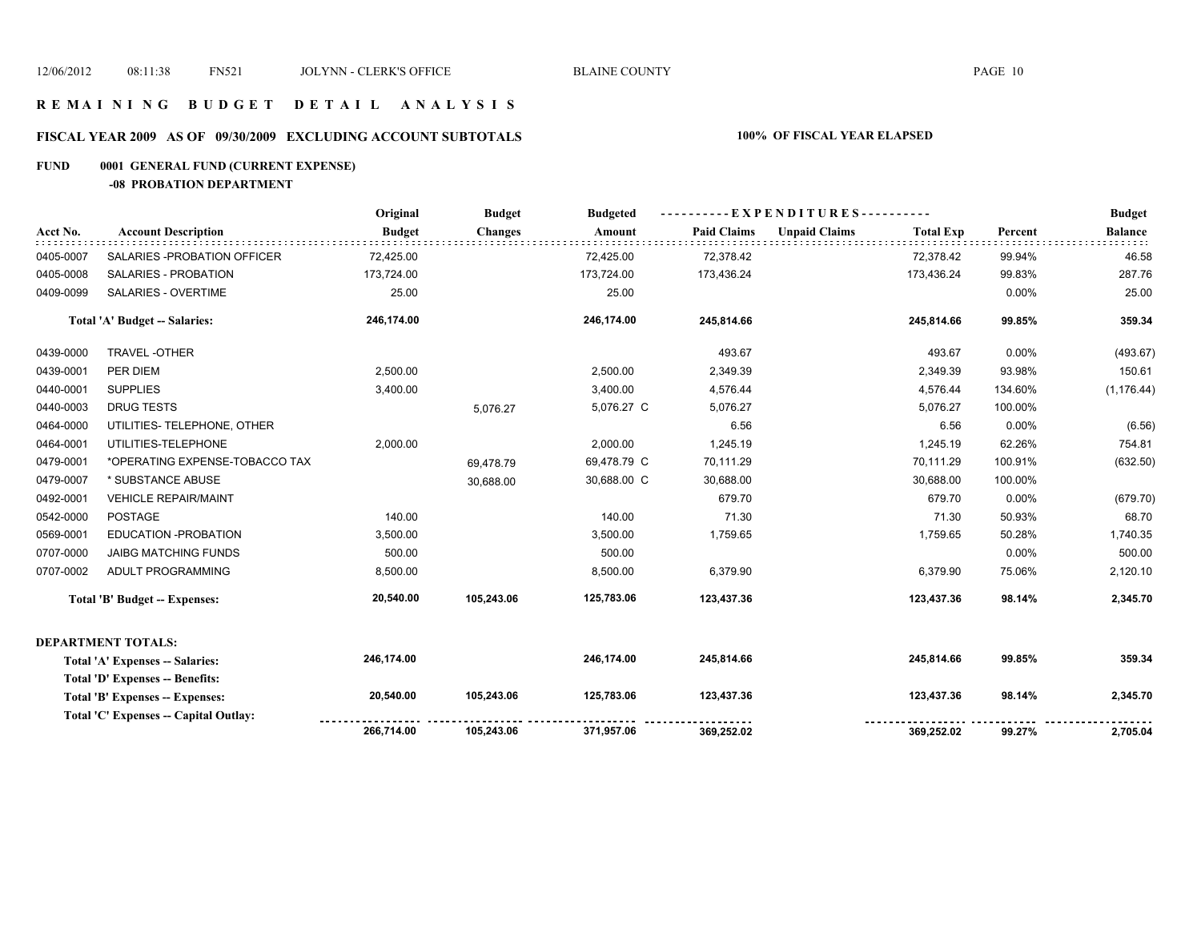# R E M A I N I N G  B U D G E T  D E T A I L  A N A L Y S I S

## FISCAL YEAR 2009 AS OF 09/30/2009 EXCLUDING ACCOUNT SUBTOTALS — 100% OF FISCAL YEAR ELAPSED

### FUND 0001 GENERAL FUND (CURRENT EXPENSE)

#### -08 PROBATION DEPARTMENT

| Acct No. | Account Description | Original Budget | Budget Changes | Budgeted Amount | EXPENDITURES Paid Claims | Unpaid Claims | Total Exp | Percent | Budget Balance |
|---|---|---|---|---|---|---|---|---|---|
| 0405-0007 | SALARIES -PROBATION OFFICER | 72,425.00 | | 72,425.00 | 72,378.42 | | 72,378.42 | 99.94% | 46.58 |
| 0405-0008 | SALARIES - PROBATION | 173,724.00 | | 173,724.00 | 173,436.24 | | 173,436.24 | 99.83% | 287.76 |
| 0409-0099 | SALARIES - OVERTIME | 25.00 | | 25.00 | | | | 0.00% | 25.00 |
| | **Total 'A' Budget -- Salaries:** | **246,174.00** | | **246,174.00** | **245,814.66** | | **245,814.66** | **99.85%** | **359.34** |
| 0439-0000 | TRAVEL -OTHER | | | | 493.67 | | 493.67 | 0.00% | (493.67) |
| 0439-0001 | PER DIEM | 2,500.00 | | 2,500.00 | 2,349.39 | | 2,349.39 | 93.98% | 150.61 |
| 0440-0001 | SUPPLIES | 3,400.00 | | 3,400.00 | 4,576.44 | | 4,576.44 | 134.60% | (1,176.44) |
| 0440-0003 | DRUG TESTS | | 5,076.27 | 5,076.27 C | 5,076.27 | | 5,076.27 | 100.00% | |
| 0464-0000 | UTILITIES- TELEPHONE, OTHER | | | | 6.56 | | 6.56 | 0.00% | (6.56) |
| 0464-0001 | UTILITIES-TELEPHONE | 2,000.00 | | 2,000.00 | 1,245.19 | | 1,245.19 | 62.26% | 754.81 |
| 0479-0001 | *OPERATING EXPENSE-TOBACCO TAX | | 69,478.79 | 69,478.79 C | 70,111.29 | | 70,111.29 | 100.91% | (632.50) |
| 0479-0007 | * SUBSTANCE ABUSE | | 30,688.00 | 30,688.00 C | 30,688.00 | | 30,688.00 | 100.00% | |
| 0492-0001 | VEHICLE REPAIR/MAINT | | | | 679.70 | | 679.70 | 0.00% | (679.70) |
| 0542-0000 | POSTAGE | 140.00 | | 140.00 | 71.30 | | 71.30 | 50.93% | 68.70 |
| 0569-0001 | EDUCATION -PROBATION | 3,500.00 | | 3,500.00 | 1,759.65 | | 1,759.65 | 50.28% | 1,740.35 |
| 0707-0000 | JAIBG MATCHING FUNDS | 500.00 | | 500.00 | | | | 0.00% | 500.00 |
| 0707-0002 | ADULT PROGRAMMING | 8,500.00 | | 8,500.00 | 6,379.90 | | 6,379.90 | 75.06% | 2,120.10 |
| | **Total 'B' Budget -- Expenses:** | **20,540.00** | **105,243.06** | **125,783.06** | **123,437.36** | | **123,437.36** | **98.14%** | **2,345.70** |

**DEPARTMENT TOTALS:**

| | Original Budget | Budget Changes | Budgeted Amount | Paid Claims | Unpaid Claims | Total Exp | Percent | Budget Balance |
|---|---|---|---|---|---|---|---|---|
| **Total 'A' Expenses -- Salaries:** | **246,174.00** | | **246,174.00** | **245,814.66** | | **245,814.66** | **99.85%** | **359.34** |
| **Total 'D' Expenses -- Benefits:** | | | | | | | | |
| **Total 'B' Expenses -- Expenses:** | **20,540.00** | **105,243.06** | **125,783.06** | **123,437.36** | | **123,437.36** | **98.14%** | **2,345.70** |
| **Total 'C' Expenses -- Capital Outlay:** | | | | | | | | |
| | **266,714.00** | **105,243.06** | **371,957.06** | **369,252.02** | | **369,252.02** | **99.27%** | **2,705.04** |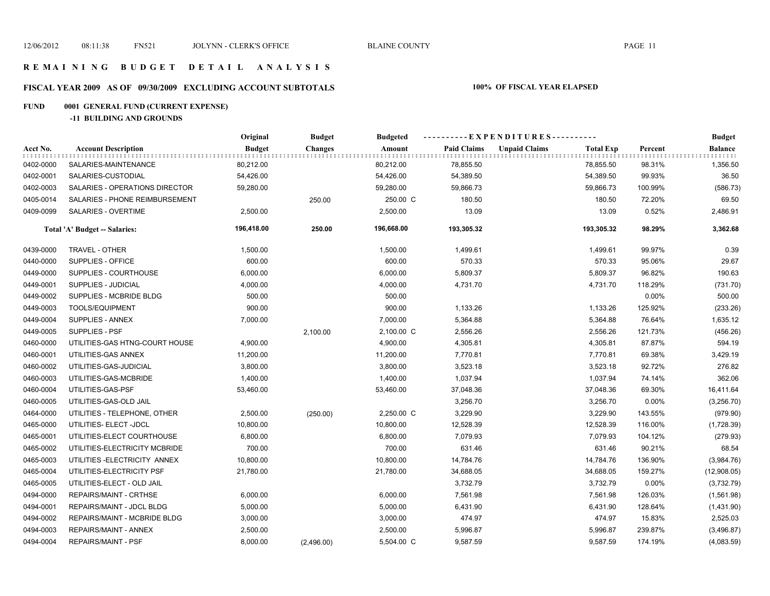# R E M A I N I N G B U D G E T D E T A I L A N A L Y S I S

## FISCAL YEAR 2009 AS OF 09/30/2009 EXCLUDING ACCOUNT SUBTOTALS

**100% OF FISCAL YEAR ELAPSED**

### FUND 0001 GENERAL FUND (CURRENT EXPENSE)

**-11 BUILDING AND GROUNDS**

| Acct No. | Account Description | Original Budget | Budget Changes | Budgeted Amount | Paid Claims | Unpaid Claims | Total Exp | Percent | Budget Balance |
|---|---|---|---|---|---|---|---|---|---|
| 0402-0000 | SALARIES-MAINTENANCE | 80,212.00 | | 80,212.00 | 78,855.50 | | 78,855.50 | 98.31% | 1,356.50 |
| 0402-0001 | SALARIES-CUSTODIAL | 54,426.00 | | 54,426.00 | 54,389.50 | | 54,389.50 | 99.93% | 36.50 |
| 0402-0003 | SALARIES - OPERATIONS DIRECTOR | 59,280.00 | | 59,280.00 | 59,866.73 | | 59,866.73 | 100.99% | (586.73) |
| 0405-0014 | SALARIES - PHONE REIMBURSEMENT | | 250.00 | 250.00 C | 180.50 | | 180.50 | 72.20% | 69.50 |
| 0409-0099 | SALARIES - OVERTIME | 2,500.00 | | 2,500.00 | 13.09 | | 13.09 | 0.52% | 2,486.91 |
| | **Total 'A' Budget -- Salaries:** | **196,418.00** | **250.00** | **196,668.00** | **193,305.32** | | **193,305.32** | **98.29%** | **3,362.68** |
| 0439-0000 | TRAVEL - OTHER | 1,500.00 | | 1,500.00 | 1,499.61 | | 1,499.61 | 99.97% | 0.39 |
| 0440-0000 | SUPPLIES - OFFICE | 600.00 | | 600.00 | 570.33 | | 570.33 | 95.06% | 29.67 |
| 0449-0000 | SUPPLIES - COURTHOUSE | 6,000.00 | | 6,000.00 | 5,809.37 | | 5,809.37 | 96.82% | 190.63 |
| 0449-0001 | SUPPLIES - JUDICIAL | 4,000.00 | | 4,000.00 | 4,731.70 | | 4,731.70 | 118.29% | (731.70) |
| 0449-0002 | SUPPLIES - MCBRIDE BLDG | 500.00 | | 500.00 | | | | 0.00% | 500.00 |
| 0449-0003 | TOOLS/EQUIPMENT | 900.00 | | 900.00 | 1,133.26 | | 1,133.26 | 125.92% | (233.26) |
| 0449-0004 | SUPPLIES - ANNEX | 7,000.00 | | 7,000.00 | 5,364.88 | | 5,364.88 | 76.64% | 1,635.12 |
| 0449-0005 | SUPPLIES - PSF | | 2,100.00 | 2,100.00 C | 2,556.26 | | 2,556.26 | 121.73% | (456.26) |
| 0460-0000 | UTILITIES-GAS HTNG-COURT HOUSE | 4,900.00 | | 4,900.00 | 4,305.81 | | 4,305.81 | 87.87% | 594.19 |
| 0460-0001 | UTILITIES-GAS ANNEX | 11,200.00 | | 11,200.00 | 7,770.81 | | 7,770.81 | 69.38% | 3,429.19 |
| 0460-0002 | UTILITIES-GAS-JUDICIAL | 3,800.00 | | 3,800.00 | 3,523.18 | | 3,523.18 | 92.72% | 276.82 |
| 0460-0003 | UTILITIES-GAS-MCBRIDE | 1,400.00 | | 1,400.00 | 1,037.94 | | 1,037.94 | 74.14% | 362.06 |
| 0460-0004 | UTILITIES-GAS-PSF | 53,460.00 | | 53,460.00 | 37,048.36 | | 37,048.36 | 69.30% | 16,411.64 |
| 0460-0005 | UTILITIES-GAS-OLD JAIL | | | | 3,256.70 | | 3,256.70 | 0.00% | (3,256.70) |
| 0464-0000 | UTILITIES - TELEPHONE, OTHER | 2,500.00 | (250.00) | 2,250.00 C | 3,229.90 | | 3,229.90 | 143.55% | (979.90) |
| 0465-0000 | UTILITIES- ELECT -JDCL | 10,800.00 | | 10,800.00 | 12,528.39 | | 12,528.39 | 116.00% | (1,728.39) |
| 0465-0001 | UTILITIES-ELECT COURTHOUSE | 6,800.00 | | 6,800.00 | 7,079.93 | | 7,079.93 | 104.12% | (279.93) |
| 0465-0002 | UTILITIES-ELECTRICITY MCBRIDE | 700.00 | | 700.00 | 631.46 | | 631.46 | 90.21% | 68.54 |
| 0465-0003 | UTILITIES -ELECTRICITY ANNEX | 10,800.00 | | 10,800.00 | 14,784.76 | | 14,784.76 | 136.90% | (3,984.76) |
| 0465-0004 | UTILITIES-ELECTRICITY PSF | 21,780.00 | | 21,780.00 | 34,688.05 | | 34,688.05 | 159.27% | (12,908.05) |
| 0465-0005 | UTILITIES-ELECT - OLD JAIL | | | | 3,732.79 | | 3,732.79 | 0.00% | (3,732.79) |
| 0494-0000 | REPAIRS/MAINT - CRTHSE | 6,000.00 | | 6,000.00 | 7,561.98 | | 7,561.98 | 126.03% | (1,561.98) |
| 0494-0001 | REPAIRS/MAINT - JDCL BLDG | 5,000.00 | | 5,000.00 | 6,431.90 | | 6,431.90 | 128.64% | (1,431.90) |
| 0494-0002 | REPAIRS/MAINT - MCBRIDE BLDG | 3,000.00 | | 3,000.00 | 474.97 | | 474.97 | 15.83% | 2,525.03 |
| 0494-0003 | REPAIRS/MAINT - ANNEX | 2,500.00 | | 2,500.00 | 5,996.87 | | 5,996.87 | 239.87% | (3,496.87) |
| 0494-0004 | REPAIRS/MAINT - PSF | 8,000.00 | (2,496.00) | 5,504.00 C | 9,587.59 | | 9,587.59 | 174.19% | (4,083.59) |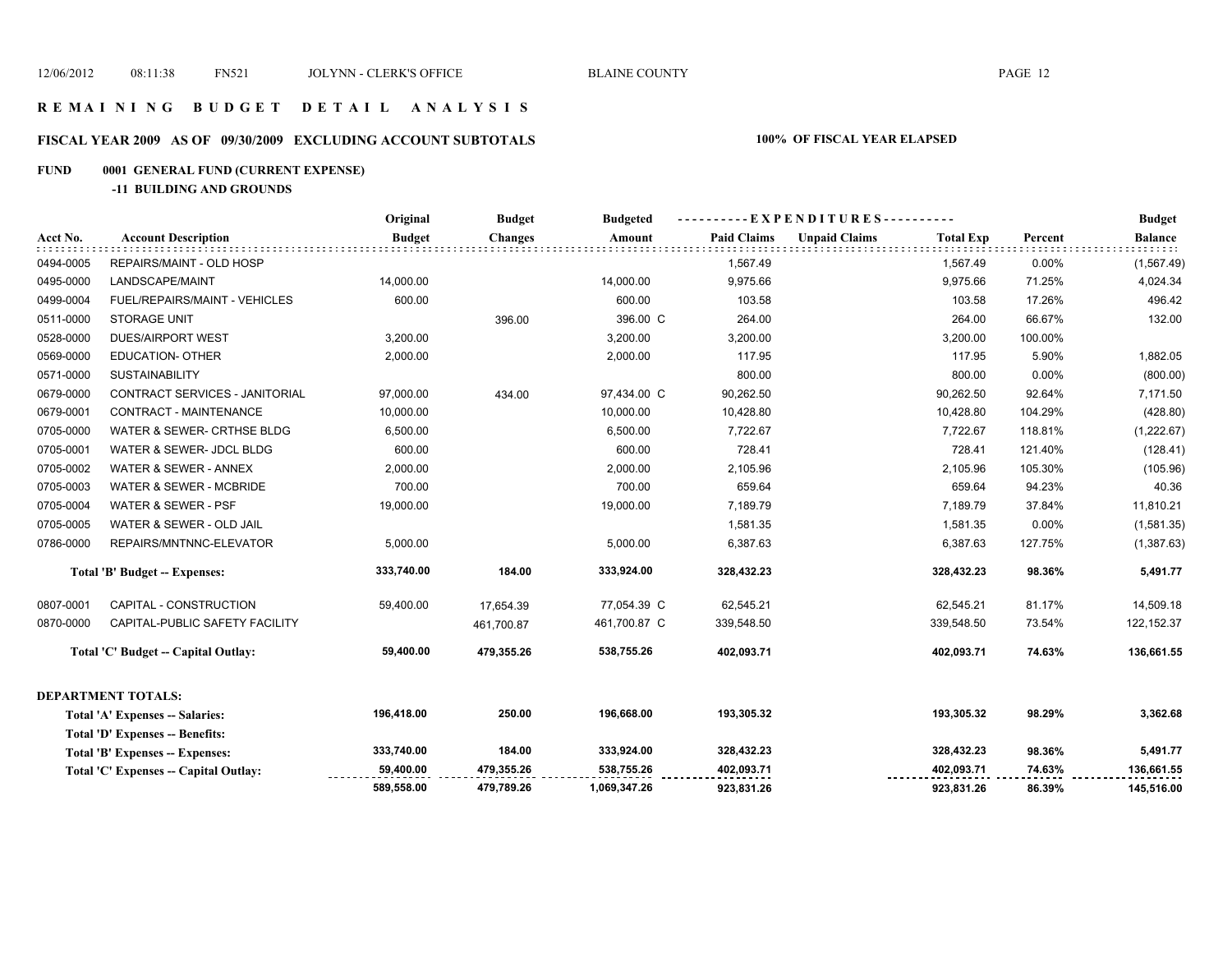# R E M A I N I N G   B U D G E T   D E T A I L   A N A L Y S I S

## FISCAL YEAR 2009 AS OF 09/30/2009 EXCLUDING ACCOUNT SUBTOTALS

**100% OF FISCAL YEAR ELAPSED**

### FUND 0001 GENERAL FUND (CURRENT EXPENSE)

#### -11 BUILDING AND GROUNDS

| Acct No. | Account Description | Original Budget | Budget Changes | Budgeted Amount | Paid Claims | Unpaid Claims | Total Exp | Percent | Budget Balance |
|---|---|---|---|---|---|---|---|---|---|
| 0494-0005 | REPAIRS/MAINT - OLD HOSP | | | | 1,567.49 | | 1,567.49 | 0.00% | (1,567.49) |
| 0495-0000 | LANDSCAPE/MAINT | 14,000.00 | | 14,000.00 | 9,975.66 | | 9,975.66 | 71.25% | 4,024.34 |
| 0499-0004 | FUEL/REPAIRS/MAINT - VEHICLES | 600.00 | | 600.00 | 103.58 | | 103.58 | 17.26% | 496.42 |
| 0511-0000 | STORAGE UNIT | | 396.00 | 396.00 C | 264.00 | | 264.00 | 66.67% | 132.00 |
| 0528-0000 | DUES/AIRPORT WEST | 3,200.00 | | 3,200.00 | 3,200.00 | | 3,200.00 | 100.00% | |
| 0569-0000 | EDUCATION- OTHER | 2,000.00 | | 2,000.00 | 117.95 | | 117.95 | 5.90% | 1,882.05 |
| 0571-0000 | SUSTAINABILITY | | | | 800.00 | | 800.00 | 0.00% | (800.00) |
| 0679-0000 | CONTRACT SERVICES - JANITORIAL | 97,000.00 | 434.00 | 97,434.00 C | 90,262.50 | | 90,262.50 | 92.64% | 7,171.50 |
| 0679-0001 | CONTRACT - MAINTENANCE | 10,000.00 | | 10,000.00 | 10,428.80 | | 10,428.80 | 104.29% | (428.80) |
| 0705-0000 | WATER & SEWER- CRTHSE BLDG | 6,500.00 | | 6,500.00 | 7,722.67 | | 7,722.67 | 118.81% | (1,222.67) |
| 0705-0001 | WATER & SEWER- JDCL BLDG | 600.00 | | 600.00 | 728.41 | | 728.41 | 121.40% | (128.41) |
| 0705-0002 | WATER & SEWER - ANNEX | 2,000.00 | | 2,000.00 | 2,105.96 | | 2,105.96 | 105.30% | (105.96) |
| 0705-0003 | WATER & SEWER - MCBRIDE | 700.00 | | 700.00 | 659.64 | | 659.64 | 94.23% | 40.36 |
| 0705-0004 | WATER & SEWER - PSF | 19,000.00 | | 19,000.00 | 7,189.79 | | 7,189.79 | 37.84% | 11,810.21 |
| 0705-0005 | WATER & SEWER - OLD JAIL | | | | 1,581.35 | | 1,581.35 | 0.00% | (1,581.35) |
| 0786-0000 | REPAIRS/MNTNNC-ELEVATOR | 5,000.00 | | 5,000.00 | 6,387.63 | | 6,387.63 | 127.75% | (1,387.63) |
| | **Total 'B' Budget -- Expenses:** | **333,740.00** | **184.00** | **333,924.00** | **328,432.23** | | **328,432.23** | **98.36%** | **5,491.77** |
| 0807-0001 | CAPITAL - CONSTRUCTION | 59,400.00 | 17,654.39 | 77,054.39 C | 62,545.21 | | 62,545.21 | 81.17% | 14,509.18 |
| 0870-0000 | CAPITAL-PUBLIC SAFETY FACILITY | | 461,700.87 | 461,700.87 C | 339,548.50 | | 339,548.50 | 73.54% | 122,152.37 |
| | **Total 'C' Budget -- Capital Outlay:** | **59,400.00** | **479,355.26** | **538,755.26** | **402,093.71** | | **402,093.71** | **74.63%** | **136,661.55** |
| | **DEPARTMENT TOTALS:** | | | | | | | | |
| | **Total 'A' Expenses -- Salaries:** | **196,418.00** | **250.00** | **196,668.00** | **193,305.32** | | **193,305.32** | **98.29%** | **3,362.68** |
| | **Total 'D' Expenses -- Benefits:** | | | | | | | | |
| | **Total 'B' Expenses -- Expenses:** | **333,740.00** | **184.00** | **333,924.00** | **328,432.23** | | **328,432.23** | **98.36%** | **5,491.77** |
| | **Total 'C' Expenses -- Capital Outlay:** | **59,400.00** | **479,355.26** | **538,755.26** | **402,093.71** | | **402,093.71** | **74.63%** | **136,661.55** |
| | | **589,558.00** | **479,789.26** | **1,069,347.26** | **923,831.26** | | **923,831.26** | **86.39%** | **145,516.00** |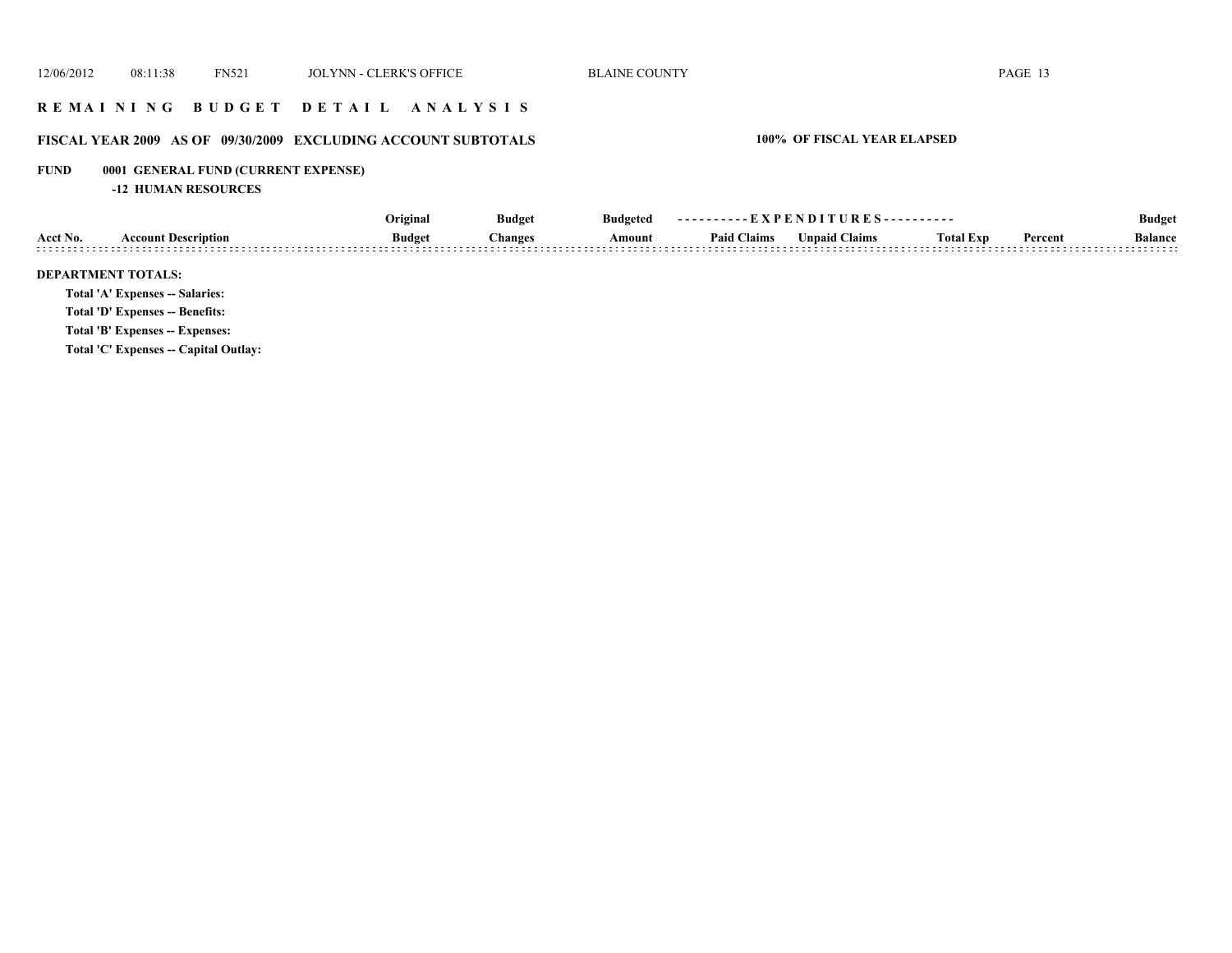## R E M A I N I N G   B U D G E T   D E T A I L   A N A L Y S I S

### FISCAL YEAR 2009   AS OF 09/30/2009   EXCLUDING ACCOUNT SUBTOTALS

**100% OF FISCAL YEAR ELAPSED**

**FUND 0001 GENERAL FUND (CURRENT EXPENSE)**

**-12 HUMAN RESOURCES**

| Acct No. | Account Description | Original Budget | Budget Changes | Budgeted Amount | Paid Claims | Unpaid Claims | Total Exp | Percent | Budget Balance |
|---|---|---|---|---|---|---|---|---|---|

**DEPARTMENT TOTALS:**

**Total 'A' Expenses -- Salaries:**

**Total 'D' Expenses -- Benefits:**

**Total 'B' Expenses -- Expenses:**

**Total 'C' Expenses -- Capital Outlay:**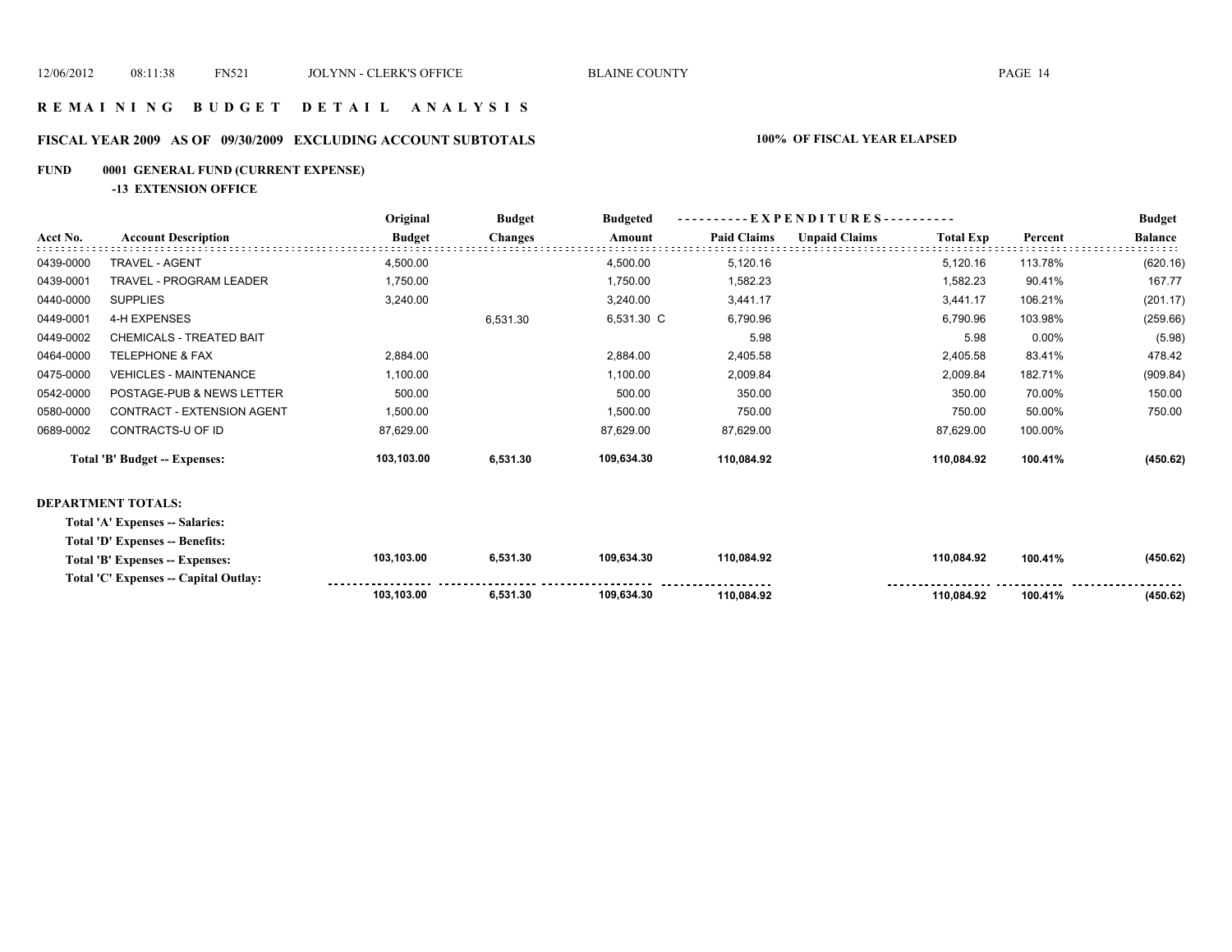# R E M A I N I N G   B U D G E T   D E T A I L   A N A L Y S I S

## FISCAL YEAR 2009   AS OF 09/30/2009   EXCLUDING ACCOUNT SUBTOTALS

**100% OF FISCAL YEAR ELAPSED**

### FUND   0001 GENERAL FUND (CURRENT EXPENSE)

**-13 EXTENSION OFFICE**

| Acct No. | Account Description | Original Budget | Budget Changes | Budgeted Amount | Paid Claims | Unpaid Claims | Total Exp | Percent | Budget Balance |
|---|---|---|---|---|---|---|---|---|---|
| 0439-0000 | TRAVEL - AGENT | 4,500.00 | | 4,500.00 | 5,120.16 | | 5,120.16 | 113.78% | (620.16) |
| 0439-0001 | TRAVEL - PROGRAM LEADER | 1,750.00 | | 1,750.00 | 1,582.23 | | 1,582.23 | 90.41% | 167.77 |
| 0440-0000 | SUPPLIES | 3,240.00 | | 3,240.00 | 3,441.17 | | 3,441.17 | 106.21% | (201.17) |
| 0449-0001 | 4-H EXPENSES | | 6,531.30 | 6,531.30 C | 6,790.96 | | 6,790.96 | 103.98% | (259.66) |
| 0449-0002 | CHEMICALS - TREATED BAIT | | | | 5.98 | | 5.98 | 0.00% | (5.98) |
| 0464-0000 | TELEPHONE & FAX | 2,884.00 | | 2,884.00 | 2,405.58 | | 2,405.58 | 83.41% | 478.42 |
| 0475-0000 | VEHICLES - MAINTENANCE | 1,100.00 | | 1,100.00 | 2,009.84 | | 2,009.84 | 182.71% | (909.84) |
| 0542-0000 | POSTAGE-PUB & NEWS LETTER | 500.00 | | 500.00 | 350.00 | | 350.00 | 70.00% | 150.00 |
| 0580-0000 | CONTRACT - EXTENSION AGENT | 1,500.00 | | 1,500.00 | 750.00 | | 750.00 | 50.00% | 750.00 |
| 0689-0002 | CONTRACTS-U OF ID | 87,629.00 | | 87,629.00 | 87,629.00 | | 87,629.00 | 100.00% | |
| | **Total 'B' Budget -- Expenses:** | **103,103.00** | **6,531.30** | **109,634.30** | **110,084.92** | | **110,084.92** | **100.41%** | **(450.62)** |

**DEPARTMENT TOTALS:**

| | Original Budget | Budget Changes | Budgeted Amount | Paid Claims | Unpaid Claims | Total Exp | Percent | Budget Balance |
|---|---|---|---|---|---|---|---|---|
| **Total 'A' Expenses -- Salaries:** | | | | | | | | |
| **Total 'D' Expenses -- Benefits:** | | | | | | | | |
| **Total 'B' Expenses -- Expenses:** | **103,103.00** | **6,531.30** | **109,634.30** | **110,084.92** | | **110,084.92** | **100.41%** | **(450.62)** |
| **Total 'C' Expenses -- Capital Outlay:** | | | | | | | | |
| | **103,103.00** | **6,531.30** | **109,634.30** | **110,084.92** | | **110,084.92** | **100.41%** | **(450.62)** |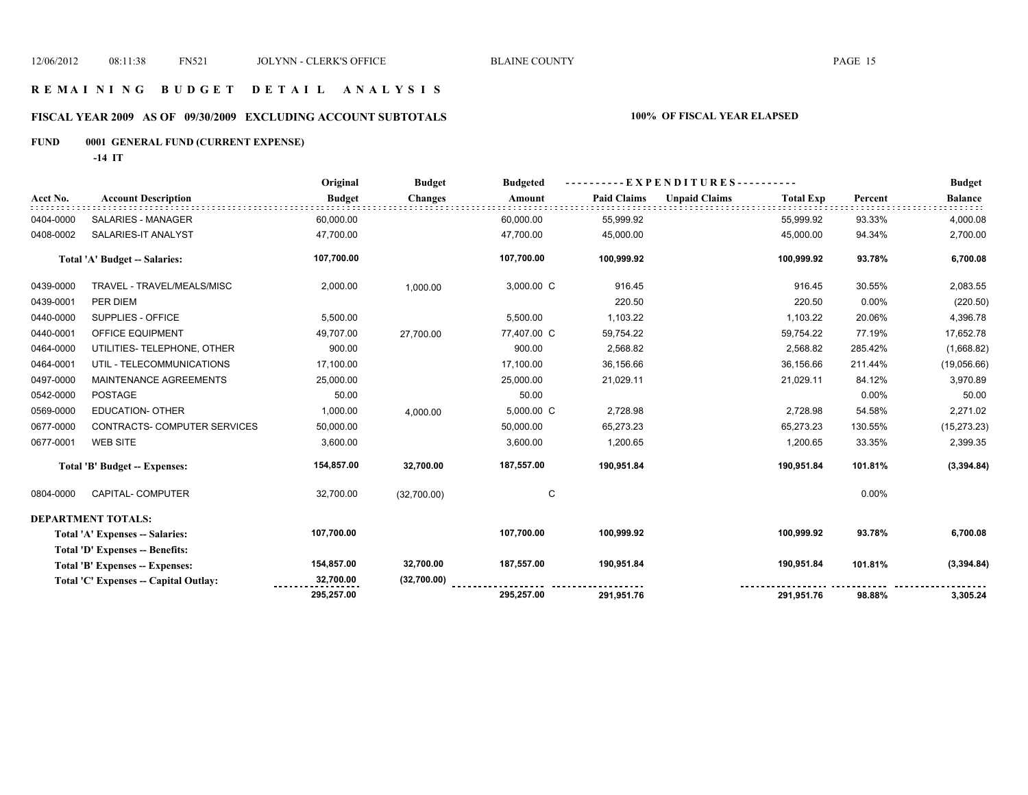# R E M A I N I N G   B U D G E T   D E T A I L   A N A L Y S I S

## FISCAL YEAR 2009 AS OF 09/30/2009 EXCLUDING ACCOUNT SUBTOTALS — 100% OF FISCAL YEAR ELAPSED

### FUND 0001 GENERAL FUND (CURRENT EXPENSE)

**-14 IT**

| Acct No. | Account Description | Original Budget | Budget Changes | Budgeted Amount | Paid Claims | Unpaid Claims | Total Exp | Percent | Budget Balance |
|---|---|---|---|---|---|---|---|---|---|
| 0404-0000 | SALARIES - MANAGER | 60,000.00 | | 60,000.00 | 55,999.92 | | 55,999.92 | 93.33% | 4,000.08 |
| 0408-0002 | SALARIES-IT ANALYST | 47,700.00 | | 47,700.00 | 45,000.00 | | 45,000.00 | 94.34% | 2,700.00 |
| | **Total 'A' Budget -- Salaries:** | **107,700.00** | | **107,700.00** | **100,999.92** | | **100,999.92** | **93.78%** | **6,700.08** |
| 0439-0000 | TRAVEL - TRAVEL/MEALS/MISC | 2,000.00 | 1,000.00 | 3,000.00 C | 916.45 | | 916.45 | 30.55% | 2,083.55 |
| 0439-0001 | PER DIEM | | | | 220.50 | | 220.50 | 0.00% | (220.50) |
| 0440-0000 | SUPPLIES - OFFICE | 5,500.00 | | 5,500.00 | 1,103.22 | | 1,103.22 | 20.06% | 4,396.78 |
| 0440-0001 | OFFICE EQUIPMENT | 49,707.00 | 27,700.00 | 77,407.00 C | 59,754.22 | | 59,754.22 | 77.19% | 17,652.78 |
| 0464-0000 | UTILITIES- TELEPHONE, OTHER | 900.00 | | 900.00 | 2,568.82 | | 2,568.82 | 285.42% | (1,668.82) |
| 0464-0001 | UTIL - TELECOMMUNICATIONS | 17,100.00 | | 17,100.00 | 36,156.66 | | 36,156.66 | 211.44% | (19,056.66) |
| 0497-0000 | MAINTENANCE AGREEMENTS | 25,000.00 | | 25,000.00 | 21,029.11 | | 21,029.11 | 84.12% | 3,970.89 |
| 0542-0000 | POSTAGE | 50.00 | | 50.00 | | | | 0.00% | 50.00 |
| 0569-0000 | EDUCATION- OTHER | 1,000.00 | 4,000.00 | 5,000.00 C | 2,728.98 | | 2,728.98 | 54.58% | 2,271.02 |
| 0677-0000 | CONTRACTS- COMPUTER SERVICES | 50,000.00 | | 50,000.00 | 65,273.23 | | 65,273.23 | 130.55% | (15,273.23) |
| 0677-0001 | WEB SITE | 3,600.00 | | 3,600.00 | 1,200.65 | | 1,200.65 | 33.35% | 2,399.35 |
| | **Total 'B' Budget -- Expenses:** | **154,857.00** | **32,700.00** | **187,557.00** | **190,951.84** | | **190,951.84** | **101.81%** | **(3,394.84)** |
| 0804-0000 | CAPITAL- COMPUTER | 32,700.00 | (32,700.00) | C | | | | 0.00% | |
| | **DEPARTMENT TOTALS:** | | | | | | | | |
| | **Total 'A' Expenses -- Salaries:** | **107,700.00** | | **107,700.00** | **100,999.92** | | **100,999.92** | **93.78%** | **6,700.08** |
| | **Total 'D' Expenses -- Benefits:** | | | | | | | | |
| | **Total 'B' Expenses -- Expenses:** | **154,857.00** | **32,700.00** | **187,557.00** | **190,951.84** | | **190,951.84** | **101.81%** | **(3,394.84)** |
| | **Total 'C' Expenses -- Capital Outlay:** | **32,700.00** | **(32,700.00)** | | | | | | |
| | | **295,257.00** | | **295,257.00** | **291,951.76** | | **291,951.76** | **98.88%** | **3,305.24** |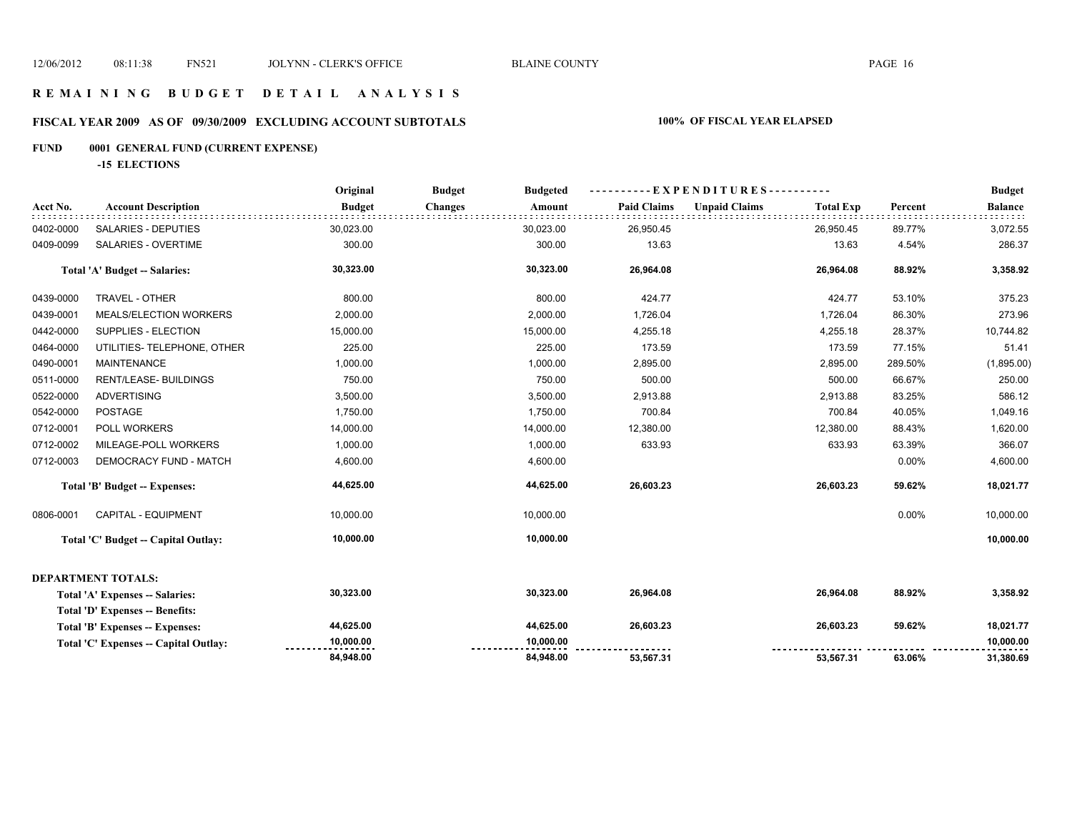# REMAINING BUDGET DETAIL ANALYSIS

## FISCAL YEAR 2009 AS OF 09/30/2009 EXCLUDING ACCOUNT SUBTOTALS

**100% OF FISCAL YEAR ELAPSED**

### FUND 0001 GENERAL FUND (CURRENT EXPENSE)

**-15 ELECTIONS**

| Acct No. | Account Description | Original Budget | Budget Changes | Budgeted Amount | Paid Claims | Unpaid Claims | Total Exp | Percent | Budget Balance |
|---|---|---|---|---|---|---|---|---|---|
| 0402-0000 | SALARIES - DEPUTIES | 30,023.00 | | 30,023.00 | 26,950.45 | | 26,950.45 | 89.77% | 3,072.55 |
| 0409-0099 | SALARIES - OVERTIME | 300.00 | | 300.00 | 13.63 | | 13.63 | 4.54% | 286.37 |
| | **Total 'A' Budget -- Salaries:** | **30,323.00** | | **30,323.00** | **26,964.08** | | **26,964.08** | **88.92%** | **3,358.92** |
| 0439-0000 | TRAVEL - OTHER | 800.00 | | 800.00 | 424.77 | | 424.77 | 53.10% | 375.23 |
| 0439-0001 | MEALS/ELECTION WORKERS | 2,000.00 | | 2,000.00 | 1,726.04 | | 1,726.04 | 86.30% | 273.96 |
| 0442-0000 | SUPPLIES - ELECTION | 15,000.00 | | 15,000.00 | 4,255.18 | | 4,255.18 | 28.37% | 10,744.82 |
| 0464-0000 | UTILITIES- TELEPHONE, OTHER | 225.00 | | 225.00 | 173.59 | | 173.59 | 77.15% | 51.41 |
| 0490-0001 | MAINTENANCE | 1,000.00 | | 1,000.00 | 2,895.00 | | 2,895.00 | 289.50% | (1,895.00) |
| 0511-0000 | RENT/LEASE- BUILDINGS | 750.00 | | 750.00 | 500.00 | | 500.00 | 66.67% | 250.00 |
| 0522-0000 | ADVERTISING | 3,500.00 | | 3,500.00 | 2,913.88 | | 2,913.88 | 83.25% | 586.12 |
| 0542-0000 | POSTAGE | 1,750.00 | | 1,750.00 | 700.84 | | 700.84 | 40.05% | 1,049.16 |
| 0712-0001 | POLL WORKERS | 14,000.00 | | 14,000.00 | 12,380.00 | | 12,380.00 | 88.43% | 1,620.00 |
| 0712-0002 | MILEAGE-POLL WORKERS | 1,000.00 | | 1,000.00 | 633.93 | | 633.93 | 63.39% | 366.07 |
| 0712-0003 | DEMOCRACY FUND - MATCH | 4,600.00 | | 4,600.00 | | | | 0.00% | 4,600.00 |
| | **Total 'B' Budget -- Expenses:** | **44,625.00** | | **44,625.00** | **26,603.23** | | **26,603.23** | **59.62%** | **18,021.77** |
| 0806-0001 | CAPITAL - EQUIPMENT | 10,000.00 | | 10,000.00 | | | | 0.00% | 10,000.00 |
| | **Total 'C' Budget -- Capital Outlay:** | **10,000.00** | | **10,000.00** | | | | | **10,000.00** |
| | **DEPARTMENT TOTALS:** | | | | | | | | |
| | **Total 'A' Expenses -- Salaries:** | **30,323.00** | | **30,323.00** | **26,964.08** | | **26,964.08** | **88.92%** | **3,358.92** |
| | **Total 'D' Expenses -- Benefits:** | | | | | | | | |
| | **Total 'B' Expenses -- Expenses:** | **44,625.00** | | **44,625.00** | **26,603.23** | | **26,603.23** | **59.62%** | **18,021.77** |
| | **Total 'C' Expenses -- Capital Outlay:** | **10,000.00** | | **10,000.00** | | | | | **10,000.00** |
| | | **84,948.00** | | **84,948.00** | **53,567.31** | | **53,567.31** | **63.06%** | **31,380.69** |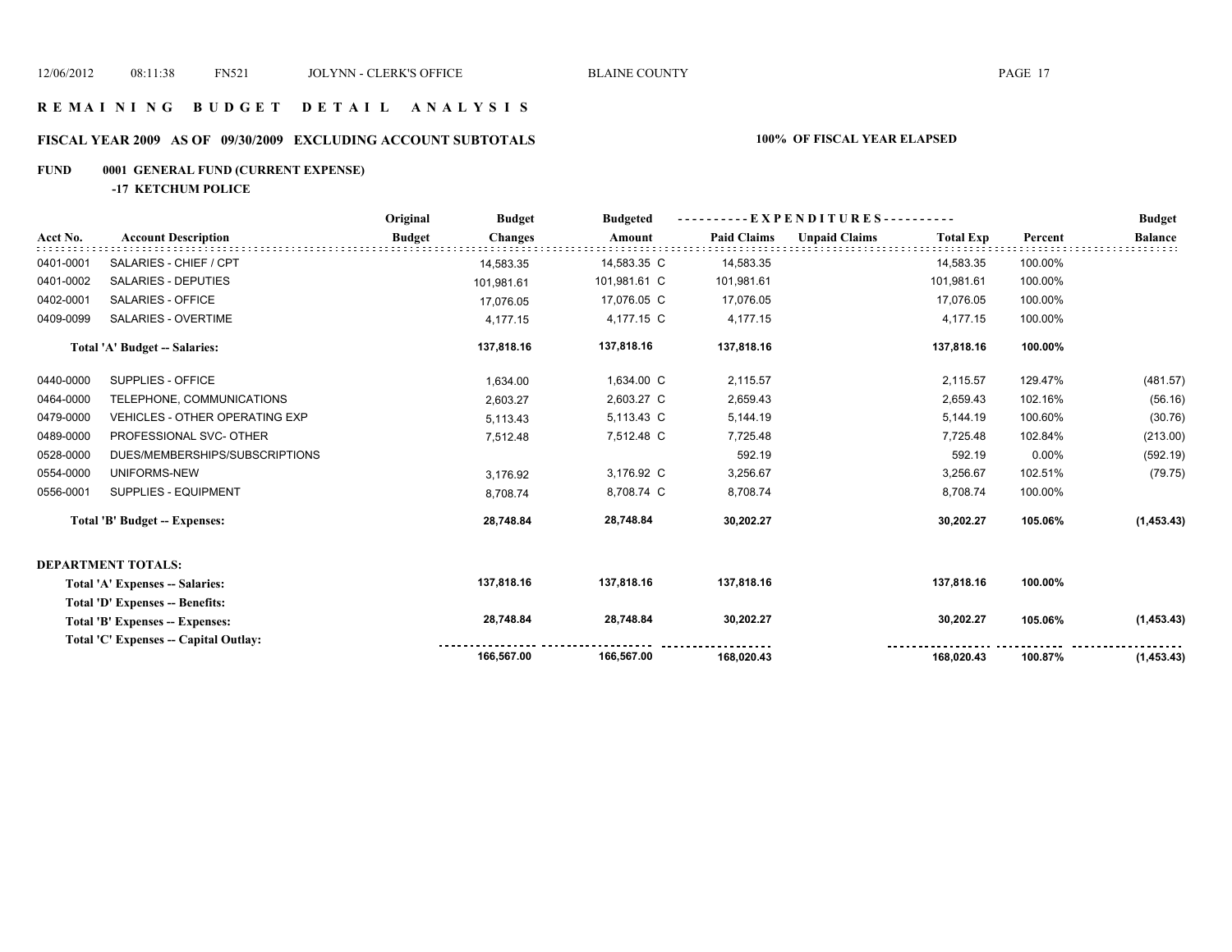# R E M A I N I N G   B U D G E T   D E T A I L   A N A L Y S I S

## FISCAL YEAR 2009 AS OF 09/30/2009 EXCLUDING ACCOUNT SUBTOTALS

**100% OF FISCAL YEAR ELAPSED**

**FUND 0001 GENERAL FUND (CURRENT EXPENSE)**

**-17 KETCHUM POLICE**

| Acct No. | Account Description | Original Budget | Budget Changes | Budgeted Amount | Paid Claims | Unpaid Claims | Total Exp | Percent | Budget Balance |
|---|---|---|---|---|---|---|---|---|---|
| 0401-0001 | SALARIES - CHIEF / CPT | | 14,583.35 | 14,583.35 C | 14,583.35 | | 14,583.35 | 100.00% | |
| 0401-0002 | SALARIES - DEPUTIES | | 101,981.61 | 101,981.61 C | 101,981.61 | | 101,981.61 | 100.00% | |
| 0402-0001 | SALARIES - OFFICE | | 17,076.05 | 17,076.05 C | 17,076.05 | | 17,076.05 | 100.00% | |
| 0409-0099 | SALARIES - OVERTIME | | 4,177.15 | 4,177.15 C | 4,177.15 | | 4,177.15 | 100.00% | |
| | **Total 'A' Budget -- Salaries:** | | **137,818.16** | **137,818.16** | **137,818.16** | | **137,818.16** | **100.00%** | |
| 0440-0000 | SUPPLIES - OFFICE | | 1,634.00 | 1,634.00 C | 2,115.57 | | 2,115.57 | 129.47% | (481.57) |
| 0464-0000 | TELEPHONE, COMMUNICATIONS | | 2,603.27 | 2,603.27 C | 2,659.43 | | 2,659.43 | 102.16% | (56.16) |
| 0479-0000 | VEHICLES - OTHER OPERATING EXP | | 5,113.43 | 5,113.43 C | 5,144.19 | | 5,144.19 | 100.60% | (30.76) |
| 0489-0000 | PROFESSIONAL SVC- OTHER | | 7,512.48 | 7,512.48 C | 7,725.48 | | 7,725.48 | 102.84% | (213.00) |
| 0528-0000 | DUES/MEMBERSHIPS/SUBSCRIPTIONS | | | | 592.19 | | 592.19 | 0.00% | (592.19) |
| 0554-0000 | UNIFORMS-NEW | | 3,176.92 | 3,176.92 C | 3,256.67 | | 3,256.67 | 102.51% | (79.75) |
| 0556-0001 | SUPPLIES - EQUIPMENT | | 8,708.74 | 8,708.74 C | 8,708.74 | | 8,708.74 | 100.00% | |
| | **Total 'B' Budget -- Expenses:** | | **28,748.84** | **28,748.84** | **30,202.27** | | **30,202.27** | **105.06%** | **(1,453.43)** |
| | **DEPARTMENT TOTALS:** | | | | | | | | |
| | **Total 'A' Expenses -- Salaries:** | | **137,818.16** | **137,818.16** | **137,818.16** | | **137,818.16** | **100.00%** | |
| | **Total 'D' Expenses -- Benefits:** | | | | | | | | |
| | **Total 'B' Expenses -- Expenses:** | | **28,748.84** | **28,748.84** | **30,202.27** | | **30,202.27** | **105.06%** | **(1,453.43)** |
| | **Total 'C' Expenses -- Capital Outlay:** | | | | | | | | |
| | | | **166,567.00** | **166,567.00** | **168,020.43** | | **168,020.43** | **100.87%** | **(1,453.43)** |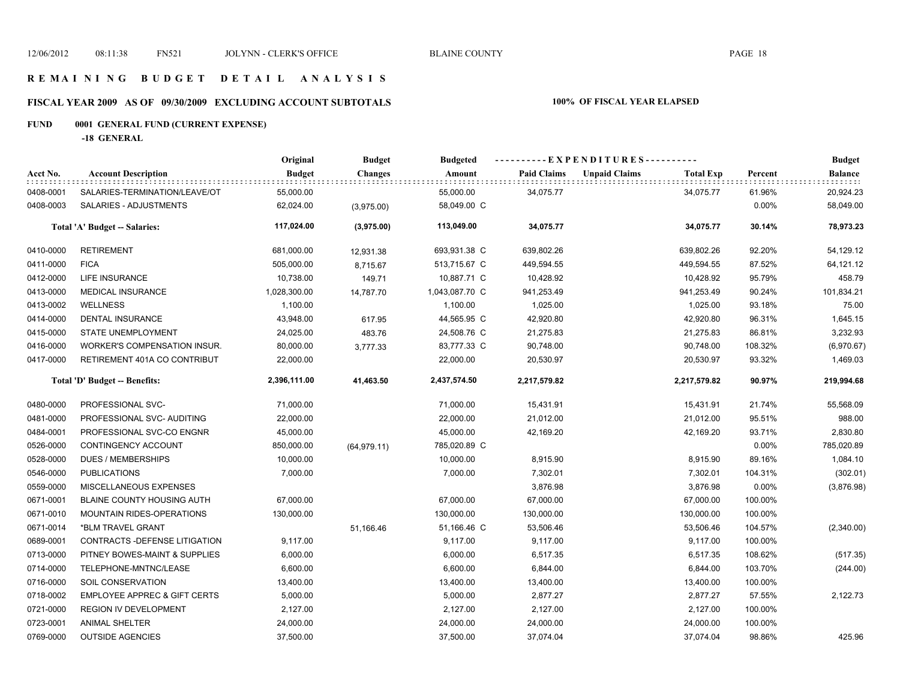# R E M A I N I N G  B U D G E T  D E T A I L  A N A L Y S I S

## FISCAL YEAR 2009 AS OF 09/30/2009 EXCLUDING ACCOUNT SUBTOTALS

**100% OF FISCAL YEAR ELAPSED**

### FUND 0001 GENERAL FUND (CURRENT EXPENSE)

**-18 GENERAL**

| Acct No. | Account Description | Original Budget | Budget Changes | Budgeted Amount | Paid Claims | Unpaid Claims | Total Exp | Percent | Budget Balance |
|---|---|---|---|---|---|---|---|---|---|
| 0408-0001 | SALARIES-TERMINATION/LEAVE/OT | 55,000.00 | | 55,000.00 | 34,075.77 | | 34,075.77 | 61.96% | 20,924.23 |
| 0408-0003 | SALARIES - ADJUSTMENTS | 62,024.00 | (3,975.00) | 58,049.00 C | | | | 0.00% | 58,049.00 |
| | **Total 'A' Budget -- Salaries:** | **117,024.00** | **(3,975.00)** | **113,049.00** | **34,075.77** | | **34,075.77** | **30.14%** | **78,973.23** |
| 0410-0000 | RETIREMENT | 681,000.00 | 12,931.38 | 693,931.38 C | 639,802.26 | | 639,802.26 | 92.20% | 54,129.12 |
| 0411-0000 | FICA | 505,000.00 | 8,715.67 | 513,715.67 C | 449,594.55 | | 449,594.55 | 87.52% | 64,121.12 |
| 0412-0000 | LIFE INSURANCE | 10,738.00 | 149.71 | 10,887.71 C | 10,428.92 | | 10,428.92 | 95.79% | 458.79 |
| 0413-0000 | MEDICAL INSURANCE | 1,028,300.00 | 14,787.70 | 1,043,087.70 C | 941,253.49 | | 941,253.49 | 90.24% | 101,834.21 |
| 0413-0002 | WELLNESS | 1,100.00 | | 1,100.00 | 1,025.00 | | 1,025.00 | 93.18% | 75.00 |
| 0414-0000 | DENTAL INSURANCE | 43,948.00 | 617.95 | 44,565.95 C | 42,920.80 | | 42,920.80 | 96.31% | 1,645.15 |
| 0415-0000 | STATE UNEMPLOYMENT | 24,025.00 | 483.76 | 24,508.76 C | 21,275.83 | | 21,275.83 | 86.81% | 3,232.93 |
| 0416-0000 | WORKER'S COMPENSATION INSUR. | 80,000.00 | 3,777.33 | 83,777.33 C | 90,748.00 | | 90,748.00 | 108.32% | (6,970.67) |
| 0417-0000 | RETIREMENT 401A CO CONTRIBUT | 22,000.00 | | 22,000.00 | 20,530.97 | | 20,530.97 | 93.32% | 1,469.03 |
| | **Total 'D' Budget -- Benefits:** | **2,396,111.00** | **41,463.50** | **2,437,574.50** | **2,217,579.82** | | **2,217,579.82** | **90.97%** | **219,994.68** |
| 0480-0000 | PROFESSIONAL SVC- | 71,000.00 | | 71,000.00 | 15,431.91 | | 15,431.91 | 21.74% | 55,568.09 |
| 0481-0000 | PROFESSIONAL SVC- AUDITING | 22,000.00 | | 22,000.00 | 21,012.00 | | 21,012.00 | 95.51% | 988.00 |
| 0484-0001 | PROFESSIONAL SVC-CO ENGNR | 45,000.00 | | 45,000.00 | 42,169.20 | | 42,169.20 | 93.71% | 2,830.80 |
| 0526-0000 | CONTINGENCY ACCOUNT | 850,000.00 | (64,979.11) | 785,020.89 C | | | | 0.00% | 785,020.89 |
| 0528-0000 | DUES / MEMBERSHIPS | 10,000.00 | | 10,000.00 | 8,915.90 | | 8,915.90 | 89.16% | 1,084.10 |
| 0546-0000 | PUBLICATIONS | 7,000.00 | | 7,000.00 | 7,302.01 | | 7,302.01 | 104.31% | (302.01) |
| 0559-0000 | MISCELLANEOUS EXPENSES | | | | 3,876.98 | | 3,876.98 | 0.00% | (3,876.98) |
| 0671-0001 | BLAINE COUNTY HOUSING AUTH | 67,000.00 | | 67,000.00 | 67,000.00 | | 67,000.00 | 100.00% | |
| 0671-0010 | MOUNTAIN RIDES-OPERATIONS | 130,000.00 | | 130,000.00 | 130,000.00 | | 130,000.00 | 100.00% | |
| 0671-0014 | *BLM TRAVEL GRANT | | 51,166.46 | 51,166.46 C | 53,506.46 | | 53,506.46 | 104.57% | (2,340.00) |
| 0689-0001 | CONTRACTS -DEFENSE LITIGATION | 9,117.00 | | 9,117.00 | 9,117.00 | | 9,117.00 | 100.00% | |
| 0713-0000 | PITNEY BOWES-MAINT & SUPPLIES | 6,000.00 | | 6,000.00 | 6,517.35 | | 6,517.35 | 108.62% | (517.35) |
| 0714-0000 | TELEPHONE-MNTNC/LEASE | 6,600.00 | | 6,600.00 | 6,844.00 | | 6,844.00 | 103.70% | (244.00) |
| 0716-0000 | SOIL CONSERVATION | 13,400.00 | | 13,400.00 | 13,400.00 | | 13,400.00 | 100.00% | |
| 0718-0002 | EMPLOYEE APPREC & GIFT CERTS | 5,000.00 | | 5,000.00 | 2,877.27 | | 2,877.27 | 57.55% | 2,122.73 |
| 0721-0000 | REGION IV DEVELOPMENT | 2,127.00 | | 2,127.00 | 2,127.00 | | 2,127.00 | 100.00% | |
| 0723-0001 | ANIMAL SHELTER | 24,000.00 | | 24,000.00 | 24,000.00 | | 24,000.00 | 100.00% | |
| 0769-0000 | OUTSIDE AGENCIES | 37,500.00 | | 37,500.00 | 37,074.04 | | 37,074.04 | 98.86% | 425.96 |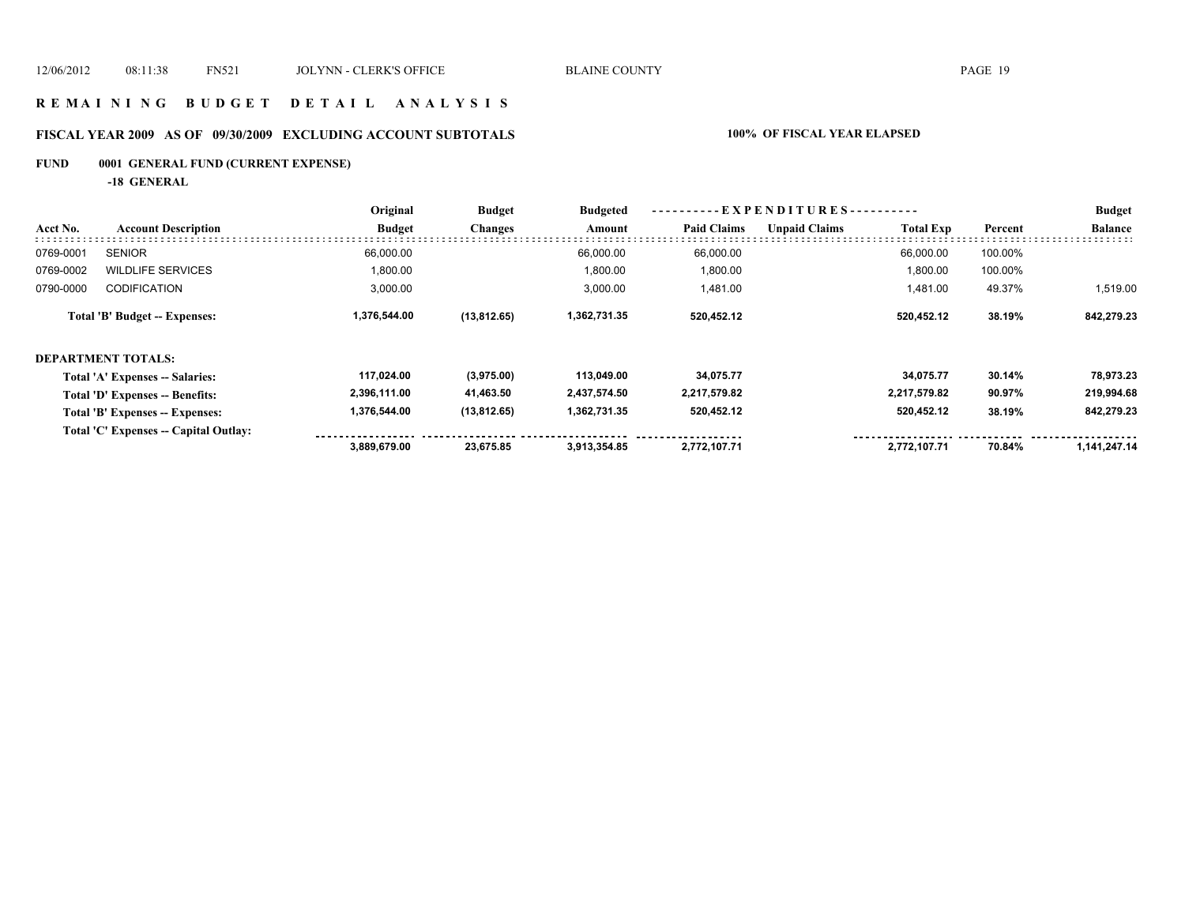# R E M A I N I N G   B U D G E T   D E T A I L   A N A L Y S I S

## FISCAL YEAR 2009 AS OF 09/30/2009 EXCLUDING ACCOUNT SUBTOTALS

**100% OF FISCAL YEAR ELAPSED**

### FUND 0001 GENERAL FUND (CURRENT EXPENSE)

**-18 GENERAL**

| Acct No. | Account Description | Original Budget | Budget Changes | Budgeted Amount | EXPENDITURES Paid Claims | EXPENDITURES Unpaid Claims | Total Exp | Percent | Budget Balance |
|---|---|---|---|---|---|---|---|---|---|
| 0769-0001 | SENIOR | 66,000.00 | | 66,000.00 | 66,000.00 | | 66,000.00 | 100.00% | |
| 0769-0002 | WILDLIFE SERVICES | 1,800.00 | | 1,800.00 | 1,800.00 | | 1,800.00 | 100.00% | |
| 0790-0000 | CODIFICATION | 3,000.00 | | 3,000.00 | 1,481.00 | | 1,481.00 | 49.37% | 1,519.00 |
| | **Total 'B' Budget -- Expenses:** | **1,376,544.00** | **(13,812.65)** | **1,362,731.35** | **520,452.12** | | **520,452.12** | **38.19%** | **842,279.23** |

**DEPARTMENT TOTALS:**

| | Original Budget | Budget Changes | Budgeted Amount | Paid Claims | Unpaid Claims | Total Exp | Percent | Budget Balance |
|---|---|---|---|---|---|---|---|---|
| **Total 'A' Expenses -- Salaries:** | **117,024.00** | **(3,975.00)** | **113,049.00** | **34,075.77** | | **34,075.77** | **30.14%** | **78,973.23** |
| **Total 'D' Expenses -- Benefits:** | **2,396,111.00** | **41,463.50** | **2,437,574.50** | **2,217,579.82** | | **2,217,579.82** | **90.97%** | **219,994.68** |
| **Total 'B' Expenses -- Expenses:** | **1,376,544.00** | **(13,812.65)** | **1,362,731.35** | **520,452.12** | | **520,452.12** | **38.19%** | **842,279.23** |
| **Total 'C' Expenses -- Capital Outlay:** | | | | | | | | |
| | **3,889,679.00** | **23,675.85** | **3,913,354.85** | **2,772,107.71** | | **2,772,107.71** | **70.84%** | **1,141,247.14** |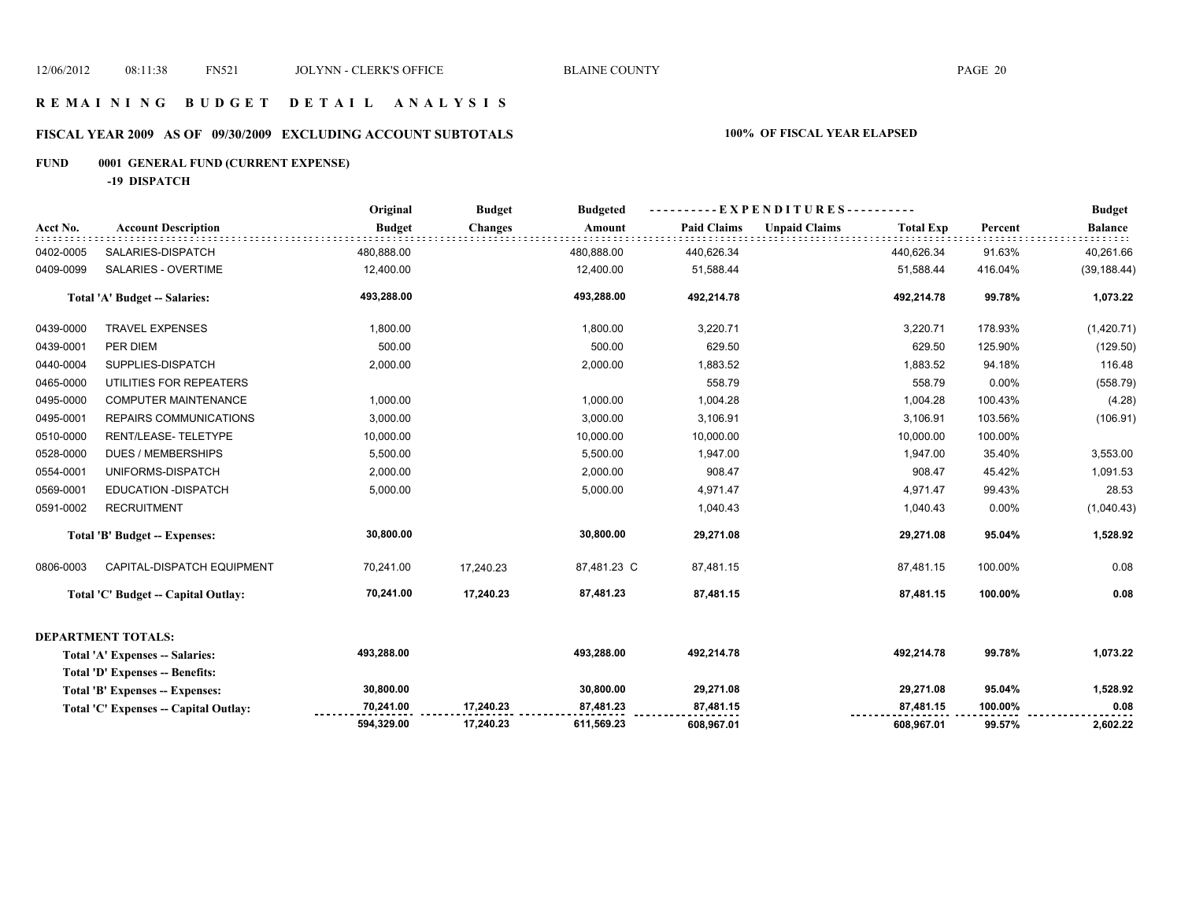# R E M A I N I N G   B U D G E T   D E T A I L   A N A L Y S I S

## FISCAL YEAR 2009 AS OF 09/30/2009 EXCLUDING ACCOUNT SUBTOTALS

**100% OF FISCAL YEAR ELAPSED**

### FUND 0001 GENERAL FUND (CURRENT EXPENSE)

**-19 DISPATCH**

| Acct No. | Account Description | Original Budget | Budget Changes | Budgeted Amount | EXPENDITURES Paid Claims | Unpaid Claims | Total Exp | Percent | Budget Balance |
|---|---|---|---|---|---|---|---|---|---|
| 0402-0005 | SALARIES-DISPATCH | 480,888.00 | | 480,888.00 | 440,626.34 | | 440,626.34 | 91.63% | 40,261.66 |
| 0409-0099 | SALARIES - OVERTIME | 12,400.00 | | 12,400.00 | 51,588.44 | | 51,588.44 | 416.04% | (39,188.44) |
| | **Total 'A' Budget -- Salaries:** | **493,288.00** | | **493,288.00** | **492,214.78** | | **492,214.78** | **99.78%** | **1,073.22** |
| 0439-0000 | TRAVEL EXPENSES | 1,800.00 | | 1,800.00 | 3,220.71 | | 3,220.71 | 178.93% | (1,420.71) |
| 0439-0001 | PER DIEM | 500.00 | | 500.00 | 629.50 | | 629.50 | 125.90% | (129.50) |
| 0440-0004 | SUPPLIES-DISPATCH | 2,000.00 | | 2,000.00 | 1,883.52 | | 1,883.52 | 94.18% | 116.48 |
| 0465-0000 | UTILITIES FOR REPEATERS | | | | 558.79 | | 558.79 | 0.00% | (558.79) |
| 0495-0000 | COMPUTER MAINTENANCE | 1,000.00 | | 1,000.00 | 1,004.28 | | 1,004.28 | 100.43% | (4.28) |
| 0495-0001 | REPAIRS COMMUNICATIONS | 3,000.00 | | 3,000.00 | 3,106.91 | | 3,106.91 | 103.56% | (106.91) |
| 0510-0000 | RENT/LEASE- TELETYPE | 10,000.00 | | 10,000.00 | 10,000.00 | | 10,000.00 | 100.00% | |
| 0528-0000 | DUES / MEMBERSHIPS | 5,500.00 | | 5,500.00 | 1,947.00 | | 1,947.00 | 35.40% | 3,553.00 |
| 0554-0001 | UNIFORMS-DISPATCH | 2,000.00 | | 2,000.00 | 908.47 | | 908.47 | 45.42% | 1,091.53 |
| 0569-0001 | EDUCATION -DISPATCH | 5,000.00 | | 5,000.00 | 4,971.47 | | 4,971.47 | 99.43% | 28.53 |
| 0591-0002 | RECRUITMENT | | | | 1,040.43 | | 1,040.43 | 0.00% | (1,040.43) |
| | **Total 'B' Budget -- Expenses:** | **30,800.00** | | **30,800.00** | **29,271.08** | | **29,271.08** | **95.04%** | **1,528.92** |
| 0806-0003 | CAPITAL-DISPATCH EQUIPMENT | 70,241.00 | 17,240.23 | 87,481.23 C | 87,481.15 | | 87,481.15 | 100.00% | 0.08 |
| | **Total 'C' Budget -- Capital Outlay:** | **70,241.00** | **17,240.23** | **87,481.23** | **87,481.15** | | **87,481.15** | **100.00%** | **0.08** |

**DEPARTMENT TOTALS:**

| | Original Budget | Budget Changes | Budgeted Amount | Paid Claims | Unpaid Claims | Total Exp | Percent | Budget Balance |
|---|---|---|---|---|---|---|---|---|
| **Total 'A' Expenses -- Salaries:** | **493,288.00** | | **493,288.00** | **492,214.78** | | **492,214.78** | **99.78%** | **1,073.22** |
| **Total 'D' Expenses -- Benefits:** | | | | | | | | |
| **Total 'B' Expenses -- Expenses:** | **30,800.00** | | **30,800.00** | **29,271.08** | | **29,271.08** | **95.04%** | **1,528.92** |
| **Total 'C' Expenses -- Capital Outlay:** | **70,241.00** | **17,240.23** | **87,481.23** | **87,481.15** | | **87,481.15** | **100.00%** | **0.08** |
| | **594,329.00** | **17,240.23** | **611,569.23** | **608,967.01** | | **608,967.01** | **99.57%** | **2,602.22** |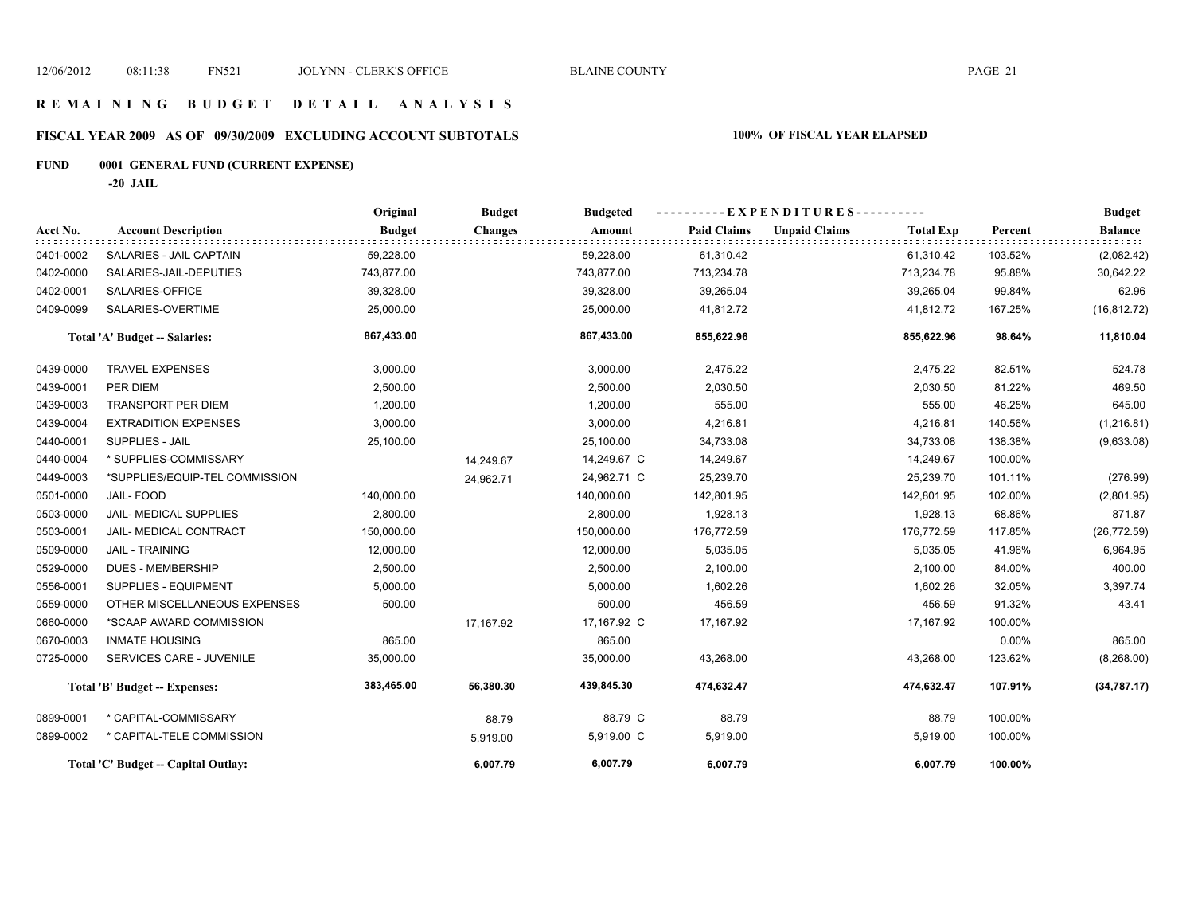# REMAINING BUDGET DETAIL ANALYSIS

## FISCAL YEAR 2009 AS OF 09/30/2009 EXCLUDING ACCOUNT SUBTOTALS

**100% OF FISCAL YEAR ELAPSED**

**FUND 0001 GENERAL FUND (CURRENT EXPENSE)**

**-20 JAIL**

| Acct No. | Account Description | Original Budget | Budget Changes | Budgeted Amount | Paid Claims | Unpaid Claims | Total Exp | Percent | Budget Balance |
|---|---|---|---|---|---|---|---|---|---|
| 0401-0002 | SALARIES - JAIL CAPTAIN | 59,228.00 | | 59,228.00 | 61,310.42 | | 61,310.42 | 103.52% | (2,082.42) |
| 0402-0000 | SALARIES-JAIL-DEPUTIES | 743,877.00 | | 743,877.00 | 713,234.78 | | 713,234.78 | 95.88% | 30,642.22 |
| 0402-0001 | SALARIES-OFFICE | 39,328.00 | | 39,328.00 | 39,265.04 | | 39,265.04 | 99.84% | 62.96 |
| 0409-0099 | SALARIES-OVERTIME | 25,000.00 | | 25,000.00 | 41,812.72 | | 41,812.72 | 167.25% | (16,812.72) |
| | **Total 'A' Budget -- Salaries:** | **867,433.00** | | **867,433.00** | **855,622.96** | | **855,622.96** | **98.64%** | **11,810.04** |
| 0439-0000 | TRAVEL EXPENSES | 3,000.00 | | 3,000.00 | 2,475.22 | | 2,475.22 | 82.51% | 524.78 |
| 0439-0001 | PER DIEM | 2,500.00 | | 2,500.00 | 2,030.50 | | 2,030.50 | 81.22% | 469.50 |
| 0439-0003 | TRANSPORT PER DIEM | 1,200.00 | | 1,200.00 | 555.00 | | 555.00 | 46.25% | 645.00 |
| 0439-0004 | EXTRADITION EXPENSES | 3,000.00 | | 3,000.00 | 4,216.81 | | 4,216.81 | 140.56% | (1,216.81) |
| 0440-0001 | SUPPLIES - JAIL | 25,100.00 | | 25,100.00 | 34,733.08 | | 34,733.08 | 138.38% | (9,633.08) |
| 0440-0004 | * SUPPLIES-COMMISSARY | | 14,249.67 | 14,249.67 C | 14,249.67 | | 14,249.67 | 100.00% | |
| 0449-0003 | *SUPPLIES/EQUIP-TEL COMMISSION | | 24,962.71 | 24,962.71 C | 25,239.70 | | 25,239.70 | 101.11% | (276.99) |
| 0501-0000 | JAIL- FOOD | 140,000.00 | | 140,000.00 | 142,801.95 | | 142,801.95 | 102.00% | (2,801.95) |
| 0503-0000 | JAIL- MEDICAL SUPPLIES | 2,800.00 | | 2,800.00 | 1,928.13 | | 1,928.13 | 68.86% | 871.87 |
| 0503-0001 | JAIL- MEDICAL CONTRACT | 150,000.00 | | 150,000.00 | 176,772.59 | | 176,772.59 | 117.85% | (26,772.59) |
| 0509-0000 | JAIL - TRAINING | 12,000.00 | | 12,000.00 | 5,035.05 | | 5,035.05 | 41.96% | 6,964.95 |
| 0529-0000 | DUES - MEMBERSHIP | 2,500.00 | | 2,500.00 | 2,100.00 | | 2,100.00 | 84.00% | 400.00 |
| 0556-0001 | SUPPLIES - EQUIPMENT | 5,000.00 | | 5,000.00 | 1,602.26 | | 1,602.26 | 32.05% | 3,397.74 |
| 0559-0000 | OTHER MISCELLANEOUS EXPENSES | 500.00 | | 500.00 | 456.59 | | 456.59 | 91.32% | 43.41 |
| 0660-0000 | *SCAAP AWARD COMMISSION | | 17,167.92 | 17,167.92 C | 17,167.92 | | 17,167.92 | 100.00% | |
| 0670-0003 | INMATE HOUSING | 865.00 | | 865.00 | | | | 0.00% | 865.00 |
| 0725-0000 | SERVICES CARE - JUVENILE | 35,000.00 | | 35,000.00 | 43,268.00 | | 43,268.00 | 123.62% | (8,268.00) |
| | **Total 'B' Budget -- Expenses:** | **383,465.00** | **56,380.30** | **439,845.30** | **474,632.47** | | **474,632.47** | **107.91%** | **(34,787.17)** |
| 0899-0001 | * CAPITAL-COMMISSARY | | 88.79 | 88.79 C | 88.79 | | 88.79 | 100.00% | |
| 0899-0002 | * CAPITAL-TELE COMMISSION | | 5,919.00 | 5,919.00 C | 5,919.00 | | 5,919.00 | 100.00% | |
| | **Total 'C' Budget -- Capital Outlay:** | | **6,007.79** | **6,007.79** | **6,007.79** | | **6,007.79** | **100.00%** | |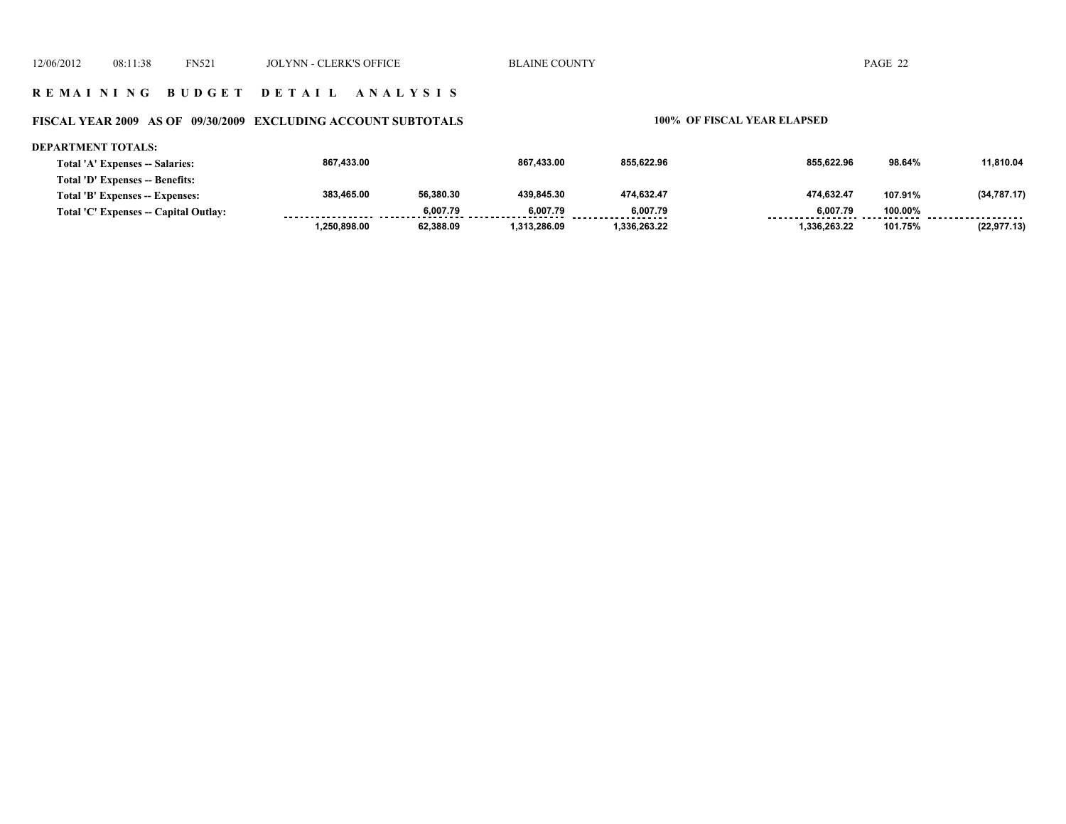## R E M A I N I N G   B U D G E T   D E T A I L   A N A L Y S I S

### FISCAL YEAR 2009   AS OF   09/30/2009   EXCLUDING ACCOUNT SUBTOTALS

**100% OF FISCAL YEAR ELAPSED**

**DEPARTMENT TOTALS:**

| | | | | | | | |
|---|---|---|---|---|---|---|---|
| Total 'A' Expenses -- Salaries: | 867,433.00 | | 867,433.00 | 855,622.96 | 855,622.96 | 98.64% | 11,810.04 |
| Total 'D' Expenses -- Benefits: | | | | | | | |
| Total 'B' Expenses -- Expenses: | 383,465.00 | 56,380.30 | 439,845.30 | 474,632.47 | 474,632.47 | 107.91% | (34,787.17) |
| Total 'C' Expenses -- Capital Outlay: | | 6,007.79 | 6,007.79 | 6,007.79 | 6,007.79 | 100.00% | |
| | 1,250,898.00 | 62,388.09 | 1,313,286.09 | 1,336,263.22 | 1,336,263.22 | 101.75% | (22,977.13) |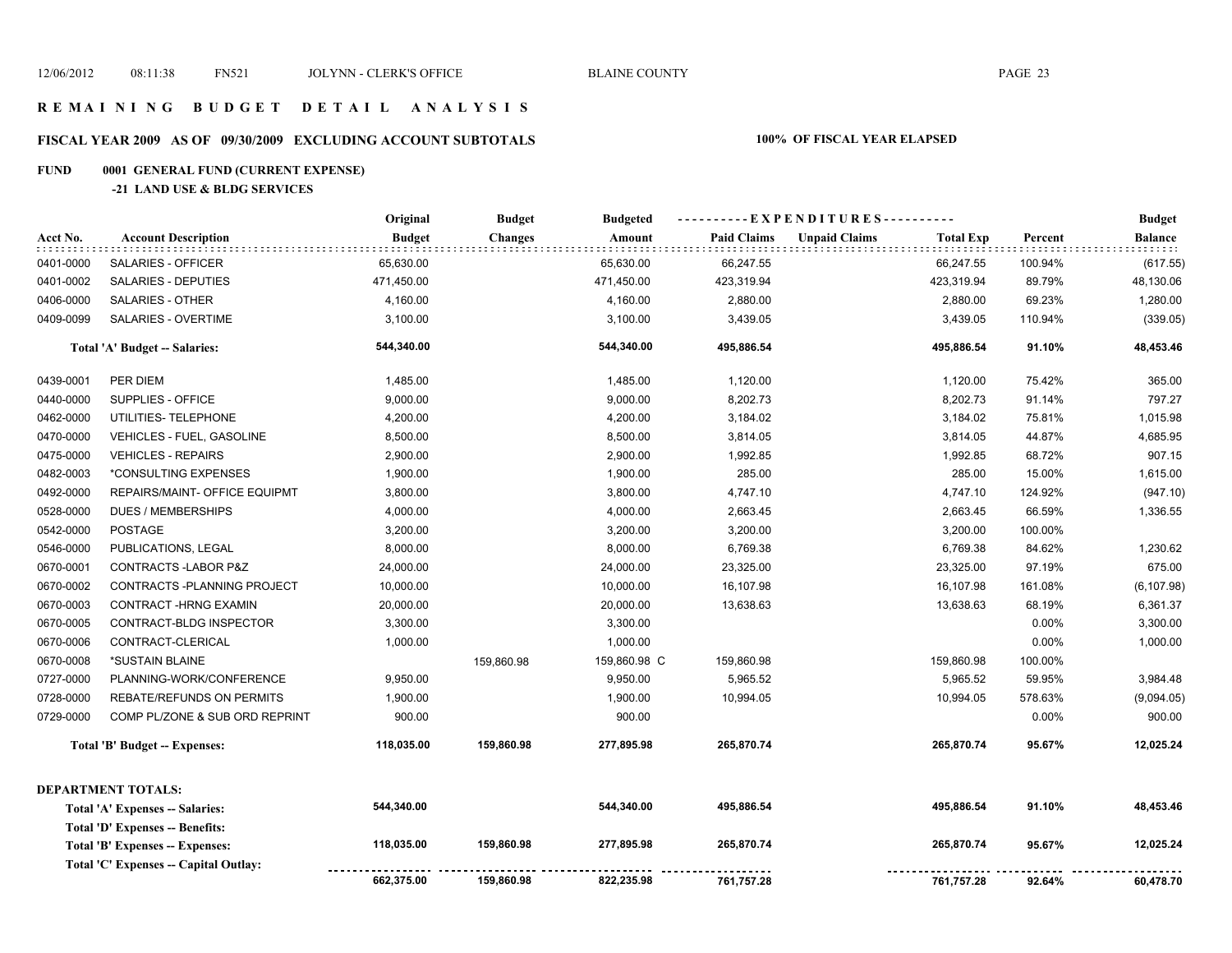# REMAINING BUDGET DETAIL ANALYSIS

## FISCAL YEAR 2009 AS OF 09/30/2009 EXCLUDING ACCOUNT SUBTOTALS

**100% OF FISCAL YEAR ELAPSED**

**FUND 0001 GENERAL FUND (CURRENT EXPENSE)**

**-21 LAND USE & BLDG SERVICES**

| Acct No. | Account Description | Original Budget | Budget Changes | Budgeted Amount | Paid Claims | Unpaid Claims | Total Exp | Percent | Budget Balance |
|---|---|---|---|---|---|---|---|---|---|
| 0401-0000 | SALARIES - OFFICER | 65,630.00 | | 65,630.00 | 66,247.55 | | 66,247.55 | 100.94% | (617.55) |
| 0401-0002 | SALARIES - DEPUTIES | 471,450.00 | | 471,450.00 | 423,319.94 | | 423,319.94 | 89.79% | 48,130.06 |
| 0406-0000 | SALARIES - OTHER | 4,160.00 | | 4,160.00 | 2,880.00 | | 2,880.00 | 69.23% | 1,280.00 |
| 0409-0099 | SALARIES - OVERTIME | 3,100.00 | | 3,100.00 | 3,439.05 | | 3,439.05 | 110.94% | (339.05) |
| | **Total 'A' Budget -- Salaries:** | **544,340.00** | | **544,340.00** | **495,886.54** | | **495,886.54** | **91.10%** | **48,453.46** |
| 0439-0001 | PER DIEM | 1,485.00 | | 1,485.00 | 1,120.00 | | 1,120.00 | 75.42% | 365.00 |
| 0440-0000 | SUPPLIES - OFFICE | 9,000.00 | | 9,000.00 | 8,202.73 | | 8,202.73 | 91.14% | 797.27 |
| 0462-0000 | UTILITIES- TELEPHONE | 4,200.00 | | 4,200.00 | 3,184.02 | | 3,184.02 | 75.81% | 1,015.98 |
| 0470-0000 | VEHICLES - FUEL, GASOLINE | 8,500.00 | | 8,500.00 | 3,814.05 | | 3,814.05 | 44.87% | 4,685.95 |
| 0475-0000 | VEHICLES - REPAIRS | 2,900.00 | | 2,900.00 | 1,992.85 | | 1,992.85 | 68.72% | 907.15 |
| 0482-0003 | *CONSULTING EXPENSES | 1,900.00 | | 1,900.00 | 285.00 | | 285.00 | 15.00% | 1,615.00 |
| 0492-0000 | REPAIRS/MAINT- OFFICE EQUIPMT | 3,800.00 | | 3,800.00 | 4,747.10 | | 4,747.10 | 124.92% | (947.10) |
| 0528-0000 | DUES / MEMBERSHIPS | 4,000.00 | | 4,000.00 | 2,663.45 | | 2,663.45 | 66.59% | 1,336.55 |
| 0542-0000 | POSTAGE | 3,200.00 | | 3,200.00 | 3,200.00 | | 3,200.00 | 100.00% | |
| 0546-0000 | PUBLICATIONS, LEGAL | 8,000.00 | | 8,000.00 | 6,769.38 | | 6,769.38 | 84.62% | 1,230.62 |
| 0670-0001 | CONTRACTS -LABOR P&Z | 24,000.00 | | 24,000.00 | 23,325.00 | | 23,325.00 | 97.19% | 675.00 |
| 0670-0002 | CONTRACTS -PLANNING PROJECT | 10,000.00 | | 10,000.00 | 16,107.98 | | 16,107.98 | 161.08% | (6,107.98) |
| 0670-0003 | CONTRACT -HRNG EXAMIN | 20,000.00 | | 20,000.00 | 13,638.63 | | 13,638.63 | 68.19% | 6,361.37 |
| 0670-0005 | CONTRACT-BLDG INSPECTOR | 3,300.00 | | 3,300.00 | | | | 0.00% | 3,300.00 |
| 0670-0006 | CONTRACT-CLERICAL | 1,000.00 | | 1,000.00 | | | | 0.00% | 1,000.00 |
| 0670-0008 | *SUSTAIN BLAINE | | 159,860.98 | 159,860.98 C | 159,860.98 | | 159,860.98 | 100.00% | |
| 0727-0000 | PLANNING-WORK/CONFERENCE | 9,950.00 | | 9,950.00 | 5,965.52 | | 5,965.52 | 59.95% | 3,984.48 |
| 0728-0000 | REBATE/REFUNDS ON PERMITS | 1,900.00 | | 1,900.00 | 10,994.05 | | 10,994.05 | 578.63% | (9,094.05) |
| 0729-0000 | COMP PL/ZONE & SUB ORD REPRINT | 900.00 | | 900.00 | | | | 0.00% | 900.00 |
| | **Total 'B' Budget -- Expenses:** | **118,035.00** | **159,860.98** | **277,895.98** | **265,870.74** | | **265,870.74** | **95.67%** | **12,025.24** |

**DEPARTMENT TOTALS:**

| | Original Budget | Budget Changes | Budgeted Amount | Paid Claims | Unpaid Claims | Total Exp | Percent | Budget Balance |
|---|---|---|---|---|---|---|---|---|
| **Total 'A' Expenses -- Salaries:** | **544,340.00** | | **544,340.00** | **495,886.54** | | **495,886.54** | **91.10%** | **48,453.46** |
| **Total 'D' Expenses -- Benefits:** | | | | | | | | |
| **Total 'B' Expenses -- Expenses:** | **118,035.00** | **159,860.98** | **277,895.98** | **265,870.74** | | **265,870.74** | **95.67%** | **12,025.24** |
| **Total 'C' Expenses -- Capital Outlay:** | | | | | | | | |
| | **662,375.00** | **159,860.98** | **822,235.98** | **761,757.28** | | **761,757.28** | **92.64%** | **60,478.70** |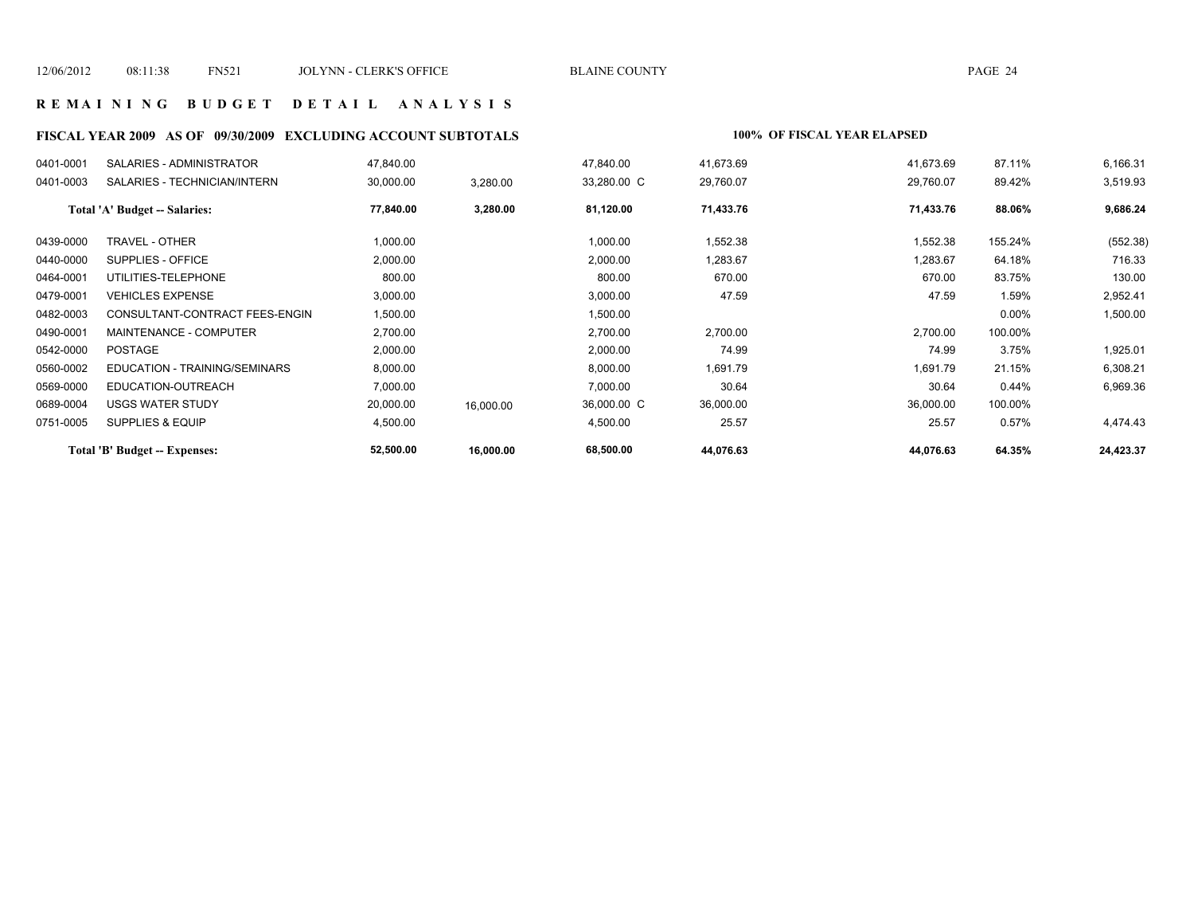## R E M A I N I N G   B U D G E T   D E T A I L   A N A L Y S I S

**FISCAL YEAR 2009 AS OF 09/30/2009 EXCLUDING ACCOUNT SUBTOTALS** — **100% OF FISCAL YEAR ELAPSED**

| Account | Description | | | | | | | |
|---|---|---|---|---|---|---|---|---|
| 0401-0001 | SALARIES - ADMINISTRATOR | 47,840.00 | | 47,840.00 | 41,673.69 | 41,673.69 | 87.11% | 6,166.31 |
| 0401-0003 | SALARIES - TECHNICIAN/INTERN | 30,000.00 | 3,280.00 | 33,280.00 C | 29,760.07 | 29,760.07 | 89.42% | 3,519.93 |
| | **Total 'A' Budget -- Salaries:** | **77,840.00** | **3,280.00** | **81,120.00** | **71,433.76** | **71,433.76** | **88.06%** | **9,686.24** |
| 0439-0000 | TRAVEL - OTHER | 1,000.00 | | 1,000.00 | 1,552.38 | 1,552.38 | 155.24% | (552.38) |
| 0440-0000 | SUPPLIES - OFFICE | 2,000.00 | | 2,000.00 | 1,283.67 | 1,283.67 | 64.18% | 716.33 |
| 0464-0001 | UTILITIES-TELEPHONE | 800.00 | | 800.00 | 670.00 | 670.00 | 83.75% | 130.00 |
| 0479-0001 | VEHICLES EXPENSE | 3,000.00 | | 3,000.00 | 47.59 | 47.59 | 1.59% | 2,952.41 |
| 0482-0003 | CONSULTANT-CONTRACT FEES-ENGIN | 1,500.00 | | 1,500.00 | | | 0.00% | 1,500.00 |
| 0490-0001 | MAINTENANCE - COMPUTER | 2,700.00 | | 2,700.00 | 2,700.00 | 2,700.00 | 100.00% | |
| 0542-0000 | POSTAGE | 2,000.00 | | 2,000.00 | 74.99 | 74.99 | 3.75% | 1,925.01 |
| 0560-0002 | EDUCATION - TRAINING/SEMINARS | 8,000.00 | | 8,000.00 | 1,691.79 | 1,691.79 | 21.15% | 6,308.21 |
| 0569-0000 | EDUCATION-OUTREACH | 7,000.00 | | 7,000.00 | 30.64 | 30.64 | 0.44% | 6,969.36 |
| 0689-0004 | USGS WATER STUDY | 20,000.00 | 16,000.00 | 36,000.00 C | 36,000.00 | 36,000.00 | 100.00% | |
| 0751-0005 | SUPPLIES & EQUIP | 4,500.00 | | 4,500.00 | 25.57 | 25.57 | 0.57% | 4,474.43 |
| | **Total 'B' Budget -- Expenses:** | **52,500.00** | **16,000.00** | **68,500.00** | **44,076.63** | **44,076.63** | **64.35%** | **24,423.37** |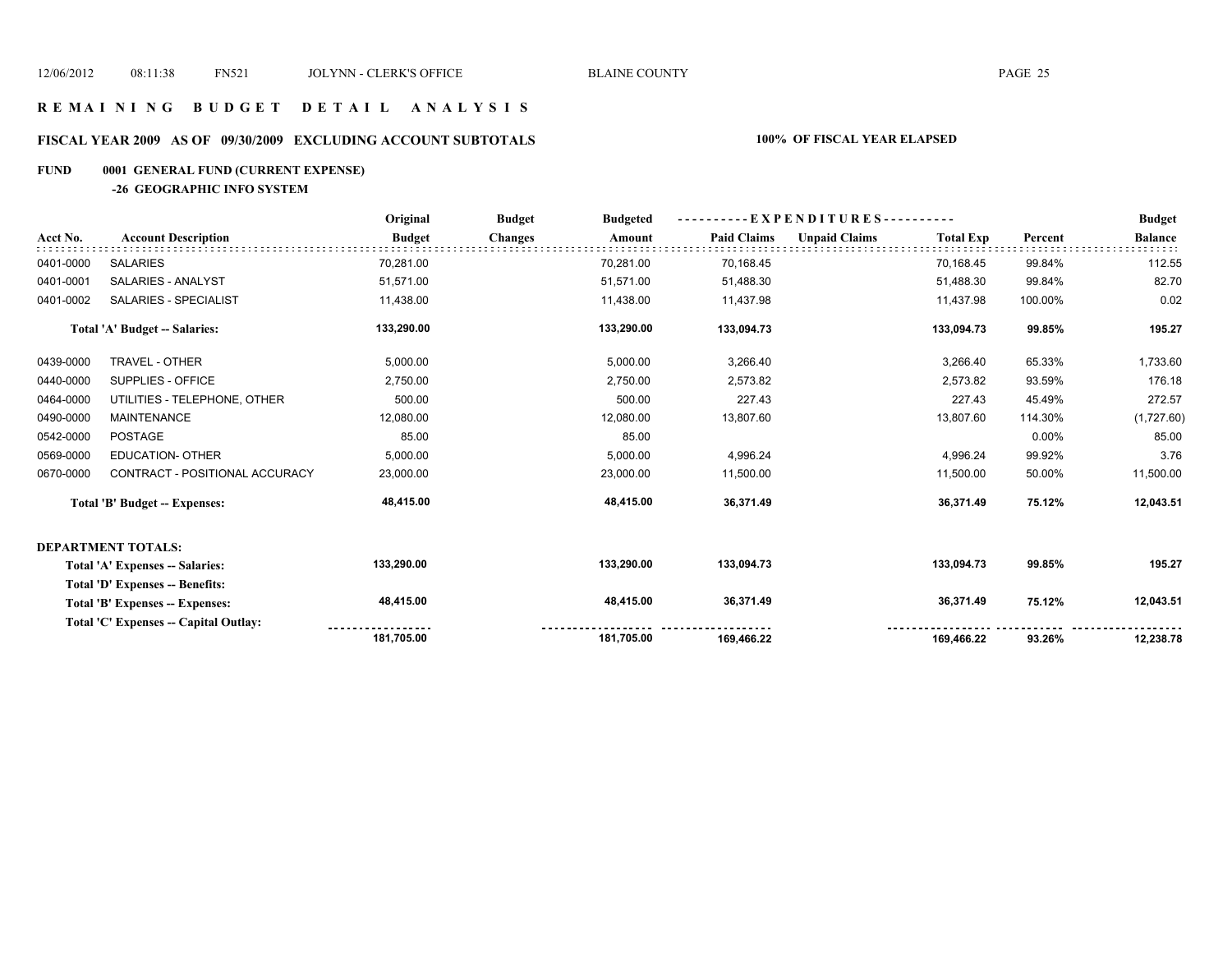# REMAINING BUDGET DETAIL ANALYSIS

## FISCAL YEAR 2009 AS OF 09/30/2009 EXCLUDING ACCOUNT SUBTOTALS

**100% OF FISCAL YEAR ELAPSED**

### FUND 0001 GENERAL FUND (CURRENT EXPENSE)

#### -26 GEOGRAPHIC INFO SYSTEM

| Acct No. | Account Description | Original Budget | Budget Changes | Budgeted Amount | Paid Claims | Unpaid Claims | Total Exp | Percent | Budget Balance |
|---|---|---|---|---|---|---|---|---|---|
| 0401-0000 | SALARIES | 70,281.00 | | 70,281.00 | 70,168.45 | | 70,168.45 | 99.84% | 112.55 |
| 0401-0001 | SALARIES - ANALYST | 51,571.00 | | 51,571.00 | 51,488.30 | | 51,488.30 | 99.84% | 82.70 |
| 0401-0002 | SALARIES - SPECIALIST | 11,438.00 | | 11,438.00 | 11,437.98 | | 11,437.98 | 100.00% | 0.02 |
| | **Total 'A' Budget -- Salaries:** | **133,290.00** | | **133,290.00** | **133,094.73** | | **133,094.73** | **99.85%** | **195.27** |
| 0439-0000 | TRAVEL - OTHER | 5,000.00 | | 5,000.00 | 3,266.40 | | 3,266.40 | 65.33% | 1,733.60 |
| 0440-0000 | SUPPLIES - OFFICE | 2,750.00 | | 2,750.00 | 2,573.82 | | 2,573.82 | 93.59% | 176.18 |
| 0464-0000 | UTILITIES - TELEPHONE, OTHER | 500.00 | | 500.00 | 227.43 | | 227.43 | 45.49% | 272.57 |
| 0490-0000 | MAINTENANCE | 12,080.00 | | 12,080.00 | 13,807.60 | | 13,807.60 | 114.30% | (1,727.60) |
| 0542-0000 | POSTAGE | 85.00 | | 85.00 | | | | 0.00% | 85.00 |
| 0569-0000 | EDUCATION- OTHER | 5,000.00 | | 5,000.00 | 4,996.24 | | 4,996.24 | 99.92% | 3.76 |
| 0670-0000 | CONTRACT - POSITIONAL ACCURACY | 23,000.00 | | 23,000.00 | 11,500.00 | | 11,500.00 | 50.00% | 11,500.00 |
| | **Total 'B' Budget -- Expenses:** | **48,415.00** | | **48,415.00** | **36,371.49** | | **36,371.49** | **75.12%** | **12,043.51** |

**DEPARTMENT TOTALS:**

| | Original Budget | Budget Changes | Budgeted Amount | Paid Claims | Unpaid Claims | Total Exp | Percent | Budget Balance |
|---|---|---|---|---|---|---|---|---|
| **Total 'A' Expenses -- Salaries:** | **133,290.00** | | **133,290.00** | **133,094.73** | | **133,094.73** | **99.85%** | **195.27** |
| **Total 'D' Expenses -- Benefits:** | | | | | | | | |
| **Total 'B' Expenses -- Expenses:** | **48,415.00** | | **48,415.00** | **36,371.49** | | **36,371.49** | **75.12%** | **12,043.51** |
| **Total 'C' Expenses -- Capital Outlay:** | | | | | | | | |
| | **181,705.00** | | **181,705.00** | **169,466.22** | | **169,466.22** | **93.26%** | **12,238.78** |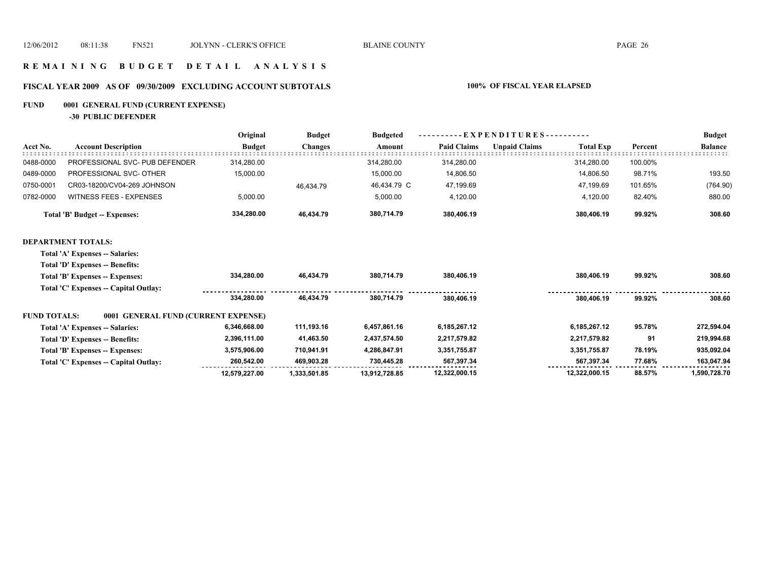# R E M A I N I N G B U D G E T D E T A I L A N A L Y S I S

## FISCAL YEAR 2009 AS OF 09/30/2009 EXCLUDING ACCOUNT SUBTOTALS

**100% OF FISCAL YEAR ELAPSED**

### FUND 0001 GENERAL FUND (CURRENT EXPENSE)

**-30 PUBLIC DEFENDER**

| Acct No. | Account Description | Original Budget | Budget Changes | Budgeted Amount | Paid Claims | Unpaid Claims | Total Exp | Percent | Budget Balance |
|---|---|---|---|---|---|---|---|---|---|
| 0488-0000 | PROFESSIONAL SVC- PUB DEFENDER | 314,280.00 | | 314,280.00 | 314,280.00 | | 314,280.00 | 100.00% | |
| 0489-0000 | PROFESSIONAL SVC- OTHER | 15,000.00 | | 15,000.00 | 14,806.50 | | 14,806.50 | 98.71% | 193.50 |
| 0750-0001 | CR03-18200/CV04-269 JOHNSON | | 46,434.79 | 46,434.79 C | 47,199.69 | | 47,199.69 | 101.65% | (764.90) |
| 0782-0000 | WITNESS FEES - EXPENSES | 5,000.00 | | 5,000.00 | 4,120.00 | | 4,120.00 | 82.40% | 880.00 |
| | **Total 'B' Budget -- Expenses:** | **334,280.00** | **46,434.79** | **380,714.79** | **380,406.19** | | **380,406.19** | **99.92%** | **308.60** |
| | | | | | | | | | |
| | **DEPARTMENT TOTALS:** | | | | | | | | |
| | **Total 'A' Expenses -- Salaries:** | | | | | | | | |
| | **Total 'D' Expenses -- Benefits:** | | | | | | | | |
| | **Total 'B' Expenses -- Expenses:** | **334,280.00** | **46,434.79** | **380,714.79** | **380,406.19** | | **380,406.19** | **99.92%** | **308.60** |
| | **Total 'C' Expenses -- Capital Outlay:** | | | | | | | | |
| | | **334,280.00** | **46,434.79** | **380,714.79** | **380,406.19** | | **380,406.19** | **99.92%** | **308.60** |
| | | | | | | | | | |
| | **FUND TOTALS: 0001 GENERAL FUND (CURRENT EXPENSE)** | | | | | | | | |
| | **Total 'A' Expenses -- Salaries:** | **6,346,668.00** | **111,193.16** | **6,457,861.16** | **6,185,267.12** | | **6,185,267.12** | **95.78%** | **272,594.04** |
| | **Total 'D' Expenses -- Benefits:** | **2,396,111.00** | **41,463.50** | **2,437,574.50** | **2,217,579.82** | | **2,217,579.82** | **91** | **219,994.68** |
| | **Total 'B' Expenses -- Expenses:** | **3,575,906.00** | **710,941.91** | **4,286,847.91** | **3,351,755.87** | | **3,351,755.87** | **78.19%** | **935,092.04** |
| | **Total 'C' Expenses -- Capital Outlay:** | **260,542.00** | **469,903.28** | **730,445.28** | **567,397.34** | | **567,397.34** | **77.68%** | **163,047.94** |
| | | **12,579,227.00** | **1,333,501.85** | **13,912,728.85** | **12,322,000.15** | | **12,322,000.15** | **88.57%** | **1,590,728.70** |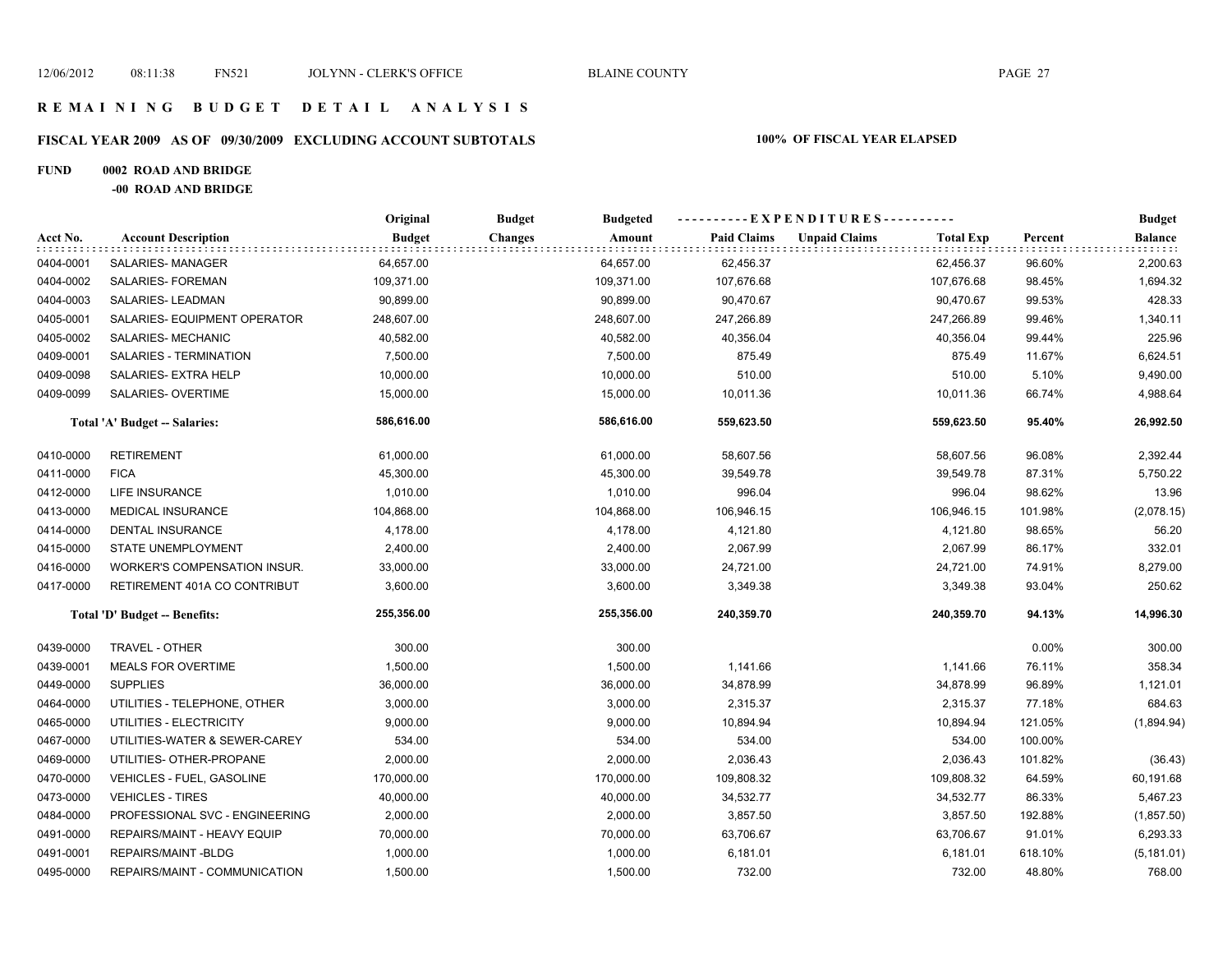# REMAINING BUDGET DETAIL ANALYSIS

## FISCAL YEAR 2009 AS OF 09/30/2009 EXCLUDING ACCOUNT SUBTOTALS

**100% OF FISCAL YEAR ELAPSED**

**FUND 0002 ROAD AND BRIDGE**

**-00 ROAD AND BRIDGE**

| Acct No. | Account Description | Original Budget | Budget Changes | Budgeted Amount | Paid Claims | Unpaid Claims | Total Exp | Percent | Budget Balance |
|---|---|---|---|---|---|---|---|---|---|
| 0404-0001 | SALARIES- MANAGER | 64,657.00 | | 64,657.00 | 62,456.37 | | 62,456.37 | 96.60% | 2,200.63 |
| 0404-0002 | SALARIES- FOREMAN | 109,371.00 | | 109,371.00 | 107,676.68 | | 107,676.68 | 98.45% | 1,694.32 |
| 0404-0003 | SALARIES- LEADMAN | 90,899.00 | | 90,899.00 | 90,470.67 | | 90,470.67 | 99.53% | 428.33 |
| 0405-0001 | SALARIES- EQUIPMENT OPERATOR | 248,607.00 | | 248,607.00 | 247,266.89 | | 247,266.89 | 99.46% | 1,340.11 |
| 0405-0002 | SALARIES- MECHANIC | 40,582.00 | | 40,582.00 | 40,356.04 | | 40,356.04 | 99.44% | 225.96 |
| 0409-0001 | SALARIES - TERMINATION | 7,500.00 | | 7,500.00 | 875.49 | | 875.49 | 11.67% | 6,624.51 |
| 0409-0098 | SALARIES- EXTRA HELP | 10,000.00 | | 10,000.00 | 510.00 | | 510.00 | 5.10% | 9,490.00 |
| 0409-0099 | SALARIES- OVERTIME | 15,000.00 | | 15,000.00 | 10,011.36 | | 10,011.36 | 66.74% | 4,988.64 |
| | **Total 'A' Budget -- Salaries:** | **586,616.00** | | **586,616.00** | **559,623.50** | | **559,623.50** | **95.40%** | **26,992.50** |
| 0410-0000 | RETIREMENT | 61,000.00 | | 61,000.00 | 58,607.56 | | 58,607.56 | 96.08% | 2,392.44 |
| 0411-0000 | FICA | 45,300.00 | | 45,300.00 | 39,549.78 | | 39,549.78 | 87.31% | 5,750.22 |
| 0412-0000 | LIFE INSURANCE | 1,010.00 | | 1,010.00 | 996.04 | | 996.04 | 98.62% | 13.96 |
| 0413-0000 | MEDICAL INSURANCE | 104,868.00 | | 104,868.00 | 106,946.15 | | 106,946.15 | 101.98% | (2,078.15) |
| 0414-0000 | DENTAL INSURANCE | 4,178.00 | | 4,178.00 | 4,121.80 | | 4,121.80 | 98.65% | 56.20 |
| 0415-0000 | STATE UNEMPLOYMENT | 2,400.00 | | 2,400.00 | 2,067.99 | | 2,067.99 | 86.17% | 332.01 |
| 0416-0000 | WORKER'S COMPENSATION INSUR. | 33,000.00 | | 33,000.00 | 24,721.00 | | 24,721.00 | 74.91% | 8,279.00 |
| 0417-0000 | RETIREMENT 401A CO CONTRIBUT | 3,600.00 | | 3,600.00 | 3,349.38 | | 3,349.38 | 93.04% | 250.62 |
| | **Total 'D' Budget -- Benefits:** | **255,356.00** | | **255,356.00** | **240,359.70** | | **240,359.70** | **94.13%** | **14,996.30** |
| 0439-0000 | TRAVEL - OTHER | 300.00 | | 300.00 | | | | 0.00% | 300.00 |
| 0439-0001 | MEALS FOR OVERTIME | 1,500.00 | | 1,500.00 | 1,141.66 | | 1,141.66 | 76.11% | 358.34 |
| 0449-0000 | SUPPLIES | 36,000.00 | | 36,000.00 | 34,878.99 | | 34,878.99 | 96.89% | 1,121.01 |
| 0464-0000 | UTILITIES - TELEPHONE, OTHER | 3,000.00 | | 3,000.00 | 2,315.37 | | 2,315.37 | 77.18% | 684.63 |
| 0465-0000 | UTILITIES - ELECTRICITY | 9,000.00 | | 9,000.00 | 10,894.94 | | 10,894.94 | 121.05% | (1,894.94) |
| 0467-0000 | UTILITIES-WATER & SEWER-CAREY | 534.00 | | 534.00 | 534.00 | | 534.00 | 100.00% | |
| 0469-0000 | UTILITIES- OTHER-PROPANE | 2,000.00 | | 2,000.00 | 2,036.43 | | 2,036.43 | 101.82% | (36.43) |
| 0470-0000 | VEHICLES - FUEL, GASOLINE | 170,000.00 | | 170,000.00 | 109,808.32 | | 109,808.32 | 64.59% | 60,191.68 |
| 0473-0000 | VEHICLES - TIRES | 40,000.00 | | 40,000.00 | 34,532.77 | | 34,532.77 | 86.33% | 5,467.23 |
| 0484-0000 | PROFESSIONAL SVC - ENGINEERING | 2,000.00 | | 2,000.00 | 3,857.50 | | 3,857.50 | 192.88% | (1,857.50) |
| 0491-0000 | REPAIRS/MAINT - HEAVY EQUIP | 70,000.00 | | 70,000.00 | 63,706.67 | | 63,706.67 | 91.01% | 6,293.33 |
| 0491-0001 | REPAIRS/MAINT -BLDG | 1,000.00 | | 1,000.00 | 6,181.01 | | 6,181.01 | 618.10% | (5,181.01) |
| 0495-0000 | REPAIRS/MAINT - COMMUNICATION | 1,500.00 | | 1,500.00 | 732.00 | | 732.00 | 48.80% | 768.00 |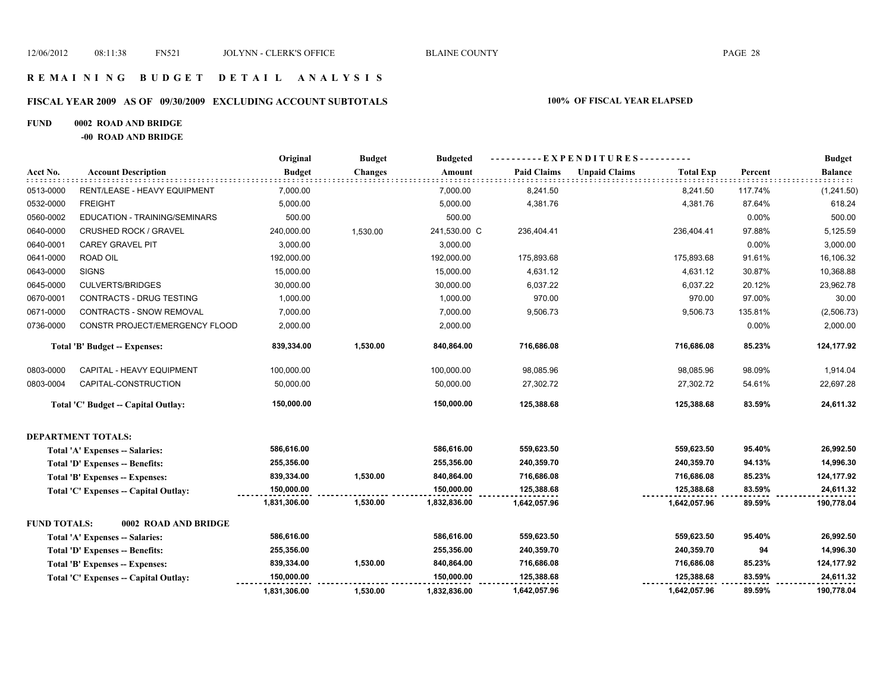# REMAINING BUDGET DETAIL ANALYSIS

## FISCAL YEAR 2009 AS OF 09/30/2009 EXCLUDING ACCOUNT SUBTOTALS

**100% OF FISCAL YEAR ELAPSED**

**FUND 0002 ROAD AND BRIDGE**

**-00 ROAD AND BRIDGE**

| Acct No. | Account Description | Original Budget | Budget Changes | Budgeted Amount | Paid Claims | Unpaid Claims | Total Exp | Percent | Budget Balance |
|---|---|---|---|---|---|---|---|---|---|
| 0513-0000 | RENT/LEASE - HEAVY EQUIPMENT | 7,000.00 | | 7,000.00 | 8,241.50 | | 8,241.50 | 117.74% | (1,241.50) |
| 0532-0000 | FREIGHT | 5,000.00 | | 5,000.00 | 4,381.76 | | 4,381.76 | 87.64% | 618.24 |
| 0560-0002 | EDUCATION - TRAINING/SEMINARS | 500.00 | | 500.00 | | | | 0.00% | 500.00 |
| 0640-0000 | CRUSHED ROCK / GRAVEL | 240,000.00 | 1,530.00 | 241,530.00 C | 236,404.41 | | 236,404.41 | 97.88% | 5,125.59 |
| 0640-0001 | CAREY GRAVEL PIT | 3,000.00 | | 3,000.00 | | | | 0.00% | 3,000.00 |
| 0641-0000 | ROAD OIL | 192,000.00 | | 192,000.00 | 175,893.68 | | 175,893.68 | 91.61% | 16,106.32 |
| 0643-0000 | SIGNS | 15,000.00 | | 15,000.00 | 4,631.12 | | 4,631.12 | 30.87% | 10,368.88 |
| 0645-0000 | CULVERTS/BRIDGES | 30,000.00 | | 30,000.00 | 6,037.22 | | 6,037.22 | 20.12% | 23,962.78 |
| 0670-0001 | CONTRACTS - DRUG TESTING | 1,000.00 | | 1,000.00 | 970.00 | | 970.00 | 97.00% | 30.00 |
| 0671-0000 | CONTRACTS - SNOW REMOVAL | 7,000.00 | | 7,000.00 | 9,506.73 | | 9,506.73 | 135.81% | (2,506.73) |
| 0736-0000 | CONSTR PROJECT/EMERGENCY FLOOD | 2,000.00 | | 2,000.00 | | | | 0.00% | 2,000.00 |
| | **Total 'B' Budget -- Expenses:** | **839,334.00** | **1,530.00** | **840,864.00** | **716,686.08** | | **716,686.08** | **85.23%** | **124,177.92** |
| 0803-0000 | CAPITAL - HEAVY EQUIPMENT | 100,000.00 | | 100,000.00 | 98,085.96 | | 98,085.96 | 98.09% | 1,914.04 |
| 0803-0004 | CAPITAL-CONSTRUCTION | 50,000.00 | | 50,000.00 | 27,302.72 | | 27,302.72 | 54.61% | 22,697.28 |
| | **Total 'C' Budget -- Capital Outlay:** | **150,000.00** | | **150,000.00** | **125,388.68** | | **125,388.68** | **83.59%** | **24,611.32** |

**DEPARTMENT TOTALS:**

| | Original Budget | Budget Changes | Budgeted Amount | Paid Claims | Unpaid Claims | Total Exp | Percent | Budget Balance |
|---|---|---|---|---|---|---|---|---|
| **Total 'A' Expenses -- Salaries:** | **586,616.00** | | **586,616.00** | **559,623.50** | | **559,623.50** | **95.40%** | **26,992.50** |
| **Total 'D' Expenses -- Benefits:** | **255,356.00** | | **255,356.00** | **240,359.70** | | **240,359.70** | **94.13%** | **14,996.30** |
| **Total 'B' Expenses -- Expenses:** | **839,334.00** | **1,530.00** | **840,864.00** | **716,686.08** | | **716,686.08** | **85.23%** | **124,177.92** |
| **Total 'C' Expenses -- Capital Outlay:** | **150,000.00** | | **150,000.00** | **125,388.68** | | **125,388.68** | **83.59%** | **24,611.32** |
| | **1,831,306.00** | **1,530.00** | **1,832,836.00** | **1,642,057.96** | | **1,642,057.96** | **89.59%** | **190,778.04** |

**FUND TOTALS: 0002 ROAD AND BRIDGE**

| | Original Budget | Budget Changes | Budgeted Amount | Paid Claims | Unpaid Claims | Total Exp | Percent | Budget Balance |
|---|---|---|---|---|---|---|---|---|
| **Total 'A' Expenses -- Salaries:** | **586,616.00** | | **586,616.00** | **559,623.50** | | **559,623.50** | **95.40%** | **26,992.50** |
| **Total 'D' Expenses -- Benefits:** | **255,356.00** | | **255,356.00** | **240,359.70** | | **240,359.70** | **94** | **14,996.30** |
| **Total 'B' Expenses -- Expenses:** | **839,334.00** | **1,530.00** | **840,864.00** | **716,686.08** | | **716,686.08** | **85.23%** | **124,177.92** |
| **Total 'C' Expenses -- Capital Outlay:** | **150,000.00** | | **150,000.00** | **125,388.68** | | **125,388.68** | **83.59%** | **24,611.32** |
| | **1,831,306.00** | **1,530.00** | **1,832,836.00** | **1,642,057.96** | | **1,642,057.96** | **89.59%** | **190,778.04** |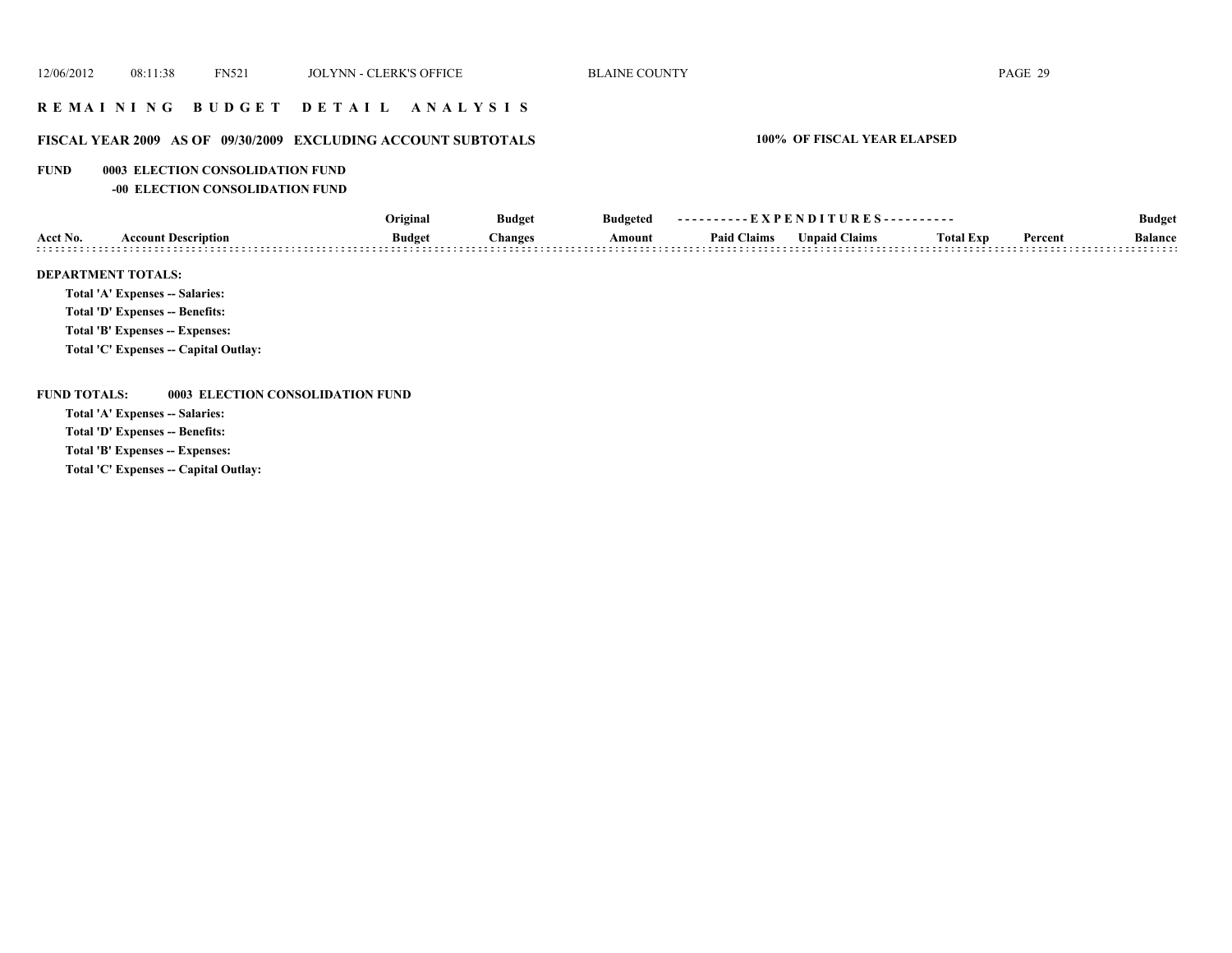## REMAINING BUDGET DETAIL ANALYSIS

### FISCAL YEAR 2009 AS OF 09/30/2009 EXCLUDING ACCOUNT SUBTOTALS

**100% OF FISCAL YEAR ELAPSED**

**FUND 0003 ELECTION CONSOLIDATION FUND**

**-00 ELECTION CONSOLIDATION FUND**

| Acct No. | Account Description | Original Budget | Budget Changes | Budgeted Amount | EXPENDITURES Paid Claims | EXPENDITURES Unpaid Claims | Total Exp | Percent | Budget Balance |
|---|---|---|---|---|---|---|---|---|---|

**DEPARTMENT TOTALS:**

Total 'A' Expenses -- Salaries:

Total 'D' Expenses -- Benefits:

Total 'B' Expenses -- Expenses:

Total 'C' Expenses -- Capital Outlay:

**FUND TOTALS: 0003 ELECTION CONSOLIDATION FUND**

Total 'A' Expenses -- Salaries:

Total 'D' Expenses -- Benefits:

Total 'B' Expenses -- Expenses:

Total 'C' Expenses -- Capital Outlay: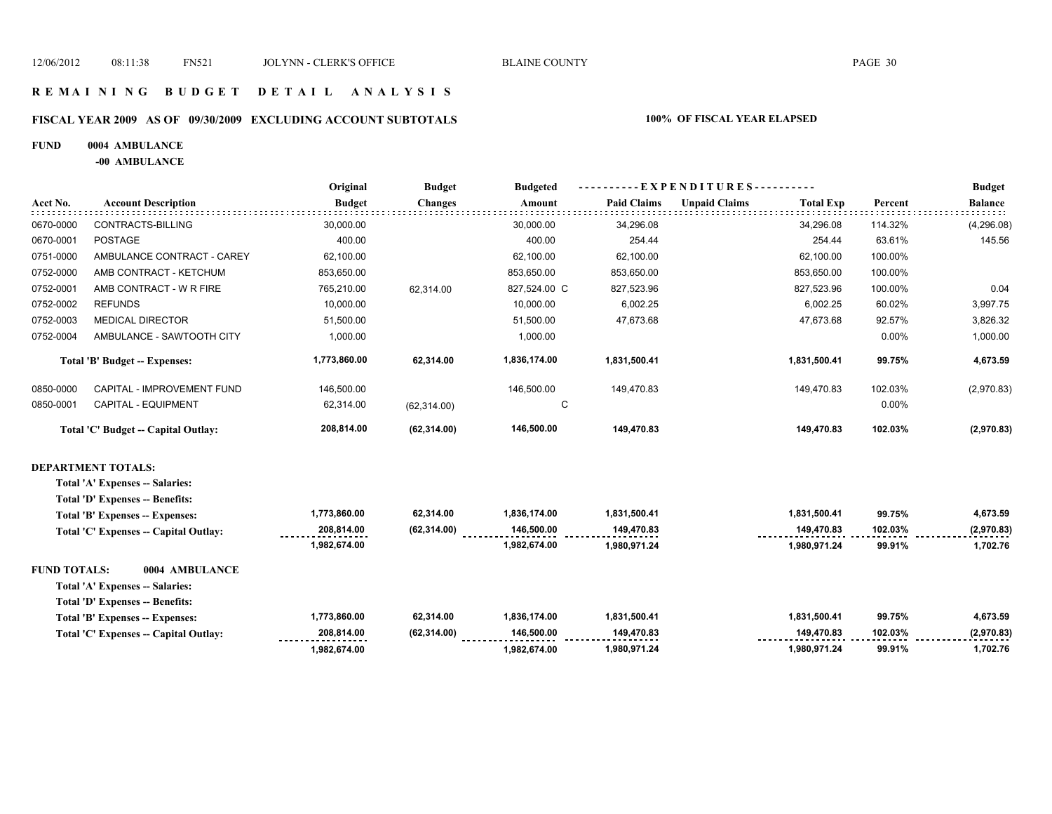12/06/2012 08:11:38 FN521 JOLYNN - CLERK'S OFFICE BLAINE COUNTY

# REMAINING BUDGET DETAIL ANALYSIS

## FISCAL YEAR 2009 AS OF 09/30/2009 EXCLUDING ACCOUNT SUBTOTALS

**100% OF FISCAL YEAR ELAPSED**

**FUND 0004 AMBULANCE**

**-00 AMBULANCE**

| Acct No. | Account Description | Original Budget | Budget Changes | Budgeted Amount | Paid Claims | Unpaid Claims | Total Exp | Percent | Budget Balance |
|---|---|---|---|---|---|---|---|---|---|
| 0670-0000 | CONTRACTS-BILLING | 30,000.00 | | 30,000.00 | 34,296.08 | | 34,296.08 | 114.32% | (4,296.08) |
| 0670-0001 | POSTAGE | 400.00 | | 400.00 | 254.44 | | 254.44 | 63.61% | 145.56 |
| 0751-0000 | AMBULANCE CONTRACT - CAREY | 62,100.00 | | 62,100.00 | 62,100.00 | | 62,100.00 | 100.00% | |
| 0752-0000 | AMB CONTRACT - KETCHUM | 853,650.00 | | 853,650.00 | 853,650.00 | | 853,650.00 | 100.00% | |
| 0752-0001 | AMB CONTRACT - W R FIRE | 765,210.00 | 62,314.00 | 827,524.00 C | 827,523.96 | | 827,523.96 | 100.00% | 0.04 |
| 0752-0002 | REFUNDS | 10,000.00 | | 10,000.00 | 6,002.25 | | 6,002.25 | 60.02% | 3,997.75 |
| 0752-0003 | MEDICAL DIRECTOR | 51,500.00 | | 51,500.00 | 47,673.68 | | 47,673.68 | 92.57% | 3,826.32 |
| 0752-0004 | AMBULANCE - SAWTOOTH CITY | 1,000.00 | | 1,000.00 | | | | 0.00% | 1,000.00 |
| | **Total 'B' Budget -- Expenses:** | **1,773,860.00** | **62,314.00** | **1,836,174.00** | **1,831,500.41** | | **1,831,500.41** | **99.75%** | **4,673.59** |
| 0850-0000 | CAPITAL - IMPROVEMENT FUND | 146,500.00 | | 146,500.00 | 149,470.83 | | 149,470.83 | 102.03% | (2,970.83) |
| 0850-0001 | CAPITAL - EQUIPMENT | 62,314.00 | (62,314.00) | C | | | | 0.00% | |
| | **Total 'C' Budget -- Capital Outlay:** | **208,814.00** | **(62,314.00)** | **146,500.00** | **149,470.83** | | **149,470.83** | **102.03%** | **(2,970.83)** |

**DEPARTMENT TOTALS:**

| | Original Budget | Budget Changes | Budgeted Amount | Paid Claims | Unpaid Claims | Total Exp | Percent | Budget Balance |
|---|---|---|---|---|---|---|---|---|
| **Total 'A' Expenses -- Salaries:** | | | | | | | | |
| **Total 'D' Expenses -- Benefits:** | | | | | | | | |
| **Total 'B' Expenses -- Expenses:** | **1,773,860.00** | **62,314.00** | **1,836,174.00** | **1,831,500.41** | | **1,831,500.41** | **99.75%** | **4,673.59** |
| **Total 'C' Expenses -- Capital Outlay:** | **208,814.00** | **(62,314.00)** | **146,500.00** | **149,470.83** | | **149,470.83** | **102.03%** | **(2,970.83)** |
| | **1,982,674.00** | | **1,982,674.00** | **1,980,971.24** | | **1,980,971.24** | **99.91%** | **1,702.76** |

**FUND TOTALS: 0004 AMBULANCE**

| | Original Budget | Budget Changes | Budgeted Amount | Paid Claims | Unpaid Claims | Total Exp | Percent | Budget Balance |
|---|---|---|---|---|---|---|---|---|
| **Total 'A' Expenses -- Salaries:** | | | | | | | | |
| **Total 'D' Expenses -- Benefits:** | | | | | | | | |
| **Total 'B' Expenses -- Expenses:** | **1,773,860.00** | **62,314.00** | **1,836,174.00** | **1,831,500.41** | | **1,831,500.41** | **99.75%** | **4,673.59** |
| **Total 'C' Expenses -- Capital Outlay:** | **208,814.00** | **(62,314.00)** | **146,500.00** | **149,470.83** | | **149,470.83** | **102.03%** | **(2,970.83)** |
| | **1,982,674.00** | | **1,982,674.00** | **1,980,971.24** | | **1,980,971.24** | **99.91%** | **1,702.76** |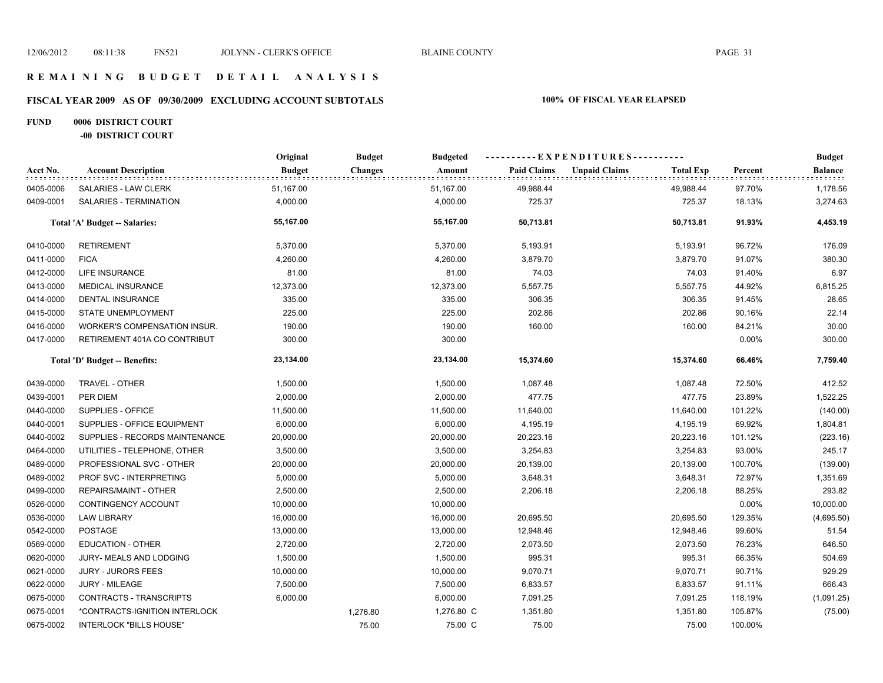# REMAINING BUDGET DETAIL ANALYSIS

## FISCAL YEAR 2009 AS OF 09/30/2009 EXCLUDING ACCOUNT SUBTOTALS — 100% OF FISCAL YEAR ELAPSED

### FUND 0006 DISTRICT COURT
#### -00 DISTRICT COURT

| Acct No. | Account Description | Original Budget | Budget Changes | Budgeted Amount | Paid Claims | Unpaid Claims | Total Exp | Percent | Budget Balance |
|---|---|---|---|---|---|---|---|---|---|
| 0405-0006 | SALARIES - LAW CLERK | 51,167.00 | | 51,167.00 | 49,988.44 | | 49,988.44 | 97.70% | 1,178.56 |
| 0409-0001 | SALARIES - TERMINATION | 4,000.00 | | 4,000.00 | 725.37 | | 725.37 | 18.13% | 3,274.63 |
| | **Total 'A' Budget -- Salaries:** | **55,167.00** | | **55,167.00** | **50,713.81** | | **50,713.81** | **91.93%** | **4,453.19** |
| 0410-0000 | RETIREMENT | 5,370.00 | | 5,370.00 | 5,193.91 | | 5,193.91 | 96.72% | 176.09 |
| 0411-0000 | FICA | 4,260.00 | | 4,260.00 | 3,879.70 | | 3,879.70 | 91.07% | 380.30 |
| 0412-0000 | LIFE INSURANCE | 81.00 | | 81.00 | 74.03 | | 74.03 | 91.40% | 6.97 |
| 0413-0000 | MEDICAL INSURANCE | 12,373.00 | | 12,373.00 | 5,557.75 | | 5,557.75 | 44.92% | 6,815.25 |
| 0414-0000 | DENTAL INSURANCE | 335.00 | | 335.00 | 306.35 | | 306.35 | 91.45% | 28.65 |
| 0415-0000 | STATE UNEMPLOYMENT | 225.00 | | 225.00 | 202.86 | | 202.86 | 90.16% | 22.14 |
| 0416-0000 | WORKER'S COMPENSATION INSUR. | 190.00 | | 190.00 | 160.00 | | 160.00 | 84.21% | 30.00 |
| 0417-0000 | RETIREMENT 401A CO CONTRIBUT | 300.00 | | 300.00 | | | | 0.00% | 300.00 |
| | **Total 'D' Budget -- Benefits:** | **23,134.00** | | **23,134.00** | **15,374.60** | | **15,374.60** | **66.46%** | **7,759.40** |
| 0439-0000 | TRAVEL - OTHER | 1,500.00 | | 1,500.00 | 1,087.48 | | 1,087.48 | 72.50% | 412.52 |
| 0439-0001 | PER DIEM | 2,000.00 | | 2,000.00 | 477.75 | | 477.75 | 23.89% | 1,522.25 |
| 0440-0000 | SUPPLIES - OFFICE | 11,500.00 | | 11,500.00 | 11,640.00 | | 11,640.00 | 101.22% | (140.00) |
| 0440-0001 | SUPPLIES - OFFICE EQUIPMENT | 6,000.00 | | 6,000.00 | 4,195.19 | | 4,195.19 | 69.92% | 1,804.81 |
| 0440-0002 | SUPPLIES - RECORDS MAINTENANCE | 20,000.00 | | 20,000.00 | 20,223.16 | | 20,223.16 | 101.12% | (223.16) |
| 0464-0000 | UTILITIES - TELEPHONE, OTHER | 3,500.00 | | 3,500.00 | 3,254.83 | | 3,254.83 | 93.00% | 245.17 |
| 0489-0000 | PROFESSIONAL SVC - OTHER | 20,000.00 | | 20,000.00 | 20,139.00 | | 20,139.00 | 100.70% | (139.00) |
| 0489-0002 | PROF SVC - INTERPRETING | 5,000.00 | | 5,000.00 | 3,648.31 | | 3,648.31 | 72.97% | 1,351.69 |
| 0499-0000 | REPAIRS/MAINT - OTHER | 2,500.00 | | 2,500.00 | 2,206.18 | | 2,206.18 | 88.25% | 293.82 |
| 0526-0000 | CONTINGENCY ACCOUNT | 10,000.00 | | 10,000.00 | | | | 0.00% | 10,000.00 |
| 0536-0000 | LAW LIBRARY | 16,000.00 | | 16,000.00 | 20,695.50 | | 20,695.50 | 129.35% | (4,695.50) |
| 0542-0000 | POSTAGE | 13,000.00 | | 13,000.00 | 12,948.46 | | 12,948.46 | 99.60% | 51.54 |
| 0569-0000 | EDUCATION - OTHER | 2,720.00 | | 2,720.00 | 2,073.50 | | 2,073.50 | 76.23% | 646.50 |
| 0620-0000 | JURY- MEALS AND LODGING | 1,500.00 | | 1,500.00 | 995.31 | | 995.31 | 66.35% | 504.69 |
| 0621-0000 | JURY - JURORS FEES | 10,000.00 | | 10,000.00 | 9,070.71 | | 9,070.71 | 90.71% | 929.29 |
| 0622-0000 | JURY - MILEAGE | 7,500.00 | | 7,500.00 | 6,833.57 | | 6,833.57 | 91.11% | 666.43 |
| 0675-0000 | CONTRACTS - TRANSCRIPTS | 6,000.00 | | 6,000.00 | 7,091.25 | | 7,091.25 | 118.19% | (1,091.25) |
| 0675-0001 | *CONTRACTS-IGNITION INTERLOCK | | 1,276.80 | 1,276.80 C | 1,351.80 | | 1,351.80 | 105.87% | (75.00) |
| 0675-0002 | INTERLOCK "BILLS HOUSE" | | 75.00 | 75.00 C | 75.00 | | 75.00 | 100.00% | |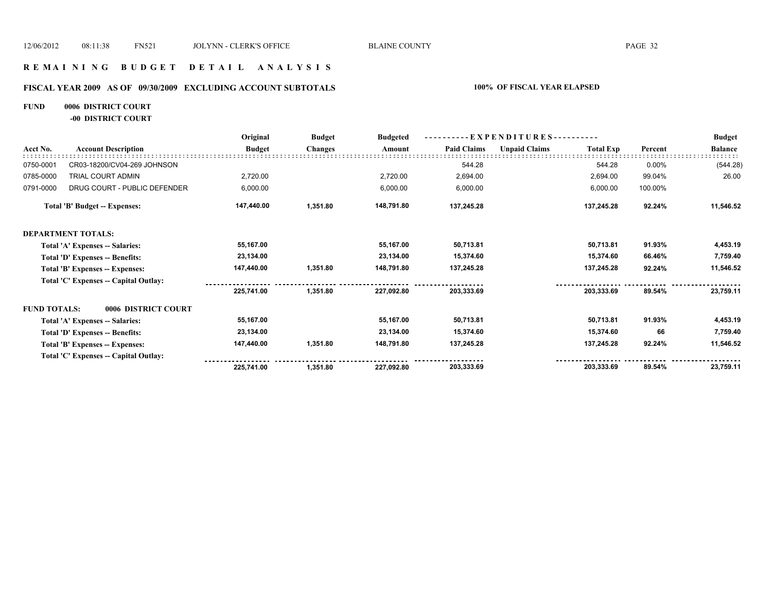# R E M A I N I N G   B U D G E T   D E T A I L   A N A L Y S I S

## FISCAL YEAR 2009 AS OF 09/30/2009 EXCLUDING ACCOUNT SUBTOTALS

**100% OF FISCAL YEAR ELAPSED**

**FUND 0006 DISTRICT COURT**

**-00 DISTRICT COURT**

| Acct No. | Account Description | Original Budget | Budget Changes | Budgeted Amount | Paid Claims | Unpaid Claims | Total Exp | Percent | Budget Balance |
|---|---|---|---|---|---|---|---|---|---|
| 0750-0001 | CR03-18200/CV04-269 JOHNSON | | | | 544.28 | | 544.28 | 0.00% | (544.28) |
| 0785-0000 | TRIAL COURT ADMIN | 2,720.00 | | 2,720.00 | 2,694.00 | | 2,694.00 | 99.04% | 26.00 |
| 0791-0000 | DRUG COURT - PUBLIC DEFENDER | 6,000.00 | | 6,000.00 | 6,000.00 | | 6,000.00 | 100.00% | |
| | **Total 'B' Budget -- Expenses:** | **147,440.00** | **1,351.80** | **148,791.80** | **137,245.28** | | **137,245.28** | **92.24%** | **11,546.52** |
| **DEPARTMENT TOTALS:** | | | | | | | | | |
| | **Total 'A' Expenses -- Salaries:** | **55,167.00** | | **55,167.00** | **50,713.81** | | **50,713.81** | **91.93%** | **4,453.19** |
| | **Total 'D' Expenses -- Benefits:** | **23,134.00** | | **23,134.00** | **15,374.60** | | **15,374.60** | **66.46%** | **7,759.40** |
| | **Total 'B' Expenses -- Expenses:** | **147,440.00** | **1,351.80** | **148,791.80** | **137,245.28** | | **137,245.28** | **92.24%** | **11,546.52** |
| | **Total 'C' Expenses -- Capital Outlay:** | | | | | | | | |
| | | **225,741.00** | **1,351.80** | **227,092.80** | **203,333.69** | | **203,333.69** | **89.54%** | **23,759.11** |
| **FUND TOTALS:** | **0006 DISTRICT COURT** | | | | | | | | |
| | **Total 'A' Expenses -- Salaries:** | **55,167.00** | | **55,167.00** | **50,713.81** | | **50,713.81** | **91.93%** | **4,453.19** |
| | **Total 'D' Expenses -- Benefits:** | **23,134.00** | | **23,134.00** | **15,374.60** | | **15,374.60** | **66** | **7,759.40** |
| | **Total 'B' Expenses -- Expenses:** | **147,440.00** | **1,351.80** | **148,791.80** | **137,245.28** | | **137,245.28** | **92.24%** | **11,546.52** |
| | **Total 'C' Expenses -- Capital Outlay:** | | | | | | | | |
| | | **225,741.00** | **1,351.80** | **227,092.80** | **203,333.69** | | **203,333.69** | **89.54%** | **23,759.11** |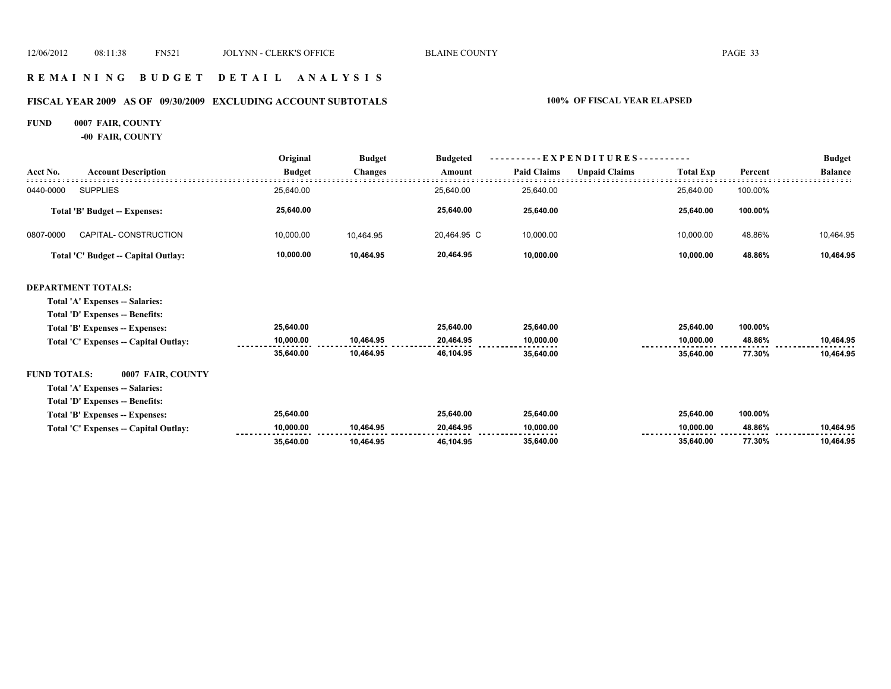## R E M A I N I N G   B U D G E T   D E T A I L   A N A L Y S I S

### FISCAL YEAR 2009 AS OF 09/30/2009 EXCLUDING ACCOUNT SUBTOTALS

**100% OF FISCAL YEAR ELAPSED**

**FUND 0007 FAIR, COUNTY**

**-00 FAIR, COUNTY**

| Acct No. | Account Description | Original Budget | Budget Changes | Budgeted Amount | Paid Claims | Unpaid Claims | Total Exp | Percent | Budget Balance |
|---|---|---|---|---|---|---|---|---|---|
| 0440-0000 | SUPPLIES | 25,640.00 | | 25,640.00 | 25,640.00 | | 25,640.00 | 100.00% | |
| | **Total 'B' Budget -- Expenses:** | **25,640.00** | | **25,640.00** | **25,640.00** | | **25,640.00** | **100.00%** | |
| 0807-0000 | CAPITAL- CONSTRUCTION | 10,000.00 | 10,464.95 | 20,464.95 C | 10,000.00 | | 10,000.00 | 48.86% | 10,464.95 |
| | **Total 'C' Budget -- Capital Outlay:** | **10,000.00** | **10,464.95** | **20,464.95** | **10,000.00** | | **10,000.00** | **48.86%** | **10,464.95** |
| | **DEPARTMENT TOTALS:** | | | | | | | | |
| | **Total 'A' Expenses -- Salaries:** | | | | | | | | |
| | **Total 'D' Expenses -- Benefits:** | | | | | | | | |
| | **Total 'B' Expenses -- Expenses:** | **25,640.00** | | **25,640.00** | **25,640.00** | | **25,640.00** | **100.00%** | |
| | **Total 'C' Expenses -- Capital Outlay:** | **10,000.00** | **10,464.95** | **20,464.95** | **10,000.00** | | **10,000.00** | **48.86%** | **10,464.95** |
| | | **35,640.00** | **10,464.95** | **46,104.95** | **35,640.00** | | **35,640.00** | **77.30%** | **10,464.95** |
| | **FUND TOTALS: 0007 FAIR, COUNTY** | | | | | | | | |
| | **Total 'A' Expenses -- Salaries:** | | | | | | | | |
| | **Total 'D' Expenses -- Benefits:** | | | | | | | | |
| | **Total 'B' Expenses -- Expenses:** | **25,640.00** | | **25,640.00** | **25,640.00** | | **25,640.00** | **100.00%** | |
| | **Total 'C' Expenses -- Capital Outlay:** | **10,000.00** | **10,464.95** | **20,464.95** | **10,000.00** | | **10,000.00** | **48.86%** | **10,464.95** |
| | | **35,640.00** | **10,464.95** | **46,104.95** | **35,640.00** | | **35,640.00** | **77.30%** | **10,464.95** |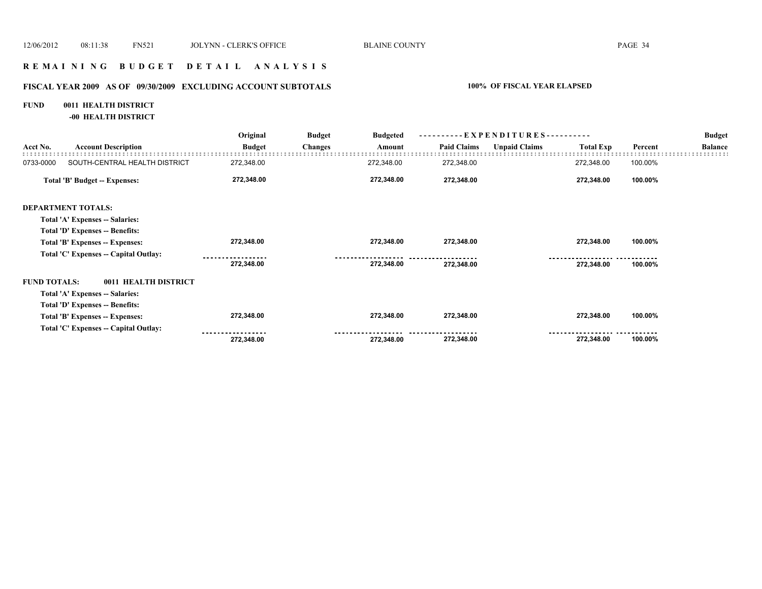# REMAINING BUDGET DETAIL ANALYSIS

## FISCAL YEAR 2009 AS OF 09/30/2009 EXCLUDING ACCOUNT SUBTOTALS

**100% OF FISCAL YEAR ELAPSED**

**FUND 0011 HEALTH DISTRICT**

**-00 HEALTH DISTRICT**

| Acct No. | Account Description | Original Budget | Budget Changes | Budgeted Amount | EXPENDITURES Paid Claims | EXPENDITURES Unpaid Claims | EXPENDITURES Total Exp | Percent | Budget Balance |
|---|---|---|---|---|---|---|---|---|---|
| 0733-0000 | SOUTH-CENTRAL HEALTH DISTRICT | 272,348.00 | | 272,348.00 | 272,348.00 | | 272,348.00 | 100.00% | |
| | **Total 'B' Budget -- Expenses:** | **272,348.00** | | **272,348.00** | **272,348.00** | | **272,348.00** | **100.00%** | |
| **DEPARTMENT TOTALS:** | | | | | | | | | |
| | **Total 'A' Expenses -- Salaries:** | | | | | | | | |
| | **Total 'D' Expenses -- Benefits:** | | | | | | | | |
| | **Total 'B' Expenses -- Expenses:** | **272,348.00** | | **272,348.00** | **272,348.00** | | **272,348.00** | **100.00%** | |
| | **Total 'C' Expenses -- Capital Outlay:** | | | | | | | | |
| | | **272,348.00** | | **272,348.00** | **272,348.00** | | **272,348.00** | **100.00%** | |
| **FUND TOTALS:** | **0011 HEALTH DISTRICT** | | | | | | | | |
| | **Total 'A' Expenses -- Salaries:** | | | | | | | | |
| | **Total 'D' Expenses -- Benefits:** | | | | | | | | |
| | **Total 'B' Expenses -- Expenses:** | **272,348.00** | | **272,348.00** | **272,348.00** | | **272,348.00** | **100.00%** | |
| | **Total 'C' Expenses -- Capital Outlay:** | | | | | | | | |
| | | **272,348.00** | | **272,348.00** | **272,348.00** | | **272,348.00** | **100.00%** | |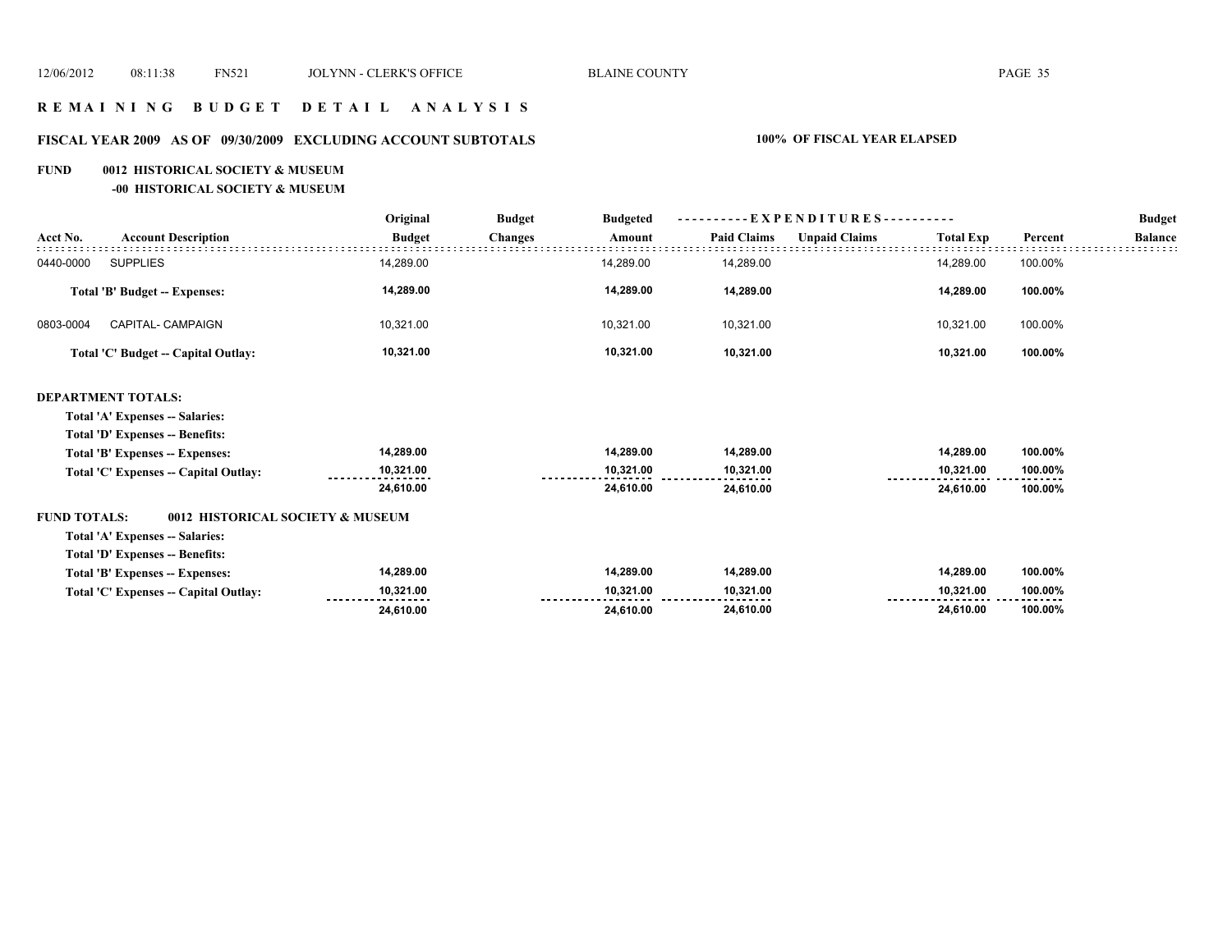## R E M A I N I N G B U D G E T D E T A I L A N A L Y S I S

### FISCAL YEAR 2009 AS OF 09/30/2009 EXCLUDING ACCOUNT SUBTOTALS — 100% OF FISCAL YEAR ELAPSED

**FUND 0012 HISTORICAL SOCIETY & MUSEUM**
**-00 HISTORICAL SOCIETY & MUSEUM**

| Acct No. | Account Description | Original Budget | Budget Changes | Budgeted Amount | Paid Claims | Unpaid Claims | Total Exp | Percent | Budget Balance |
|---|---|---|---|---|---|---|---|---|---|
| 0440-0000 | SUPPLIES | 14,289.00 | | 14,289.00 | 14,289.00 | | 14,289.00 | 100.00% | |
| | **Total 'B' Budget -- Expenses:** | **14,289.00** | | **14,289.00** | **14,289.00** | | **14,289.00** | **100.00%** | |
| 0803-0004 | CAPITAL- CAMPAIGN | 10,321.00 | | 10,321.00 | 10,321.00 | | 10,321.00 | 100.00% | |
| | **Total 'C' Budget -- Capital Outlay:** | **10,321.00** | | **10,321.00** | **10,321.00** | | **10,321.00** | **100.00%** | |
| **DEPARTMENT TOTALS:** | | | | | | | | | |
| | **Total 'A' Expenses -- Salaries:** | | | | | | | | |
| | **Total 'D' Expenses -- Benefits:** | | | | | | | | |
| | **Total 'B' Expenses -- Expenses:** | **14,289.00** | | **14,289.00** | **14,289.00** | | **14,289.00** | **100.00%** | |
| | **Total 'C' Expenses -- Capital Outlay:** | **10,321.00** | | **10,321.00** | **10,321.00** | | **10,321.00** | **100.00%** | |
| | | **24,610.00** | | **24,610.00** | **24,610.00** | | **24,610.00** | **100.00%** | |
| **FUND TOTALS:** | **0012 HISTORICAL SOCIETY & MUSEUM** | | | | | | | | |
| | **Total 'A' Expenses -- Salaries:** | | | | | | | | |
| | **Total 'D' Expenses -- Benefits:** | | | | | | | | |
| | **Total 'B' Expenses -- Expenses:** | **14,289.00** | | **14,289.00** | **14,289.00** | | **14,289.00** | **100.00%** | |
| | **Total 'C' Expenses -- Capital Outlay:** | **10,321.00** | | **10,321.00** | **10,321.00** | | **10,321.00** | **100.00%** | |
| | | **24,610.00** | | **24,610.00** | **24,610.00** | | **24,610.00** | **100.00%** | |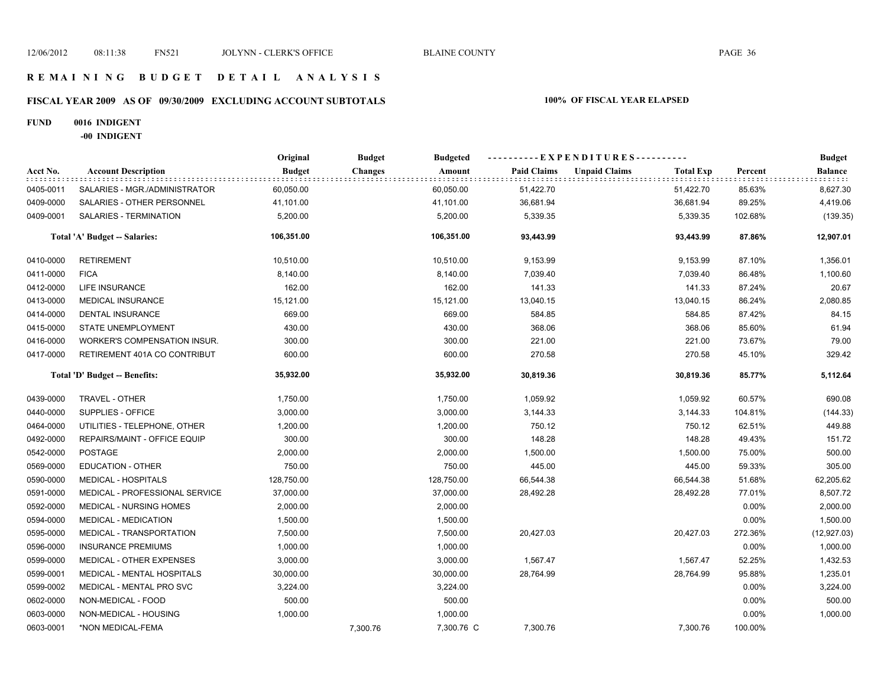# R E M A I N I N G   B U D G E T   D E T A I L   A N A L Y S I S

## FISCAL YEAR 2009 AS OF 09/30/2009 EXCLUDING ACCOUNT SUBTOTALS

**100% OF FISCAL YEAR ELAPSED**

**FUND 0016 INDIGENT**

**-00 INDIGENT**

| Acct No. | Account Description | Original Budget | Budget Changes | Budgeted Amount | Paid Claims | Unpaid Claims | Total Exp | Percent | Budget Balance |
|---|---|---|---|---|---|---|---|---|---|
| 0405-0011 | SALARIES - MGR./ADMINISTRATOR | 60,050.00 | | 60,050.00 | 51,422.70 | | 51,422.70 | 85.63% | 8,627.30 |
| 0409-0000 | SALARIES - OTHER PERSONNEL | 41,101.00 | | 41,101.00 | 36,681.94 | | 36,681.94 | 89.25% | 4,419.06 |
| 0409-0001 | SALARIES - TERMINATION | 5,200.00 | | 5,200.00 | 5,339.35 | | 5,339.35 | 102.68% | (139.35) |
| | **Total 'A' Budget -- Salaries:** | **106,351.00** | | **106,351.00** | **93,443.99** | | **93,443.99** | **87.86%** | **12,907.01** |
| 0410-0000 | RETIREMENT | 10,510.00 | | 10,510.00 | 9,153.99 | | 9,153.99 | 87.10% | 1,356.01 |
| 0411-0000 | FICA | 8,140.00 | | 8,140.00 | 7,039.40 | | 7,039.40 | 86.48% | 1,100.60 |
| 0412-0000 | LIFE INSURANCE | 162.00 | | 162.00 | 141.33 | | 141.33 | 87.24% | 20.67 |
| 0413-0000 | MEDICAL INSURANCE | 15,121.00 | | 15,121.00 | 13,040.15 | | 13,040.15 | 86.24% | 2,080.85 |
| 0414-0000 | DENTAL INSURANCE | 669.00 | | 669.00 | 584.85 | | 584.85 | 87.42% | 84.15 |
| 0415-0000 | STATE UNEMPLOYMENT | 430.00 | | 430.00 | 368.06 | | 368.06 | 85.60% | 61.94 |
| 0416-0000 | WORKER'S COMPENSATION INSUR. | 300.00 | | 300.00 | 221.00 | | 221.00 | 73.67% | 79.00 |
| 0417-0000 | RETIREMENT 401A CO CONTRIBUT | 600.00 | | 600.00 | 270.58 | | 270.58 | 45.10% | 329.42 |
| | **Total 'D' Budget -- Benefits:** | **35,932.00** | | **35,932.00** | **30,819.36** | | **30,819.36** | **85.77%** | **5,112.64** |
| 0439-0000 | TRAVEL - OTHER | 1,750.00 | | 1,750.00 | 1,059.92 | | 1,059.92 | 60.57% | 690.08 |
| 0440-0000 | SUPPLIES - OFFICE | 3,000.00 | | 3,000.00 | 3,144.33 | | 3,144.33 | 104.81% | (144.33) |
| 0464-0000 | UTILITIES - TELEPHONE, OTHER | 1,200.00 | | 1,200.00 | 750.12 | | 750.12 | 62.51% | 449.88 |
| 0492-0000 | REPAIRS/MAINT - OFFICE EQUIP | 300.00 | | 300.00 | 148.28 | | 148.28 | 49.43% | 151.72 |
| 0542-0000 | POSTAGE | 2,000.00 | | 2,000.00 | 1,500.00 | | 1,500.00 | 75.00% | 500.00 |
| 0569-0000 | EDUCATION - OTHER | 750.00 | | 750.00 | 445.00 | | 445.00 | 59.33% | 305.00 |
| 0590-0000 | MEDICAL - HOSPITALS | 128,750.00 | | 128,750.00 | 66,544.38 | | 66,544.38 | 51.68% | 62,205.62 |
| 0591-0000 | MEDICAL - PROFESSIONAL SERVICE | 37,000.00 | | 37,000.00 | 28,492.28 | | 28,492.28 | 77.01% | 8,507.72 |
| 0592-0000 | MEDICAL - NURSING HOMES | 2,000.00 | | 2,000.00 | | | | 0.00% | 2,000.00 |
| 0594-0000 | MEDICAL - MEDICATION | 1,500.00 | | 1,500.00 | | | | 0.00% | 1,500.00 |
| 0595-0000 | MEDICAL - TRANSPORTATION | 7,500.00 | | 7,500.00 | 20,427.03 | | 20,427.03 | 272.36% | (12,927.03) |
| 0596-0000 | INSURANCE PREMIUMS | 1,000.00 | | 1,000.00 | | | | 0.00% | 1,000.00 |
| 0599-0000 | MEDICAL - OTHER EXPENSES | 3,000.00 | | 3,000.00 | 1,567.47 | | 1,567.47 | 52.25% | 1,432.53 |
| 0599-0001 | MEDICAL - MENTAL HOSPITALS | 30,000.00 | | 30,000.00 | 28,764.99 | | 28,764.99 | 95.88% | 1,235.01 |
| 0599-0002 | MEDICAL - MENTAL PRO SVC | 3,224.00 | | 3,224.00 | | | | 0.00% | 3,224.00 |
| 0602-0000 | NON-MEDICAL - FOOD | 500.00 | | 500.00 | | | | 0.00% | 500.00 |
| 0603-0000 | NON-MEDICAL - HOUSING | 1,000.00 | | 1,000.00 | | | | 0.00% | 1,000.00 |
| 0603-0001 | *NON MEDICAL-FEMA | | 7,300.76 | 7,300.76 C | 7,300.76 | | 7,300.76 | 100.00% | |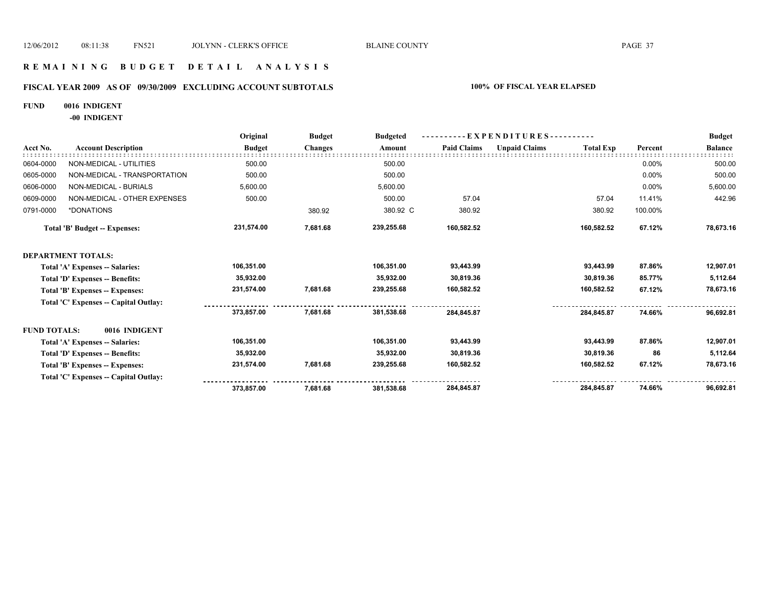# REMAINING BUDGET DETAIL ANALYSIS

## FISCAL YEAR 2009 AS OF 09/30/2009 EXCLUDING ACCOUNT SUBTOTALS

**100% OF FISCAL YEAR ELAPSED**

**FUND 0016 INDIGENT**

**-00 INDIGENT**

| Acct No. | Account Description | Original Budget | Budget Changes | Budgeted Amount | Paid Claims | Unpaid Claims | Total Exp | Percent | Budget Balance |
|---|---|---|---|---|---|---|---|---|---|
| 0604-0000 | NON-MEDICAL - UTILITIES | 500.00 | | 500.00 | | | | 0.00% | 500.00 |
| 0605-0000 | NON-MEDICAL - TRANSPORTATION | 500.00 | | 500.00 | | | | 0.00% | 500.00 |
| 0606-0000 | NON-MEDICAL - BURIALS | 5,600.00 | | 5,600.00 | | | | 0.00% | 5,600.00 |
| 0609-0000 | NON-MEDICAL - OTHER EXPENSES | 500.00 | | 500.00 | 57.04 | | 57.04 | 11.41% | 442.96 |
| 0791-0000 | *DONATIONS | | 380.92 | 380.92 C | 380.92 | | 380.92 | 100.00% | |
| | **Total 'B' Budget -- Expenses:** | **231,574.00** | **7,681.68** | **239,255.68** | **160,582.52** | | **160,582.52** | **67.12%** | **78,673.16** |
| **DEPARTMENT TOTALS:** | | | | | | | | | |
| | **Total 'A' Expenses -- Salaries:** | **106,351.00** | | **106,351.00** | **93,443.99** | | **93,443.99** | **87.86%** | **12,907.01** |
| | **Total 'D' Expenses -- Benefits:** | **35,932.00** | | **35,932.00** | **30,819.36** | | **30,819.36** | **85.77%** | **5,112.64** |
| | **Total 'B' Expenses -- Expenses:** | **231,574.00** | **7,681.68** | **239,255.68** | **160,582.52** | | **160,582.52** | **67.12%** | **78,673.16** |
| | **Total 'C' Expenses -- Capital Outlay:** | | | | | | | | |
| | | **373,857.00** | **7,681.68** | **381,538.68** | **284,845.87** | | **284,845.87** | **74.66%** | **96,692.81** |
| **FUND TOTALS:** | **0016 INDIGENT** | | | | | | | | |
| | **Total 'A' Expenses -- Salaries:** | **106,351.00** | | **106,351.00** | **93,443.99** | | **93,443.99** | **87.86%** | **12,907.01** |
| | **Total 'D' Expenses -- Benefits:** | **35,932.00** | | **35,932.00** | **30,819.36** | | **30,819.36** | **86** | **5,112.64** |
| | **Total 'B' Expenses -- Expenses:** | **231,574.00** | **7,681.68** | **239,255.68** | **160,582.52** | | **160,582.52** | **67.12%** | **78,673.16** |
| | **Total 'C' Expenses -- Capital Outlay:** | | | | | | | | |
| | | **373,857.00** | **7,681.68** | **381,538.68** | **284,845.87** | | **284,845.87** | **74.66%** | **96,692.81** |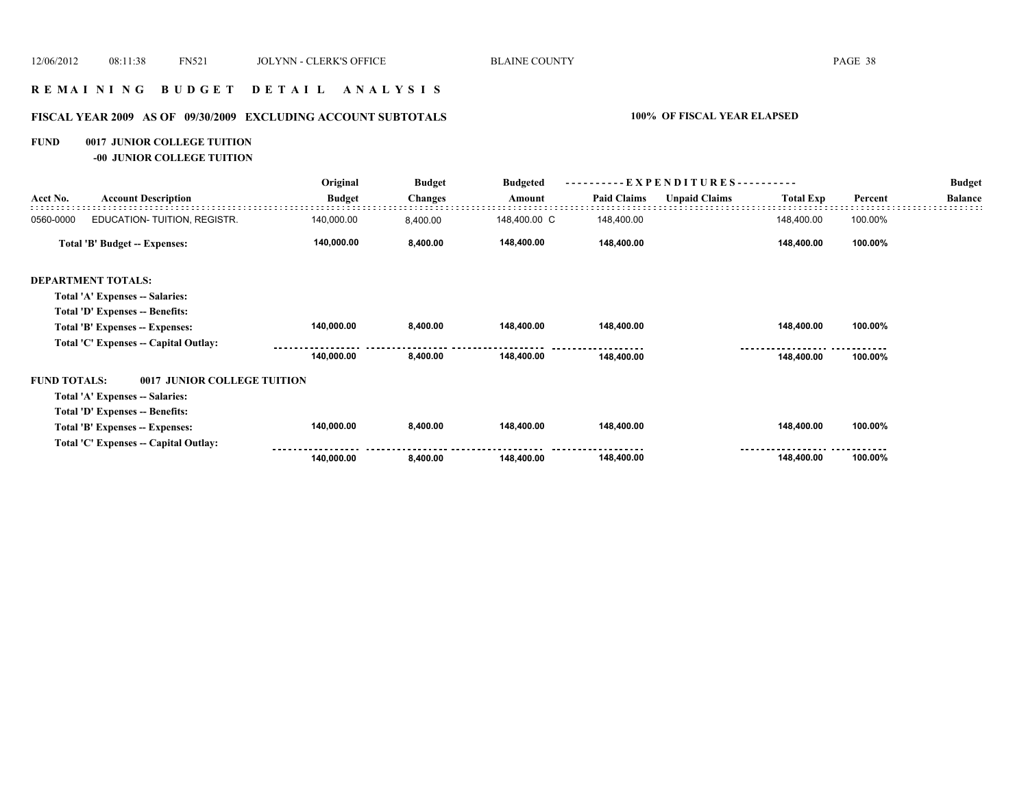# R E M A I N I N G   B U D G E T   D E T A I L   A N A L Y S I S

## FISCAL YEAR 2009 AS OF 09/30/2009 EXCLUDING ACCOUNT SUBTOTALS — 100% OF FISCAL YEAR ELAPSED

**FUND 0017 JUNIOR COLLEGE TUITION**
**-00 JUNIOR COLLEGE TUITION**

| Acct No. | Account Description | Original Budget | Budget Changes | Budgeted Amount | Paid Claims | Unpaid Claims | Total Exp | Percent | Budget Balance |
|---|---|---|---|---|---|---|---|---|---|
| 0560-0000 | EDUCATION- TUITION, REGISTR. | 140,000.00 | 8,400.00 | 148,400.00 C | 148,400.00 | | 148,400.00 | 100.00% | |
| | **Total 'B' Budget -- Expenses:** | **140,000.00** | **8,400.00** | **148,400.00** | **148,400.00** | | **148,400.00** | **100.00%** | |
| | **DEPARTMENT TOTALS:** | | | | | | | | |
| | **Total 'A' Expenses -- Salaries:** | | | | | | | | |
| | **Total 'D' Expenses -- Benefits:** | | | | | | | | |
| | **Total 'B' Expenses -- Expenses:** | **140,000.00** | **8,400.00** | **148,400.00** | **148,400.00** | | **148,400.00** | **100.00%** | |
| | **Total 'C' Expenses -- Capital Outlay:** | | | | | | | | |
| | | **140,000.00** | **8,400.00** | **148,400.00** | **148,400.00** | | **148,400.00** | **100.00%** | |
| | **FUND TOTALS: 0017 JUNIOR COLLEGE TUITION** | | | | | | | | |
| | **Total 'A' Expenses -- Salaries:** | | | | | | | | |
| | **Total 'D' Expenses -- Benefits:** | | | | | | | | |
| | **Total 'B' Expenses -- Expenses:** | **140,000.00** | **8,400.00** | **148,400.00** | **148,400.00** | | **148,400.00** | **100.00%** | |
| | **Total 'C' Expenses -- Capital Outlay:** | | | | | | | | |
| | | **140,000.00** | **8,400.00** | **148,400.00** | **148,400.00** | | **148,400.00** | **100.00%** | |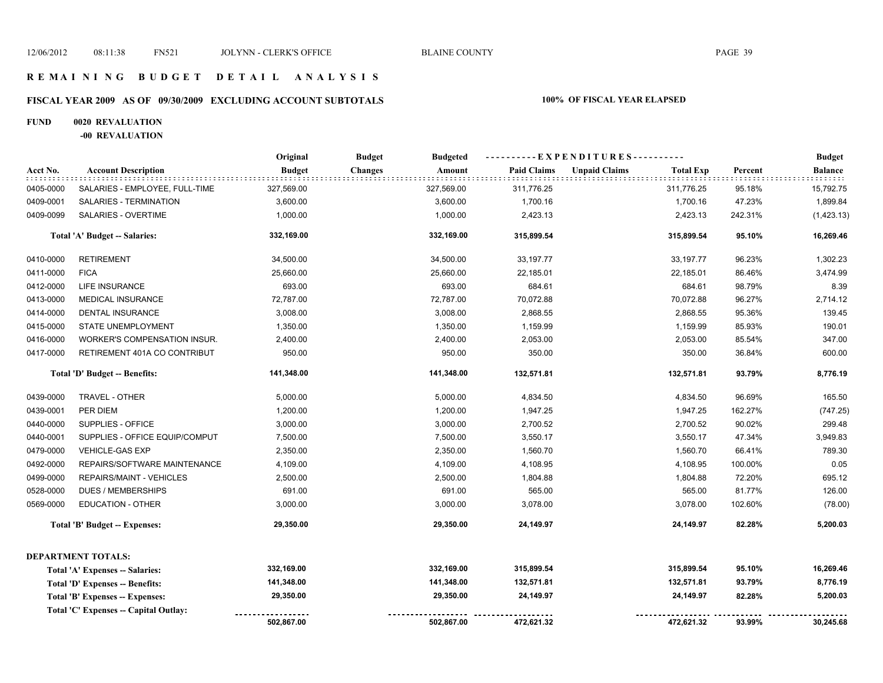# R E M A I N I N G   B U D G E T   D E T A I L   A N A L Y S I S

## FISCAL YEAR 2009 AS OF 09/30/2009 EXCLUDING ACCOUNT SUBTOTALS

**100% OF FISCAL YEAR ELAPSED**

**FUND 0020 REVALUATION**

**-00 REVALUATION**

| Acct No. | Account Description | Original Budget | Budget Changes | Budgeted Amount | Paid Claims | Unpaid Claims | Total Exp | Percent | Budget Balance |
|---|---|---|---|---|---|---|---|---|---|
| 0405-0000 | SALARIES - EMPLOYEE, FULL-TIME | 327,569.00 | | 327,569.00 | 311,776.25 | | 311,776.25 | 95.18% | 15,792.75 |
| 0409-0001 | SALARIES - TERMINATION | 3,600.00 | | 3,600.00 | 1,700.16 | | 1,700.16 | 47.23% | 1,899.84 |
| 0409-0099 | SALARIES - OVERTIME | 1,000.00 | | 1,000.00 | 2,423.13 | | 2,423.13 | 242.31% | (1,423.13) |
| | **Total 'A' Budget -- Salaries:** | **332,169.00** | | **332,169.00** | **315,899.54** | | **315,899.54** | **95.10%** | **16,269.46** |
| 0410-0000 | RETIREMENT | 34,500.00 | | 34,500.00 | 33,197.77 | | 33,197.77 | 96.23% | 1,302.23 |
| 0411-0000 | FICA | 25,660.00 | | 25,660.00 | 22,185.01 | | 22,185.01 | 86.46% | 3,474.99 |
| 0412-0000 | LIFE INSURANCE | 693.00 | | 693.00 | 684.61 | | 684.61 | 98.79% | 8.39 |
| 0413-0000 | MEDICAL INSURANCE | 72,787.00 | | 72,787.00 | 70,072.88 | | 70,072.88 | 96.27% | 2,714.12 |
| 0414-0000 | DENTAL INSURANCE | 3,008.00 | | 3,008.00 | 2,868.55 | | 2,868.55 | 95.36% | 139.45 |
| 0415-0000 | STATE UNEMPLOYMENT | 1,350.00 | | 1,350.00 | 1,159.99 | | 1,159.99 | 85.93% | 190.01 |
| 0416-0000 | WORKER'S COMPENSATION INSUR. | 2,400.00 | | 2,400.00 | 2,053.00 | | 2,053.00 | 85.54% | 347.00 |
| 0417-0000 | RETIREMENT 401A CO CONTRIBUT | 950.00 | | 950.00 | 350.00 | | 350.00 | 36.84% | 600.00 |
| | **Total 'D' Budget -- Benefits:** | **141,348.00** | | **141,348.00** | **132,571.81** | | **132,571.81** | **93.79%** | **8,776.19** |
| 0439-0000 | TRAVEL - OTHER | 5,000.00 | | 5,000.00 | 4,834.50 | | 4,834.50 | 96.69% | 165.50 |
| 0439-0001 | PER DIEM | 1,200.00 | | 1,200.00 | 1,947.25 | | 1,947.25 | 162.27% | (747.25) |
| 0440-0000 | SUPPLIES - OFFICE | 3,000.00 | | 3,000.00 | 2,700.52 | | 2,700.52 | 90.02% | 299.48 |
| 0440-0001 | SUPPLIES - OFFICE EQUIP/COMPUT | 7,500.00 | | 7,500.00 | 3,550.17 | | 3,550.17 | 47.34% | 3,949.83 |
| 0479-0000 | VEHICLE-GAS EXP | 2,350.00 | | 2,350.00 | 1,560.70 | | 1,560.70 | 66.41% | 789.30 |
| 0492-0000 | REPAIRS/SOFTWARE MAINTENANCE | 4,109.00 | | 4,109.00 | 4,108.95 | | 4,108.95 | 100.00% | 0.05 |
| 0499-0000 | REPAIRS/MAINT - VEHICLES | 2,500.00 | | 2,500.00 | 1,804.88 | | 1,804.88 | 72.20% | 695.12 |
| 0528-0000 | DUES / MEMBERSHIPS | 691.00 | | 691.00 | 565.00 | | 565.00 | 81.77% | 126.00 |
| 0569-0000 | EDUCATION - OTHER | 3,000.00 | | 3,000.00 | 3,078.00 | | 3,078.00 | 102.60% | (78.00) |
| | **Total 'B' Budget -- Expenses:** | **29,350.00** | | **29,350.00** | **24,149.97** | | **24,149.97** | **82.28%** | **5,200.03** |
| | **DEPARTMENT TOTALS:** | | | | | | | | |
| | **Total 'A' Expenses -- Salaries:** | **332,169.00** | | **332,169.00** | **315,899.54** | | **315,899.54** | **95.10%** | **16,269.46** |
| | **Total 'D' Expenses -- Benefits:** | **141,348.00** | | **141,348.00** | **132,571.81** | | **132,571.81** | **93.79%** | **8,776.19** |
| | **Total 'B' Expenses -- Expenses:** | **29,350.00** | | **29,350.00** | **24,149.97** | | **24,149.97** | **82.28%** | **5,200.03** |
| | **Total 'C' Expenses -- Capital Outlay:** | | | | | | | | |
| | | **502,867.00** | | **502,867.00** | **472,621.32** | | **472,621.32** | **93.99%** | **30,245.68** |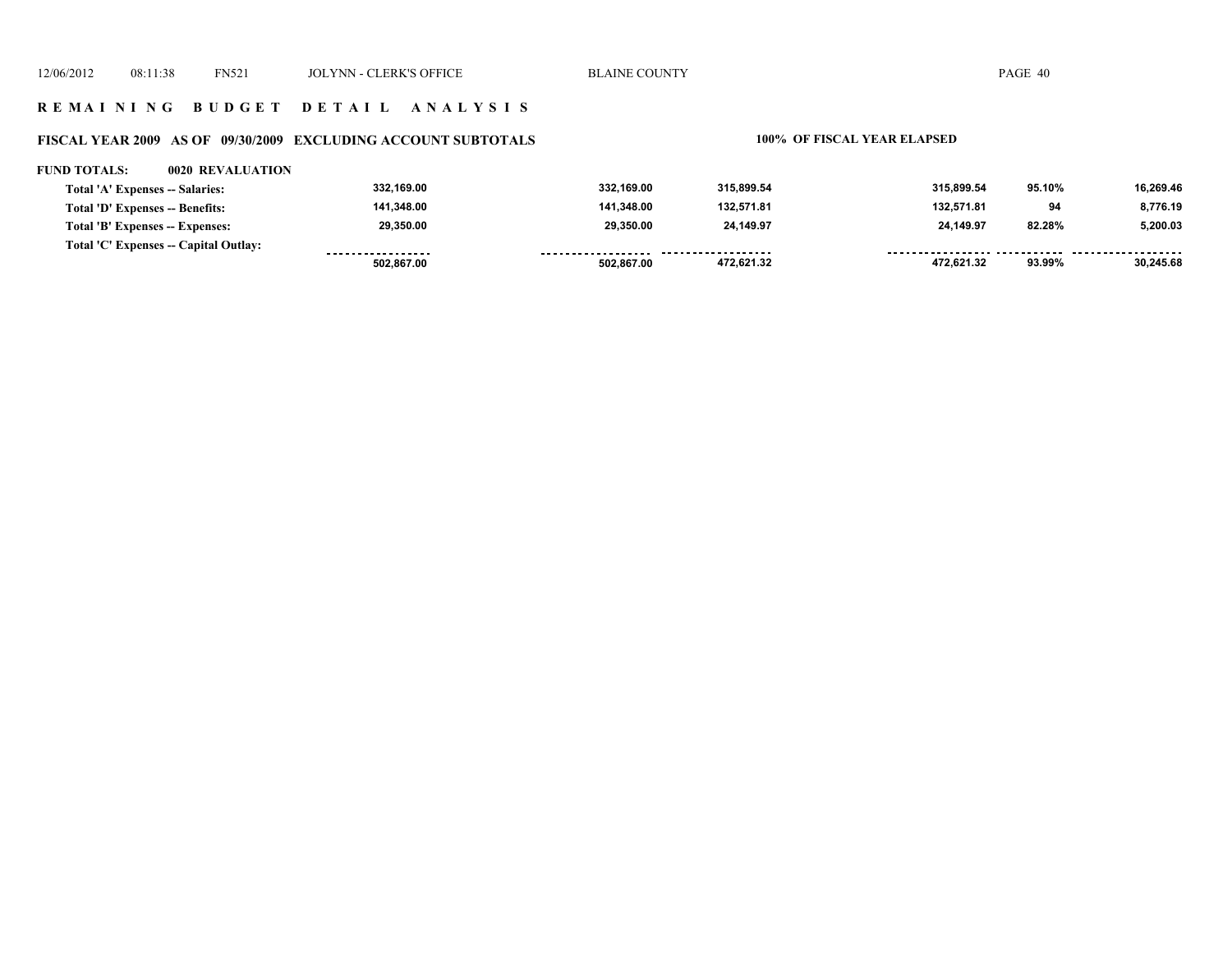## R E M A I N I N G   B U D G E T   D E T A I L   A N A L Y S I S

### FISCAL YEAR 2009 AS OF 09/30/2009 EXCLUDING ACCOUNT SUBTOTALS

**100% OF FISCAL YEAR ELAPSED**

**FUND TOTALS: 0020 REVALUATION**

| | | | | | | |
|---|---|---|---|---|---|---|
| Total 'A' Expenses -- Salaries: | 332,169.00 | 332,169.00 | 315,899.54 | 315,899.54 | 95.10% | 16,269.46 |
| Total 'D' Expenses -- Benefits: | 141,348.00 | 141,348.00 | 132,571.81 | 132,571.81 | 94 | 8,776.19 |
| Total 'B' Expenses -- Expenses: | 29,350.00 | 29,350.00 | 24,149.97 | 24,149.97 | 82.28% | 5,200.03 |
| Total 'C' Expenses -- Capital Outlay: | | | | | | |
| | 502,867.00 | 502,867.00 | 472,621.32 | 472,621.32 | 93.99% | 30,245.68 |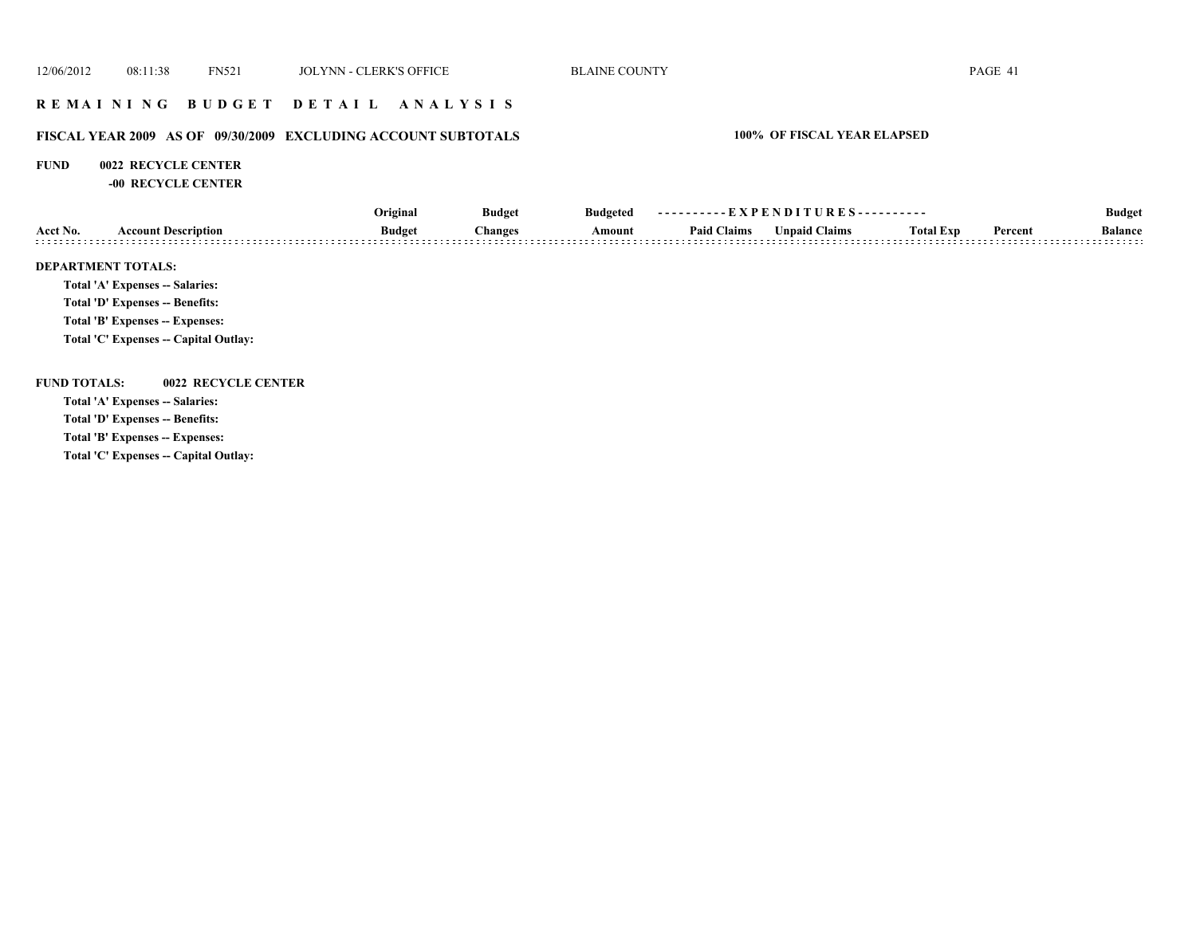# REMAINING BUDGET DETAIL ANALYSIS

## FISCAL YEAR 2009 AS OF 09/30/2009 EXCLUDING ACCOUNT SUBTOTALS — 100% OF FISCAL YEAR ELAPSED

**FUND 0022 RECYCLE CENTER**

**-00 RECYCLE CENTER**

| Acct No. | Account Description | Original Budget | Budget Changes | Budgeted Amount | Paid Claims | Unpaid Claims | Total Exp | Percent | Budget Balance |
|---|---|---|---|---|---|---|---|---|---|

**DEPARTMENT TOTALS:**

Total 'A' Expenses -- Salaries:

Total 'D' Expenses -- Benefits:

Total 'B' Expenses -- Expenses:

Total 'C' Expenses -- Capital Outlay:

**FUND TOTALS: 0022 RECYCLE CENTER**

Total 'A' Expenses -- Salaries:

Total 'D' Expenses -- Benefits:

Total 'B' Expenses -- Expenses:

Total 'C' Expenses -- Capital Outlay: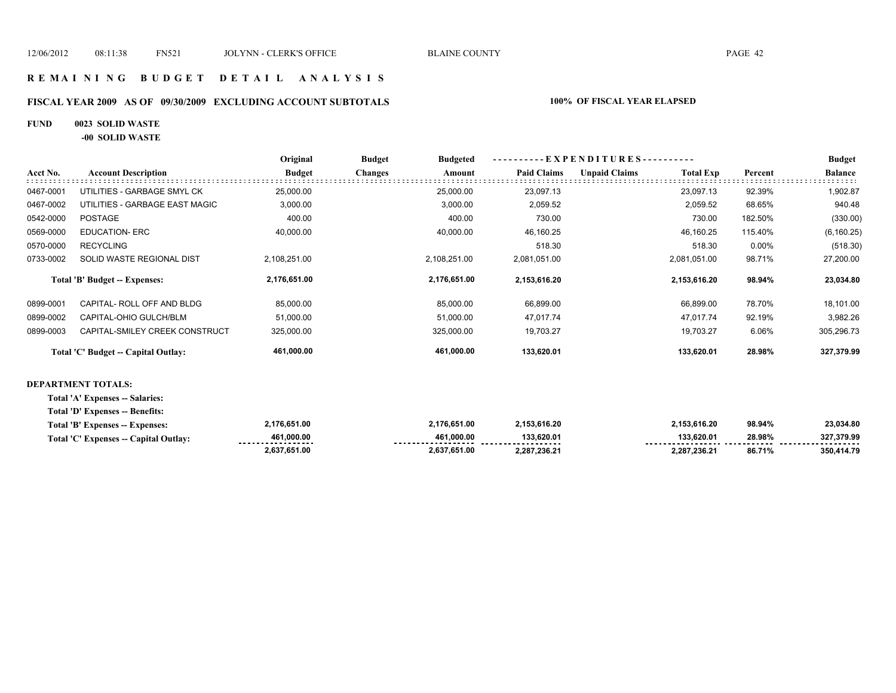# REMAINING BUDGET DETAIL ANALYSIS

## FISCAL YEAR 2009 AS OF 09/30/2009 EXCLUDING ACCOUNT SUBTOTALS — 100% OF FISCAL YEAR ELAPSED

**FUND 0023 SOLID WASTE**

**-00 SOLID WASTE**

| Acct No. | Account Description | Original Budget | Budget Changes | Budgeted Amount | Paid Claims | Unpaid Claims | Total Exp | Percent | Budget Balance |
|---|---|---|---|---|---|---|---|---|---|
| 0467-0001 | UTILITIES - GARBAGE SMYL CK | 25,000.00 | | 25,000.00 | 23,097.13 | | 23,097.13 | 92.39% | 1,902.87 |
| 0467-0002 | UTILITIES - GARBAGE EAST MAGIC | 3,000.00 | | 3,000.00 | 2,059.52 | | 2,059.52 | 68.65% | 940.48 |
| 0542-0000 | POSTAGE | 400.00 | | 400.00 | 730.00 | | 730.00 | 182.50% | (330.00) |
| 0569-0000 | EDUCATION- ERC | 40,000.00 | | 40,000.00 | 46,160.25 | | 46,160.25 | 115.40% | (6,160.25) |
| 0570-0000 | RECYCLING | | | | 518.30 | | 518.30 | 0.00% | (518.30) |
| 0733-0002 | SOLID WASTE REGIONAL DIST | 2,108,251.00 | | 2,108,251.00 | 2,081,051.00 | | 2,081,051.00 | 98.71% | 27,200.00 |
| | **Total 'B' Budget -- Expenses:** | **2,176,651.00** | | **2,176,651.00** | **2,153,616.20** | | **2,153,616.20** | **98.94%** | **23,034.80** |
| 0899-0001 | CAPITAL- ROLL OFF AND BLDG | 85,000.00 | | 85,000.00 | 66,899.00 | | 66,899.00 | 78.70% | 18,101.00 |
| 0899-0002 | CAPITAL-OHIO GULCH/BLM | 51,000.00 | | 51,000.00 | 47,017.74 | | 47,017.74 | 92.19% | 3,982.26 |
| 0899-0003 | CAPITAL-SMILEY CREEK CONSTRUCT | 325,000.00 | | 325,000.00 | 19,703.27 | | 19,703.27 | 6.06% | 305,296.73 |
| | **Total 'C' Budget -- Capital Outlay:** | **461,000.00** | | **461,000.00** | **133,620.01** | | **133,620.01** | **28.98%** | **327,379.99** |

**DEPARTMENT TOTALS:**

| | Original Budget | Budget Changes | Budgeted Amount | Paid Claims | Unpaid Claims | Total Exp | Percent | Budget Balance |
|---|---|---|---|---|---|---|---|---|
| **Total 'A' Expenses -- Salaries:** | | | | | | | | |
| **Total 'D' Expenses -- Benefits:** | | | | | | | | |
| **Total 'B' Expenses -- Expenses:** | **2,176,651.00** | | **2,176,651.00** | **2,153,616.20** | | **2,153,616.20** | **98.94%** | **23,034.80** |
| **Total 'C' Expenses -- Capital Outlay:** | **461,000.00** | | **461,000.00** | **133,620.01** | | **133,620.01** | **28.98%** | **327,379.99** |
| | **2,637,651.00** | | **2,637,651.00** | **2,287,236.21** | | **2,287,236.21** | **86.71%** | **350,414.79** |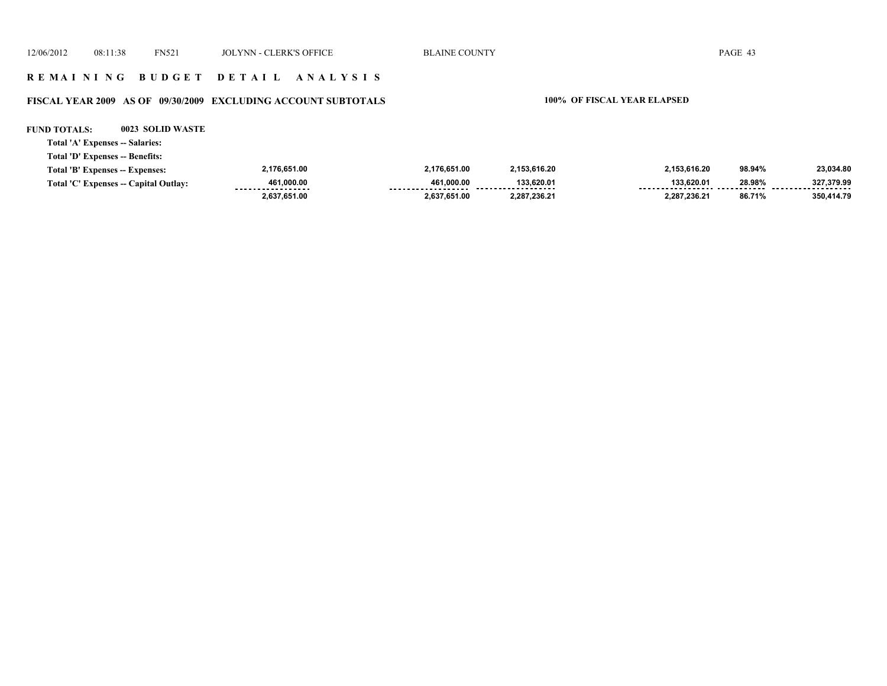# R E M A I N I N G   B U D G E T   D E T A I L   A N A L Y S I S

**FISCAL YEAR 2009   AS OF 09/30/2009   EXCLUDING ACCOUNT SUBTOTALS**

**100% OF FISCAL YEAR ELAPSED**

**FUND TOTALS:   0023 SOLID WASTE**

| | | | | | | |
|---|---|---|---|---|---|---|
| **Total 'A' Expenses -- Salaries:** | | | | | | |
| **Total 'D' Expenses -- Benefits:** | | | | | | |
| **Total 'B' Expenses -- Expenses:** | 2,176,651.00 | 2,176,651.00 | 2,153,616.20 | 2,153,616.20 | 98.94% | 23,034.80 |
| **Total 'C' Expenses -- Capital Outlay:** | 461,000.00 | 461,000.00 | 133,620.01 | 133,620.01 | 28.98% | 327,379.99 |
| | 2,637,651.00 | 2,637,651.00 | 2,287,236.21 | 2,287,236.21 | 86.71% | 350,414.79 |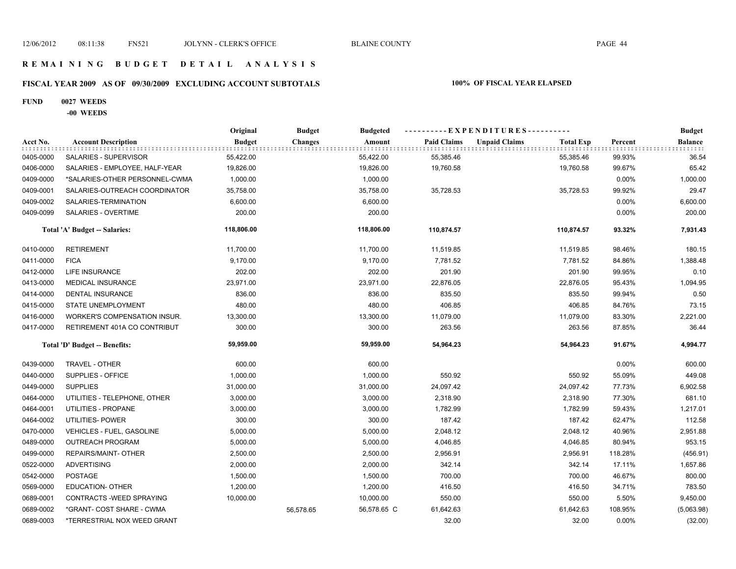# REMAINING BUDGET DETAIL ANALYSIS

## FISCAL YEAR 2009 AS OF 09/30/2009 EXCLUDING ACCOUNT SUBTOTALS

**100% OF FISCAL YEAR ELAPSED**

**FUND 0027 WEEDS**

**-00 WEEDS**

| Acct No. | Account Description | Original Budget | Budget Changes | Budgeted Amount | Paid Claims | Unpaid Claims | Total Exp | Percent | Budget Balance |
|---|---|---|---|---|---|---|---|---|---|
| 0405-0000 | SALARIES - SUPERVISOR | 55,422.00 | | 55,422.00 | 55,385.46 | | 55,385.46 | 99.93% | 36.54 |
| 0406-0000 | SALARIES - EMPLOYEE, HALF-YEAR | 19,826.00 | | 19,826.00 | 19,760.58 | | 19,760.58 | 99.67% | 65.42 |
| 0409-0000 | *SALARIES-OTHER PERSONNEL-CWMA | 1,000.00 | | 1,000.00 | | | | 0.00% | 1,000.00 |
| 0409-0001 | SALARIES-OUTREACH COORDINATOR | 35,758.00 | | 35,758.00 | 35,728.53 | | 35,728.53 | 99.92% | 29.47 |
| 0409-0002 | SALARIES-TERMINATION | 6,600.00 | | 6,600.00 | | | | 0.00% | 6,600.00 |
| 0409-0099 | SALARIES - OVERTIME | 200.00 | | 200.00 | | | | 0.00% | 200.00 |
| | **Total 'A' Budget -- Salaries:** | **118,806.00** | | **118,806.00** | **110,874.57** | | **110,874.57** | **93.32%** | **7,931.43** |
| 0410-0000 | RETIREMENT | 11,700.00 | | 11,700.00 | 11,519.85 | | 11,519.85 | 98.46% | 180.15 |
| 0411-0000 | FICA | 9,170.00 | | 9,170.00 | 7,781.52 | | 7,781.52 | 84.86% | 1,388.48 |
| 0412-0000 | LIFE INSURANCE | 202.00 | | 202.00 | 201.90 | | 201.90 | 99.95% | 0.10 |
| 0413-0000 | MEDICAL INSURANCE | 23,971.00 | | 23,971.00 | 22,876.05 | | 22,876.05 | 95.43% | 1,094.95 |
| 0414-0000 | DENTAL INSURANCE | 836.00 | | 836.00 | 835.50 | | 835.50 | 99.94% | 0.50 |
| 0415-0000 | STATE UNEMPLOYMENT | 480.00 | | 480.00 | 406.85 | | 406.85 | 84.76% | 73.15 |
| 0416-0000 | WORKER'S COMPENSATION INSUR. | 13,300.00 | | 13,300.00 | 11,079.00 | | 11,079.00 | 83.30% | 2,221.00 |
| 0417-0000 | RETIREMENT 401A CO CONTRIBUT | 300.00 | | 300.00 | 263.56 | | 263.56 | 87.85% | 36.44 |
| | **Total 'D' Budget -- Benefits:** | **59,959.00** | | **59,959.00** | **54,964.23** | | **54,964.23** | **91.67%** | **4,994.77** |
| 0439-0000 | TRAVEL - OTHER | 600.00 | | 600.00 | | | | 0.00% | 600.00 |
| 0440-0000 | SUPPLIES - OFFICE | 1,000.00 | | 1,000.00 | 550.92 | | 550.92 | 55.09% | 449.08 |
| 0449-0000 | SUPPLIES | 31,000.00 | | 31,000.00 | 24,097.42 | | 24,097.42 | 77.73% | 6,902.58 |
| 0464-0000 | UTILITIES - TELEPHONE, OTHER | 3,000.00 | | 3,000.00 | 2,318.90 | | 2,318.90 | 77.30% | 681.10 |
| 0464-0001 | UTILITIES - PROPANE | 3,000.00 | | 3,000.00 | 1,782.99 | | 1,782.99 | 59.43% | 1,217.01 |
| 0464-0002 | UTILITIES- POWER | 300.00 | | 300.00 | 187.42 | | 187.42 | 62.47% | 112.58 |
| 0470-0000 | VEHICLES - FUEL, GASOLINE | 5,000.00 | | 5,000.00 | 2,048.12 | | 2,048.12 | 40.96% | 2,951.88 |
| 0489-0000 | OUTREACH PROGRAM | 5,000.00 | | 5,000.00 | 4,046.85 | | 4,046.85 | 80.94% | 953.15 |
| 0499-0000 | REPAIRS/MAINT- OTHER | 2,500.00 | | 2,500.00 | 2,956.91 | | 2,956.91 | 118.28% | (456.91) |
| 0522-0000 | ADVERTISING | 2,000.00 | | 2,000.00 | 342.14 | | 342.14 | 17.11% | 1,657.86 |
| 0542-0000 | POSTAGE | 1,500.00 | | 1,500.00 | 700.00 | | 700.00 | 46.67% | 800.00 |
| 0569-0000 | EDUCATION- OTHER | 1,200.00 | | 1,200.00 | 416.50 | | 416.50 | 34.71% | 783.50 |
| 0689-0001 | CONTRACTS -WEED SPRAYING | 10,000.00 | | 10,000.00 | 550.00 | | 550.00 | 5.50% | 9,450.00 |
| 0689-0002 | *GRANT- COST SHARE - CWMA | | 56,578.65 | 56,578.65 C | 61,642.63 | | 61,642.63 | 108.95% | (5,063.98) |
| 0689-0003 | *TERRESTRIAL NOX WEED GRANT | | | | 32.00 | | 32.00 | 0.00% | (32.00) |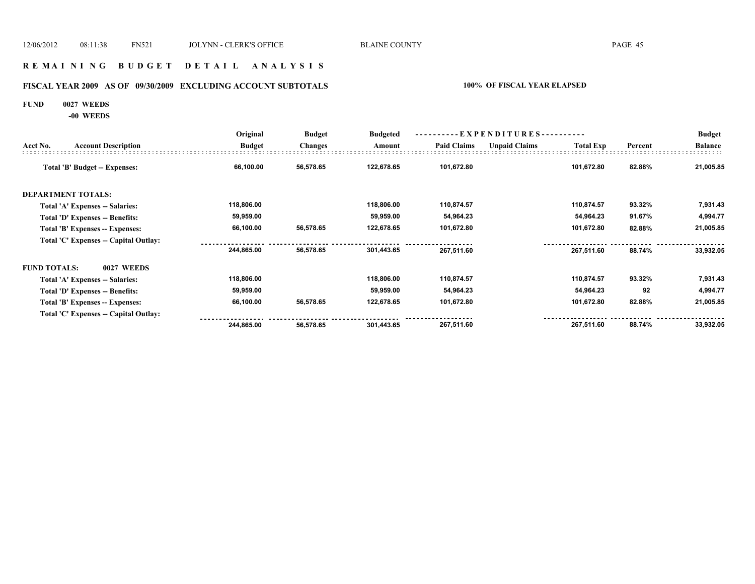# R E M A I N I N G   B U D G E T   D E T A I L   A N A L Y S I S

## FISCAL YEAR 2009 AS OF 09/30/2009 EXCLUDING ACCOUNT SUBTOTALS — 100% OF FISCAL YEAR ELAPSED

**FUND 0027 WEEDS**
**-00 WEEDS**

| Acct No. | Account Description | Original Budget | Budget Changes | Budgeted Amount | Paid Claims | Unpaid Claims | Total Exp | Percent | Budget Balance |
|---|---|---|---|---|---|---|---|---|---|
| | Total 'B' Budget -- Expenses: | 66,100.00 | 56,578.65 | 122,678.65 | 101,672.80 | | 101,672.80 | 82.88% | 21,005.85 |
| **DEPARTMENT TOTALS:** | | | | | | | | | |
| | Total 'A' Expenses -- Salaries: | 118,806.00 | | 118,806.00 | 110,874.57 | | 110,874.57 | 93.32% | 7,931.43 |
| | Total 'D' Expenses -- Benefits: | 59,959.00 | | 59,959.00 | 54,964.23 | | 54,964.23 | 91.67% | 4,994.77 |
| | Total 'B' Expenses -- Expenses: | 66,100.00 | 56,578.65 | 122,678.65 | 101,672.80 | | 101,672.80 | 82.88% | 21,005.85 |
| | Total 'C' Expenses -- Capital Outlay: | | | | | | | | |
| | | 244,865.00 | 56,578.65 | 301,443.65 | 267,511.60 | | 267,511.60 | 88.74% | 33,932.05 |
| **FUND TOTALS:** | 0027 WEEDS | | | | | | | | |
| | Total 'A' Expenses -- Salaries: | 118,806.00 | | 118,806.00 | 110,874.57 | | 110,874.57 | 93.32% | 7,931.43 |
| | Total 'D' Expenses -- Benefits: | 59,959.00 | | 59,959.00 | 54,964.23 | | 54,964.23 | 92 | 4,994.77 |
| | Total 'B' Expenses -- Expenses: | 66,100.00 | 56,578.65 | 122,678.65 | 101,672.80 | | 101,672.80 | 82.88% | 21,005.85 |
| | Total 'C' Expenses -- Capital Outlay: | | | | | | | | |
| | | 244,865.00 | 56,578.65 | 301,443.65 | 267,511.60 | | 267,511.60 | 88.74% | 33,932.05 |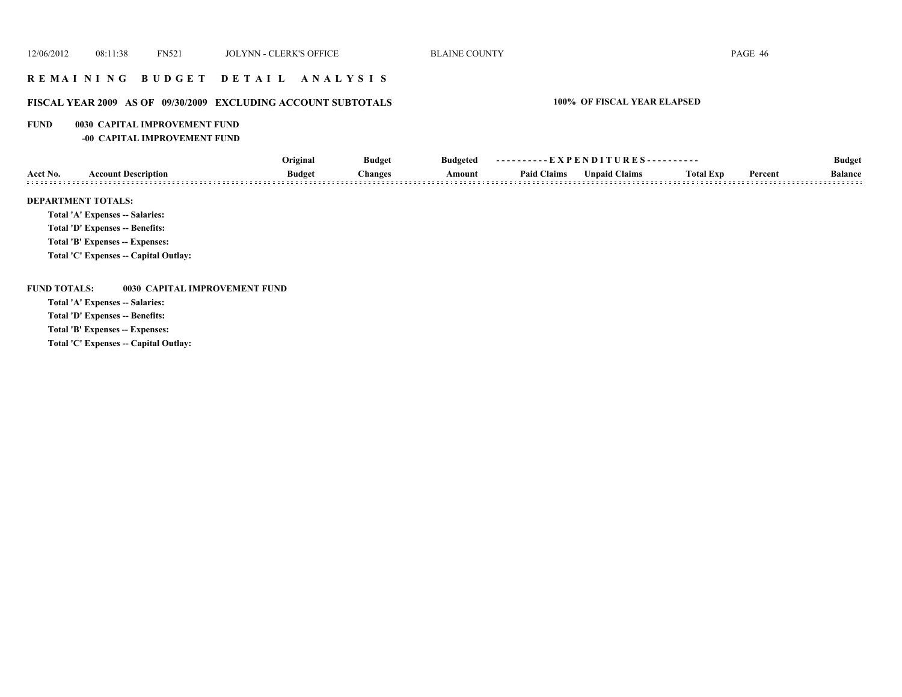# REMAINING BUDGET DETAIL ANALYSIS

## FISCAL YEAR 2009 AS OF 09/30/2009 EXCLUDING ACCOUNT SUBTOTALS

**100% OF FISCAL YEAR ELAPSED**

**FUND 0030 CAPITAL IMPROVEMENT FUND**

**-00 CAPITAL IMPROVEMENT FUND**

| Acct No. | Account Description | Original Budget | Budget Changes | Budgeted Amount | Paid Claims | Unpaid Claims | Total Exp | Percent | Budget Balance |
|---|---|---|---|---|---|---|---|---|---|

**DEPARTMENT TOTALS:**

**Total 'A' Expenses -- Salaries:**

**Total 'D' Expenses -- Benefits:**

**Total 'B' Expenses -- Expenses:**

**Total 'C' Expenses -- Capital Outlay:**

**FUND TOTALS: 0030 CAPITAL IMPROVEMENT FUND**

**Total 'A' Expenses -- Salaries:**

**Total 'D' Expenses -- Benefits:**

**Total 'B' Expenses -- Expenses:**

**Total 'C' Expenses -- Capital Outlay:**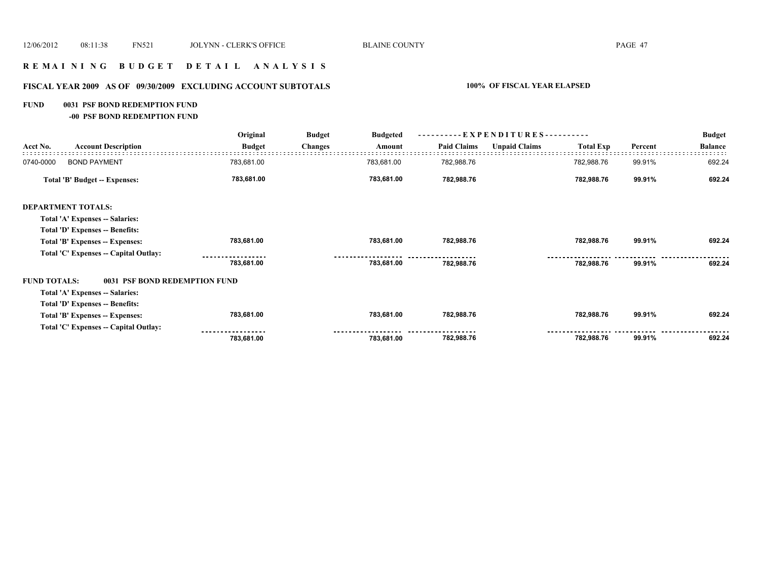## R E M A I N I N G   B U D G E T   D E T A I L   A N A L Y S I S

### FISCAL YEAR 2009 AS OF 09/30/2009 EXCLUDING ACCOUNT SUBTOTALS — 100% OF FISCAL YEAR ELAPSED

**FUND 0031 PSF BOND REDEMPTION FUND**

**-00 PSF BOND REDEMPTION FUND**

| Acct No. | Account Description | Original Budget | Budget Changes | Budgeted Amount | Paid Claims | Unpaid Claims | Total Exp | Percent | Budget Balance |
|---|---|---|---|---|---|---|---|---|---|
| 0740-0000 | BOND PAYMENT | 783,681.00 | | 783,681.00 | 782,988.76 | | 782,988.76 | 99.91% | 692.24 |
| | **Total 'B' Budget -- Expenses:** | **783,681.00** | | **783,681.00** | **782,988.76** | | **782,988.76** | **99.91%** | **692.24** |
| | **DEPARTMENT TOTALS:** | | | | | | | | |
| | **Total 'A' Expenses -- Salaries:** | | | | | | | | |
| | **Total 'D' Expenses -- Benefits:** | | | | | | | | |
| | **Total 'B' Expenses -- Expenses:** | **783,681.00** | | **783,681.00** | **782,988.76** | | **782,988.76** | **99.91%** | **692.24** |
| | **Total 'C' Expenses -- Capital Outlay:** | | | | | | | | |
| | | **783,681.00** | | **783,681.00** | **782,988.76** | | **782,988.76** | **99.91%** | **692.24** |
| | **FUND TOTALS: 0031 PSF BOND REDEMPTION FUND** | | | | | | | | |
| | **Total 'A' Expenses -- Salaries:** | | | | | | | | |
| | **Total 'D' Expenses -- Benefits:** | | | | | | | | |
| | **Total 'B' Expenses -- Expenses:** | **783,681.00** | | **783,681.00** | **782,988.76** | | **782,988.76** | **99.91%** | **692.24** |
| | **Total 'C' Expenses -- Capital Outlay:** | | | | | | | | |
| | | **783,681.00** | | **783,681.00** | **782,988.76** | | **782,988.76** | **99.91%** | **692.24** |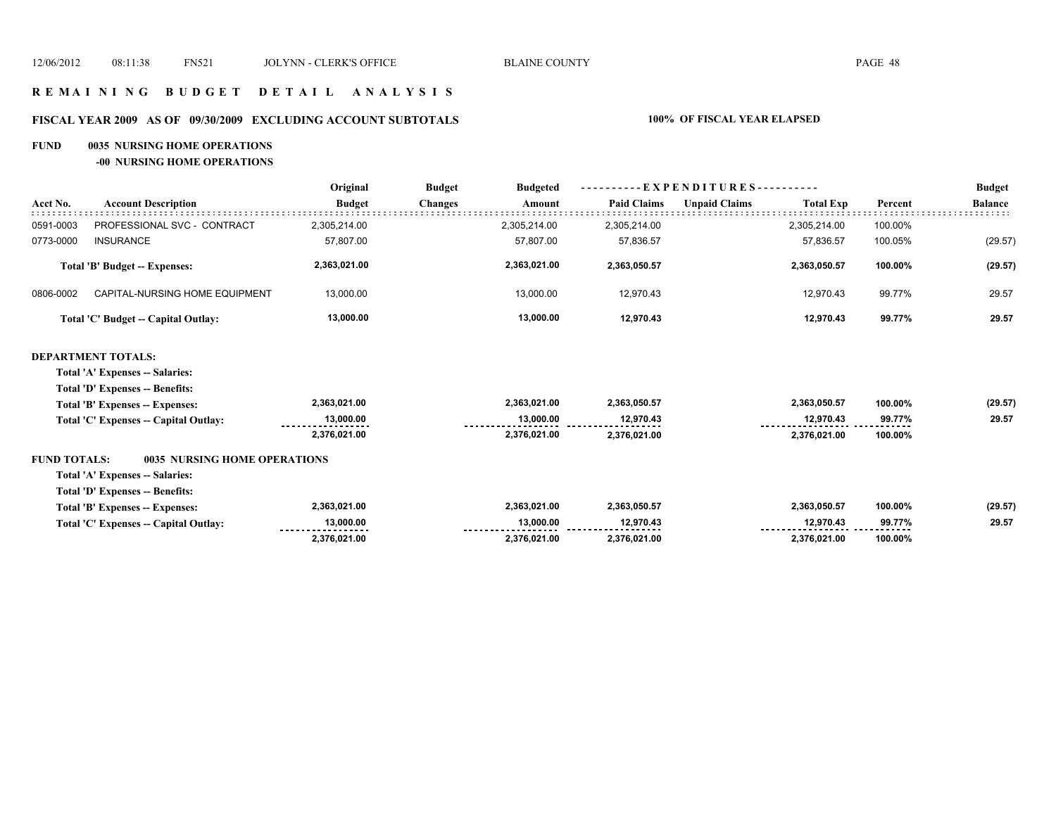# REMAINING BUDGET DETAIL ANALYSIS

## FISCAL YEAR 2009 AS OF 09/30/2009 EXCLUDING ACCOUNT SUBTOTALS

**100% OF FISCAL YEAR ELAPSED**

### FUND 0035 NURSING HOME OPERATIONS

**-00 NURSING HOME OPERATIONS**

| Acct No. | Account Description | Original Budget | Budget Changes | Budgeted Amount | Paid Claims | Unpaid Claims | Total Exp | Percent | Budget Balance |
|---|---|---|---|---|---|---|---|---|---|
| 0591-0003 | PROFESSIONAL SVC - CONTRACT | 2,305,214.00 | | 2,305,214.00 | 2,305,214.00 | | 2,305,214.00 | 100.00% | |
| 0773-0000 | INSURANCE | 57,807.00 | | 57,807.00 | 57,836.57 | | 57,836.57 | 100.05% | (29.57) |
| | **Total 'B' Budget -- Expenses:** | **2,363,021.00** | | **2,363,021.00** | **2,363,050.57** | | **2,363,050.57** | **100.00%** | **(29.57)** |
| 0806-0002 | CAPITAL-NURSING HOME EQUIPMENT | 13,000.00 | | 13,000.00 | 12,970.43 | | 12,970.43 | 99.77% | 29.57 |
| | **Total 'C' Budget -- Capital Outlay:** | **13,000.00** | | **13,000.00** | **12,970.43** | | **12,970.43** | **99.77%** | **29.57** |

**DEPARTMENT TOTALS:**

| | Original Budget | Budget Changes | Budgeted Amount | Paid Claims | Unpaid Claims | Total Exp | Percent | Budget Balance |
|---|---|---|---|---|---|---|---|---|
| **Total 'A' Expenses -- Salaries:** | | | | | | | | |
| **Total 'D' Expenses -- Benefits:** | | | | | | | | |
| **Total 'B' Expenses -- Expenses:** | 2,363,021.00 | | 2,363,021.00 | 2,363,050.57 | | 2,363,050.57 | 100.00% | (29.57) |
| **Total 'C' Expenses -- Capital Outlay:** | 13,000.00 | | 13,000.00 | 12,970.43 | | 12,970.43 | 99.77% | 29.57 |
| | 2,376,021.00 | | 2,376,021.00 | 2,376,021.00 | | 2,376,021.00 | 100.00% | |

**FUND TOTALS: 0035 NURSING HOME OPERATIONS**

| | Original Budget | Budget Changes | Budgeted Amount | Paid Claims | Unpaid Claims | Total Exp | Percent | Budget Balance |
|---|---|---|---|---|---|---|---|---|
| **Total 'A' Expenses -- Salaries:** | | | | | | | | |
| **Total 'D' Expenses -- Benefits:** | | | | | | | | |
| **Total 'B' Expenses -- Expenses:** | 2,363,021.00 | | 2,363,021.00 | 2,363,050.57 | | 2,363,050.57 | 100.00% | (29.57) |
| **Total 'C' Expenses -- Capital Outlay:** | 13,000.00 | | 13,000.00 | 12,970.43 | | 12,970.43 | 99.77% | 29.57 |
| | 2,376,021.00 | | 2,376,021.00 | 2,376,021.00 | | 2,376,021.00 | 100.00% | |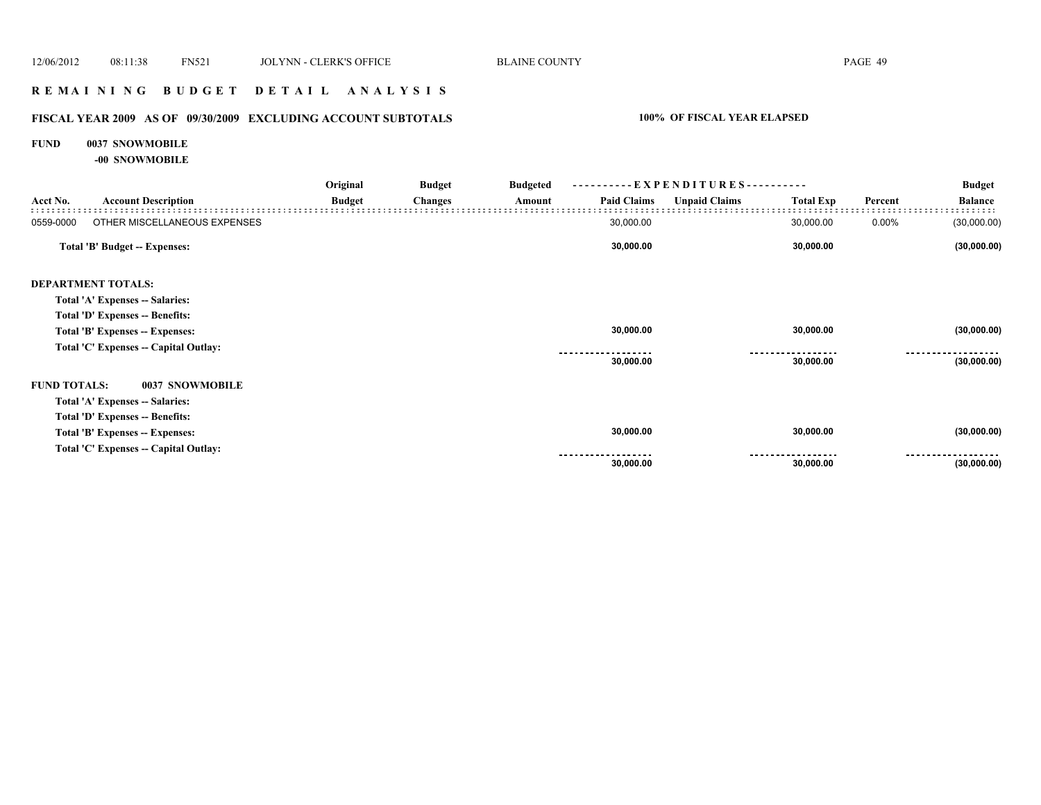## REMAINING BUDGET DETAIL ANALYSIS

### FISCAL YEAR 2009 AS OF 09/30/2009 EXCLUDING ACCOUNT SUBTOTALS

**100% OF FISCAL YEAR ELAPSED**

**FUND 0037 SNOWMOBILE**

**-00 SNOWMOBILE**

| Acct No. | Account Description | Original Budget | Budget Changes | Budgeted Amount | Paid Claims | Unpaid Claims | Total Exp | Percent | Budget Balance |
|---|---|---|---|---|---|---|---|---|---|
| 0559-0000 | OTHER MISCELLANEOUS EXPENSES | | | | 30,000.00 | | 30,000.00 | 0.00% | (30,000.00) |
| | **Total 'B' Budget -- Expenses:** | | | | **30,000.00** | | **30,000.00** | | **(30,000.00)** |
| **DEPARTMENT TOTALS:** | | | | | | | | | |
| | **Total 'A' Expenses -- Salaries:** | | | | | | | | |
| | **Total 'D' Expenses -- Benefits:** | | | | | | | | |
| | **Total 'B' Expenses -- Expenses:** | | | | **30,000.00** | | **30,000.00** | | **(30,000.00)** |
| | **Total 'C' Expenses -- Capital Outlay:** | | | | | | | | |
| | | | | | **30,000.00** | | **30,000.00** | | **(30,000.00)** |
| **FUND TOTALS:** | **0037 SNOWMOBILE** | | | | | | | | |
| | **Total 'A' Expenses -- Salaries:** | | | | | | | | |
| | **Total 'D' Expenses -- Benefits:** | | | | | | | | |
| | **Total 'B' Expenses -- Expenses:** | | | | **30,000.00** | | **30,000.00** | | **(30,000.00)** |
| | **Total 'C' Expenses -- Capital Outlay:** | | | | | | | | |
| | | | | | **30,000.00** | | **30,000.00** | | **(30,000.00)** |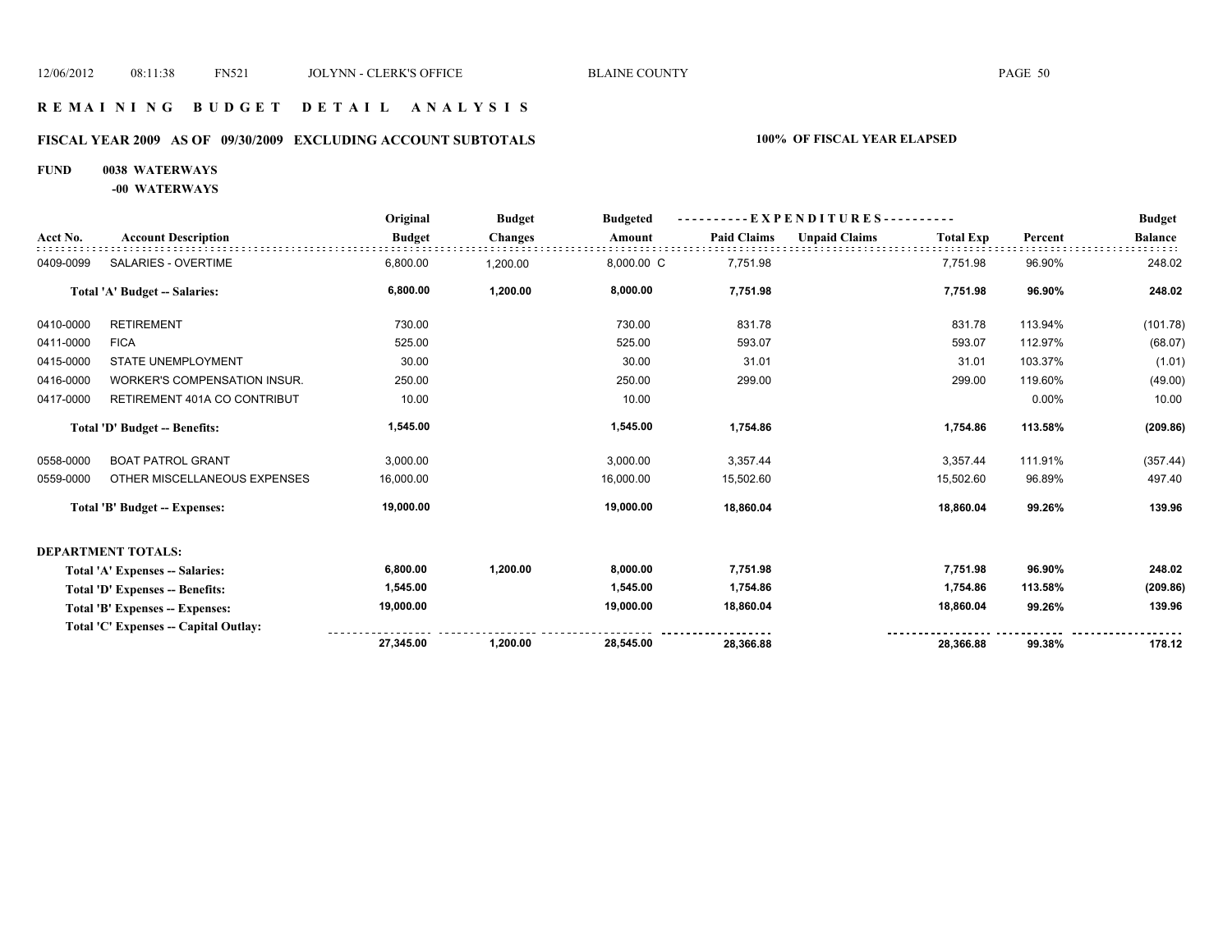# R E M A I N I N G   B U D G E T   D E T A I L   A N A L Y S I S

## FISCAL YEAR 2009 AS OF 09/30/2009 EXCLUDING ACCOUNT SUBTOTALS — 100% OF FISCAL YEAR ELAPSED

**FUND 0038 WATERWAYS**

**-00 WATERWAYS**

| Acct No. | Account Description | Original Budget | Budget Changes | Budgeted Amount | Paid Claims | Unpaid Claims | Total Exp | Percent | Budget Balance |
|---|---|---|---|---|---|---|---|---|---|
| 0409-0099 | SALARIES - OVERTIME | 6,800.00 | 1,200.00 | 8,000.00 C | 7,751.98 | | 7,751.98 | 96.90% | 248.02 |
| | **Total 'A' Budget -- Salaries:** | **6,800.00** | **1,200.00** | **8,000.00** | **7,751.98** | | **7,751.98** | **96.90%** | **248.02** |
| 0410-0000 | RETIREMENT | 730.00 | | 730.00 | 831.78 | | 831.78 | 113.94% | (101.78) |
| 0411-0000 | FICA | 525.00 | | 525.00 | 593.07 | | 593.07 | 112.97% | (68.07) |
| 0415-0000 | STATE UNEMPLOYMENT | 30.00 | | 30.00 | 31.01 | | 31.01 | 103.37% | (1.01) |
| 0416-0000 | WORKER'S COMPENSATION INSUR. | 250.00 | | 250.00 | 299.00 | | 299.00 | 119.60% | (49.00) |
| 0417-0000 | RETIREMENT 401A CO CONTRIBUT | 10.00 | | 10.00 | | | | 0.00% | 10.00 |
| | **Total 'D' Budget -- Benefits:** | **1,545.00** | | **1,545.00** | **1,754.86** | | **1,754.86** | **113.58%** | **(209.86)** |
| 0558-0000 | BOAT PATROL GRANT | 3,000.00 | | 3,000.00 | 3,357.44 | | 3,357.44 | 111.91% | (357.44) |
| 0559-0000 | OTHER MISCELLANEOUS EXPENSES | 16,000.00 | | 16,000.00 | 15,502.60 | | 15,502.60 | 96.89% | 497.40 |
| | **Total 'B' Budget -- Expenses:** | **19,000.00** | | **19,000.00** | **18,860.04** | | **18,860.04** | **99.26%** | **139.96** |

**DEPARTMENT TOTALS:**

| | Original Budget | Budget Changes | Budgeted Amount | Paid Claims | Unpaid Claims | Total Exp | Percent | Budget Balance |
|---|---|---|---|---|---|---|---|---|
| **Total 'A' Expenses -- Salaries:** | **6,800.00** | **1,200.00** | **8,000.00** | **7,751.98** | | **7,751.98** | **96.90%** | **248.02** |
| **Total 'D' Expenses -- Benefits:** | **1,545.00** | | **1,545.00** | **1,754.86** | | **1,754.86** | **113.58%** | **(209.86)** |
| **Total 'B' Expenses -- Expenses:** | **19,000.00** | | **19,000.00** | **18,860.04** | | **18,860.04** | **99.26%** | **139.96** |
| **Total 'C' Expenses -- Capital Outlay:** | | | | | | | | |
| | **27,345.00** | **1,200.00** | **28,545.00** | **28,366.88** | | **28,366.88** | **99.38%** | **178.12** |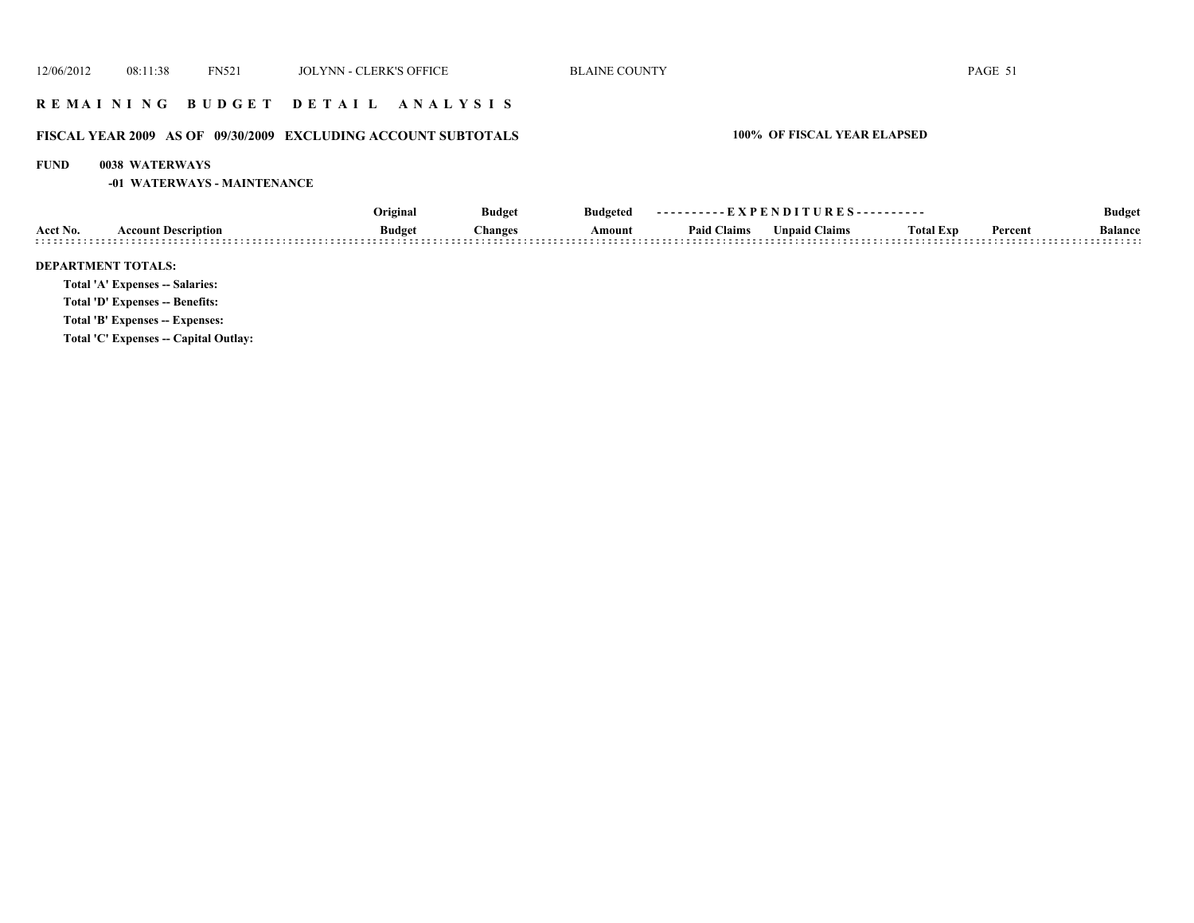## R E M A I N I N G   B U D G E T   D E T A I L   A N A L Y S I S

### FISCAL YEAR 2009 AS OF 09/30/2009 EXCLUDING ACCOUNT SUBTOTALS — 100% OF FISCAL YEAR ELAPSED

**FUND 0038 WATERWAYS**

**-01 WATERWAYS - MAINTENANCE**

| | | Original | Budget | Budgeted | ----------EXPENDITURES---------- | | | | Budget |
|---|---|---|---|---|---|---|---|---|---|
| Acct No. | Account Description | Budget | Changes | Amount | Paid Claims | Unpaid Claims | Total Exp | Percent | Balance |

**DEPARTMENT TOTALS:**

**Total 'A' Expenses -- Salaries:**

**Total 'D' Expenses -- Benefits:**

**Total 'B' Expenses -- Expenses:**

**Total 'C' Expenses -- Capital Outlay:**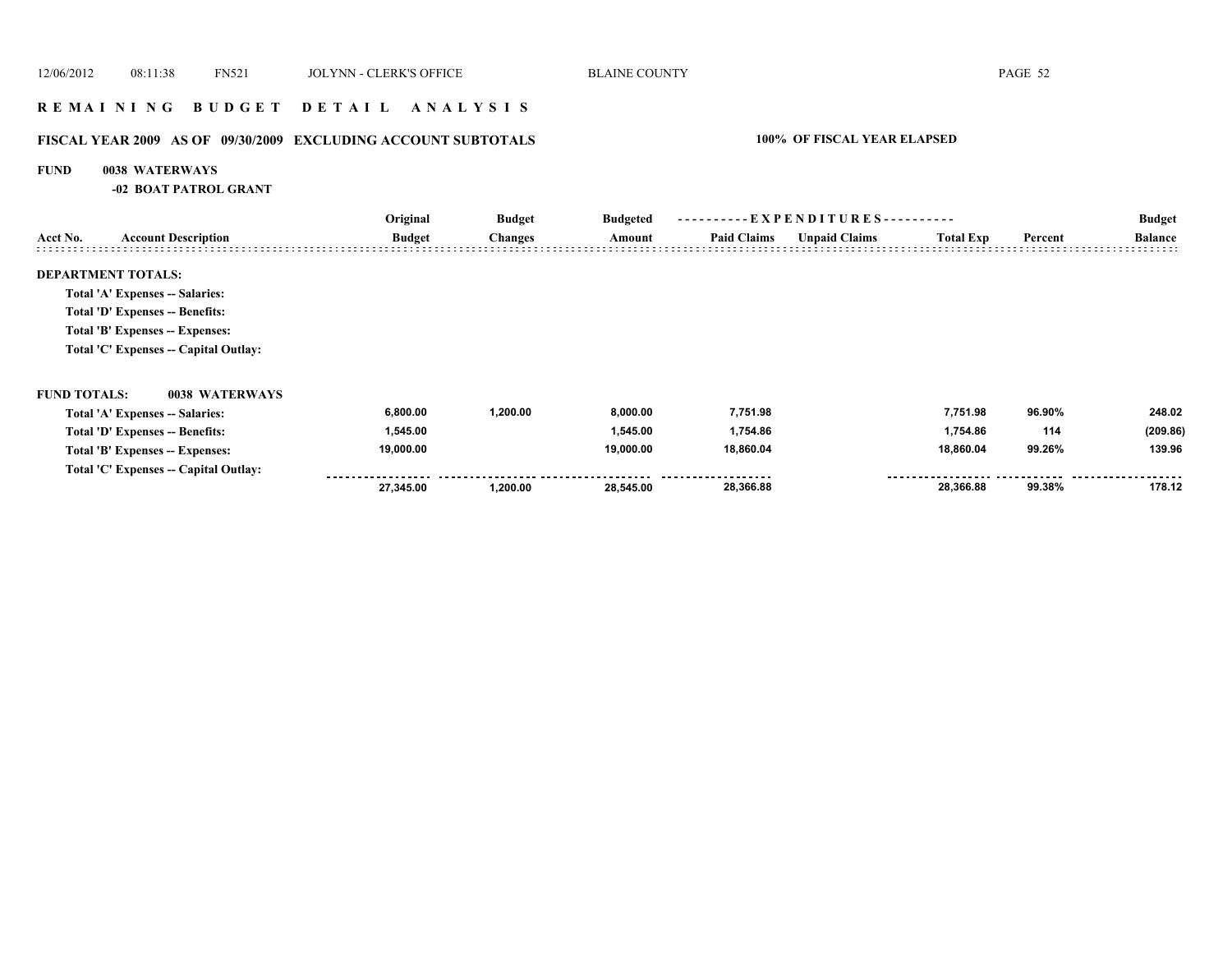# R E M A I N I N G   B U D G E T   D E T A I L   A N A L Y S I S

## FISCAL YEAR 2009 AS OF 09/30/2009 EXCLUDING ACCOUNT SUBTOTALS

**100% OF FISCAL YEAR ELAPSED**

**FUND 0038 WATERWAYS**

**-02 BOAT PATROL GRANT**

| Acct No. | Account Description | Original Budget | Budget Changes | Budgeted Amount | Paid Claims | Unpaid Claims | Total Exp | Percent | Budget Balance |
|---|---|---|---|---|---|---|---|---|---|
| **DEPARTMENT TOTALS:** | | | | | | | | | |
| | Total 'A' Expenses -- Salaries: | | | | | | | | |
| | Total 'D' Expenses -- Benefits: | | | | | | | | |
| | Total 'B' Expenses -- Expenses: | | | | | | | | |
| | Total 'C' Expenses -- Capital Outlay: | | | | | | | | |
| **FUND TOTALS:** | **0038 WATERWAYS** | | | | | | | | |
| | Total 'A' Expenses -- Salaries: | 6,800.00 | 1,200.00 | 8,000.00 | 7,751.98 | | 7,751.98 | 96.90% | 248.02 |
| | Total 'D' Expenses -- Benefits: | 1,545.00 | | 1,545.00 | 1,754.86 | | 1,754.86 | 114 | (209.86) |
| | Total 'B' Expenses -- Expenses: | 19,000.00 | | 19,000.00 | 18,860.04 | | 18,860.04 | 99.26% | 139.96 |
| | Total 'C' Expenses -- Capital Outlay: | | | | | | | | |
| | | 27,345.00 | 1,200.00 | 28,545.00 | 28,366.88 | | 28,366.88 | 99.38% | 178.12 |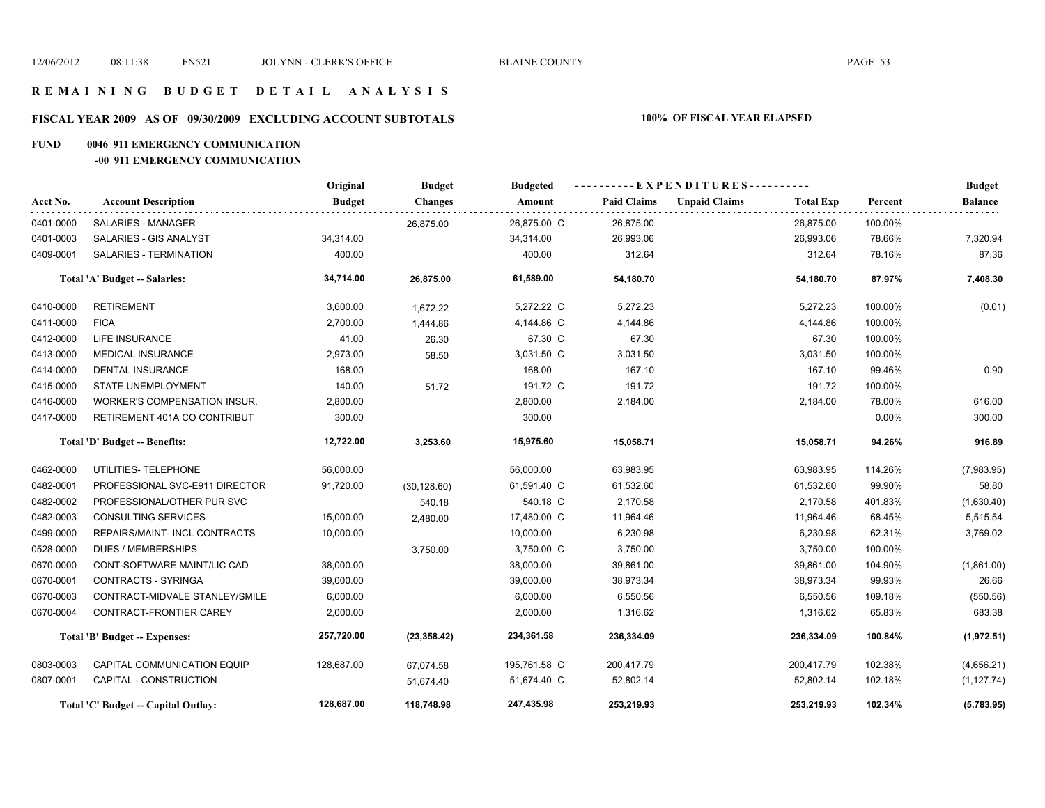# REMAINING BUDGET DETAIL ANALYSIS

## FISCAL YEAR 2009 AS OF 09/30/2009 EXCLUDING ACCOUNT SUBTOTALS

**100% OF FISCAL YEAR ELAPSED**

**FUND 0046 911 EMERGENCY COMMUNICATION**

**-00 911 EMERGENCY COMMUNICATION**

| Acct No. | Account Description | Original Budget | Budget Changes | Budgeted Amount | Paid Claims | Unpaid Claims | Total Exp | Percent | Budget Balance |
|---|---|---|---|---|---|---|---|---|---|
| 0401-0000 | SALARIES - MANAGER | | 26,875.00 | 26,875.00 C | 26,875.00 | | 26,875.00 | 100.00% | |
| 0401-0003 | SALARIES - GIS ANALYST | 34,314.00 | | 34,314.00 | 26,993.06 | | 26,993.06 | 78.66% | 7,320.94 |
| 0409-0001 | SALARIES - TERMINATION | 400.00 | | 400.00 | 312.64 | | 312.64 | 78.16% | 87.36 |
| | **Total 'A' Budget -- Salaries:** | **34,714.00** | **26,875.00** | **61,589.00** | **54,180.70** | | **54,180.70** | **87.97%** | **7,408.30** |
| 0410-0000 | RETIREMENT | 3,600.00 | 1,672.22 | 5,272.22 C | 5,272.23 | | 5,272.23 | 100.00% | (0.01) |
| 0411-0000 | FICA | 2,700.00 | 1,444.86 | 4,144.86 C | 4,144.86 | | 4,144.86 | 100.00% | |
| 0412-0000 | LIFE INSURANCE | 41.00 | 26.30 | 67.30 C | 67.30 | | 67.30 | 100.00% | |
| 0413-0000 | MEDICAL INSURANCE | 2,973.00 | 58.50 | 3,031.50 C | 3,031.50 | | 3,031.50 | 100.00% | |
| 0414-0000 | DENTAL INSURANCE | 168.00 | | 168.00 | 167.10 | | 167.10 | 99.46% | 0.90 |
| 0415-0000 | STATE UNEMPLOYMENT | 140.00 | 51.72 | 191.72 C | 191.72 | | 191.72 | 100.00% | |
| 0416-0000 | WORKER'S COMPENSATION INSUR. | 2,800.00 | | 2,800.00 | 2,184.00 | | 2,184.00 | 78.00% | 616.00 |
| 0417-0000 | RETIREMENT 401A CO CONTRIBUT | 300.00 | | 300.00 | | | | 0.00% | 300.00 |
| | **Total 'D' Budget -- Benefits:** | **12,722.00** | **3,253.60** | **15,975.60** | **15,058.71** | | **15,058.71** | **94.26%** | **916.89** |
| 0462-0000 | UTILITIES- TELEPHONE | 56,000.00 | | 56,000.00 | 63,983.95 | | 63,983.95 | 114.26% | (7,983.95) |
| 0482-0001 | PROFESSIONAL SVC-E911 DIRECTOR | 91,720.00 | (30,128.60) | 61,591.40 C | 61,532.60 | | 61,532.60 | 99.90% | 58.80 |
| 0482-0002 | PROFESSIONAL/OTHER PUR SVC | | 540.18 | 540.18 C | 2,170.58 | | 2,170.58 | 401.83% | (1,630.40) |
| 0482-0003 | CONSULTING SERVICES | 15,000.00 | 2,480.00 | 17,480.00 C | 11,964.46 | | 11,964.46 | 68.45% | 5,515.54 |
| 0499-0000 | REPAIRS/MAINT- INCL CONTRACTS | 10,000.00 | | 10,000.00 | 6,230.98 | | 6,230.98 | 62.31% | 3,769.02 |
| 0528-0000 | DUES / MEMBERSHIPS | | 3,750.00 | 3,750.00 C | 3,750.00 | | 3,750.00 | 100.00% | |
| 0670-0000 | CONT-SOFTWARE MAINT/LIC CAD | 38,000.00 | | 38,000.00 | 39,861.00 | | 39,861.00 | 104.90% | (1,861.00) |
| 0670-0001 | CONTRACTS - SYRINGA | 39,000.00 | | 39,000.00 | 38,973.34 | | 38,973.34 | 99.93% | 26.66 |
| 0670-0003 | CONTRACT-MIDVALE STANLEY/SMILE | 6,000.00 | | 6,000.00 | 6,550.56 | | 6,550.56 | 109.18% | (550.56) |
| 0670-0004 | CONTRACT-FRONTIER CAREY | 2,000.00 | | 2,000.00 | 1,316.62 | | 1,316.62 | 65.83% | 683.38 |
| | **Total 'B' Budget -- Expenses:** | **257,720.00** | **(23,358.42)** | **234,361.58** | **236,334.09** | | **236,334.09** | **100.84%** | **(1,972.51)** |
| 0803-0003 | CAPITAL COMMUNICATION EQUIP | 128,687.00 | 67,074.58 | 195,761.58 C | 200,417.79 | | 200,417.79 | 102.38% | (4,656.21) |
| 0807-0001 | CAPITAL - CONSTRUCTION | | 51,674.40 | 51,674.40 C | 52,802.14 | | 52,802.14 | 102.18% | (1,127.74) |
| | **Total 'C' Budget -- Capital Outlay:** | **128,687.00** | **118,748.98** | **247,435.98** | **253,219.93** | | **253,219.93** | **102.34%** | **(5,783.95)** |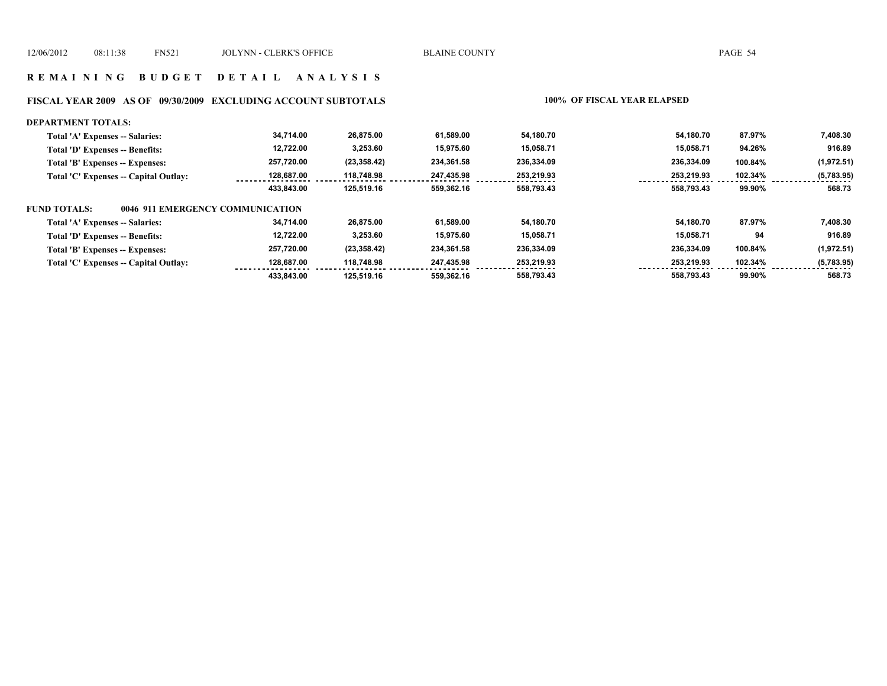## R E M A I N I N G   B U D G E T   D E T A I L   A N A L Y S I S

### FISCAL YEAR 2009   AS OF 09/30/2009   EXCLUDING ACCOUNT SUBTOTALS   100% OF FISCAL YEAR ELAPSED

**DEPARTMENT TOTALS:**

| | | | | | | | |
|---|---|---|---|---|---|---|---|
| Total 'A' Expenses -- Salaries: | 34,714.00 | 26,875.00 | 61,589.00 | 54,180.70 | 54,180.70 | 87.97% | 7,408.30 |
| Total 'D' Expenses -- Benefits: | 12,722.00 | 3,253.60 | 15,975.60 | 15,058.71 | 15,058.71 | 94.26% | 916.89 |
| Total 'B' Expenses -- Expenses: | 257,720.00 | (23,358.42) | 234,361.58 | 236,334.09 | 236,334.09 | 100.84% | (1,972.51) |
| Total 'C' Expenses -- Capital Outlay: | 128,687.00 | 118,748.98 | 247,435.98 | 253,219.93 | 253,219.93 | 102.34% | (5,783.95) |
| | 433,843.00 | 125,519.16 | 559,362.16 | 558,793.43 | 558,793.43 | 99.90% | 568.73 |

**FUND TOTALS: 0046 911 EMERGENCY COMMUNICATION**

| | | | | | | | |
|---|---|---|---|---|---|---|---|
| Total 'A' Expenses -- Salaries: | 34,714.00 | 26,875.00 | 61,589.00 | 54,180.70 | 54,180.70 | 87.97% | 7,408.30 |
| Total 'D' Expenses -- Benefits: | 12,722.00 | 3,253.60 | 15,975.60 | 15,058.71 | 15,058.71 | 94 | 916.89 |
| Total 'B' Expenses -- Expenses: | 257,720.00 | (23,358.42) | 234,361.58 | 236,334.09 | 236,334.09 | 100.84% | (1,972.51) |
| Total 'C' Expenses -- Capital Outlay: | 128,687.00 | 118,748.98 | 247,435.98 | 253,219.93 | 253,219.93 | 102.34% | (5,783.95) |
| | 433,843.00 | 125,519.16 | 559,362.16 | 558,793.43 | 558,793.43 | 99.90% | 568.73 |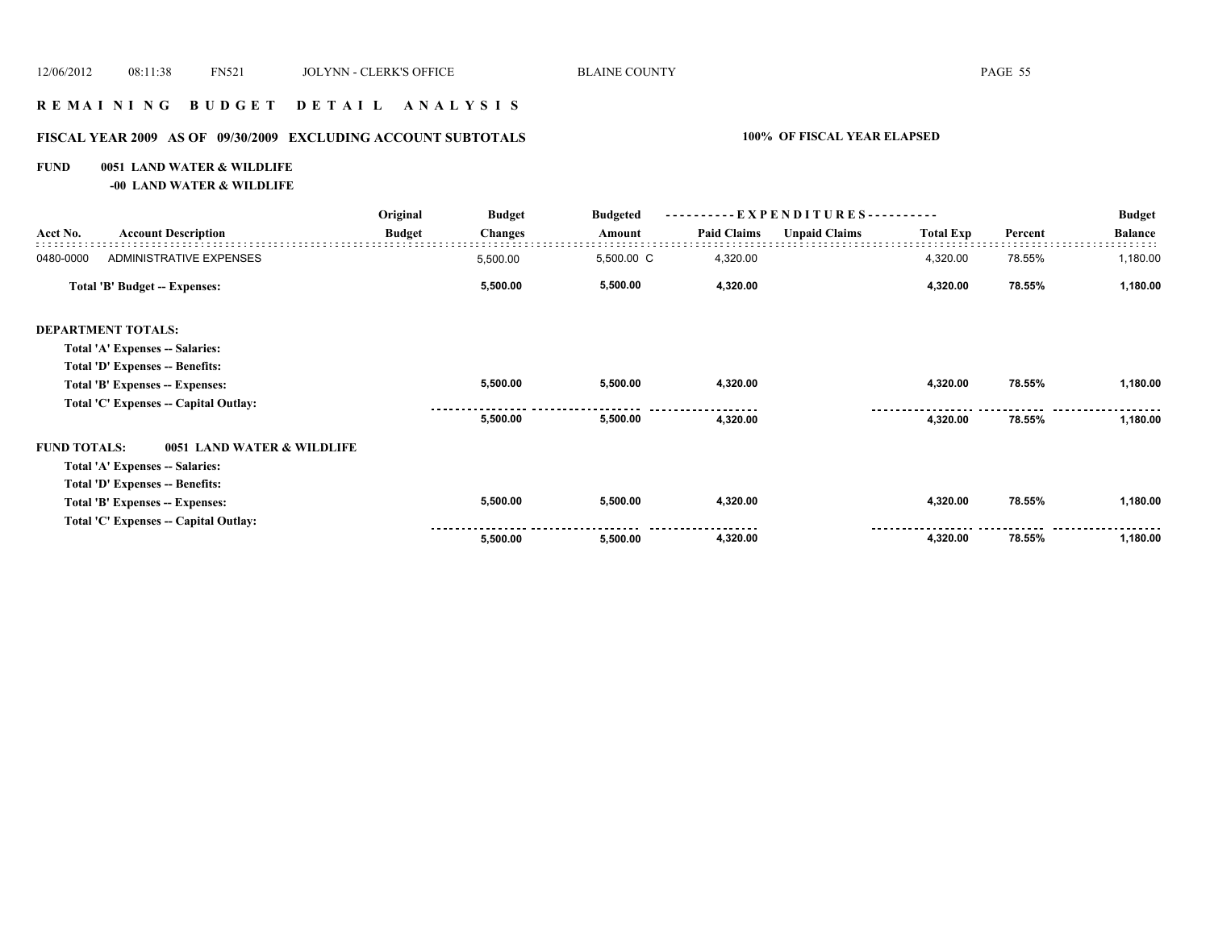# R E M A I N I N G   B U D G E T   D E T A I L   A N A L Y S I S

## FISCAL YEAR 2009 AS OF 09/30/2009 EXCLUDING ACCOUNT SUBTOTALS

**100% OF FISCAL YEAR ELAPSED**

**FUND 0051 LAND WATER & WILDLIFE**

**-00 LAND WATER & WILDLIFE**

| Acct No. | Account Description | Original Budget | Budget Changes | Budgeted Amount | EXPENDITURES Paid Claims | Unpaid Claims | Total Exp | Percent | Budget Balance |
|---|---|---|---|---|---|---|---|---|---|
| 0480-0000 | ADMINISTRATIVE EXPENSES | | 5,500.00 | 5,500.00 C | 4,320.00 | | 4,320.00 | 78.55% | 1,180.00 |
| | **Total 'B' Budget -- Expenses:** | | **5,500.00** | **5,500.00** | **4,320.00** | | **4,320.00** | **78.55%** | **1,180.00** |
| **DEPARTMENT TOTALS:** | | | | | | | | | |
| | **Total 'A' Expenses -- Salaries:** | | | | | | | | |
| | **Total 'D' Expenses -- Benefits:** | | | | | | | | |
| | **Total 'B' Expenses -- Expenses:** | | **5,500.00** | **5,500.00** | **4,320.00** | | **4,320.00** | **78.55%** | **1,180.00** |
| | **Total 'C' Expenses -- Capital Outlay:** | | | | | | | | |
| | | | **5,500.00** | **5,500.00** | **4,320.00** | | **4,320.00** | **78.55%** | **1,180.00** |
| **FUND TOTALS:** | **0051 LAND WATER & WILDLIFE** | | | | | | | | |
| | **Total 'A' Expenses -- Salaries:** | | | | | | | | |
| | **Total 'D' Expenses -- Benefits:** | | | | | | | | |
| | **Total 'B' Expenses -- Expenses:** | | **5,500.00** | **5,500.00** | **4,320.00** | | **4,320.00** | **78.55%** | **1,180.00** |
| | **Total 'C' Expenses -- Capital Outlay:** | | | | | | | | |
| | | | **5,500.00** | **5,500.00** | **4,320.00** | | **4,320.00** | **78.55%** | **1,180.00** |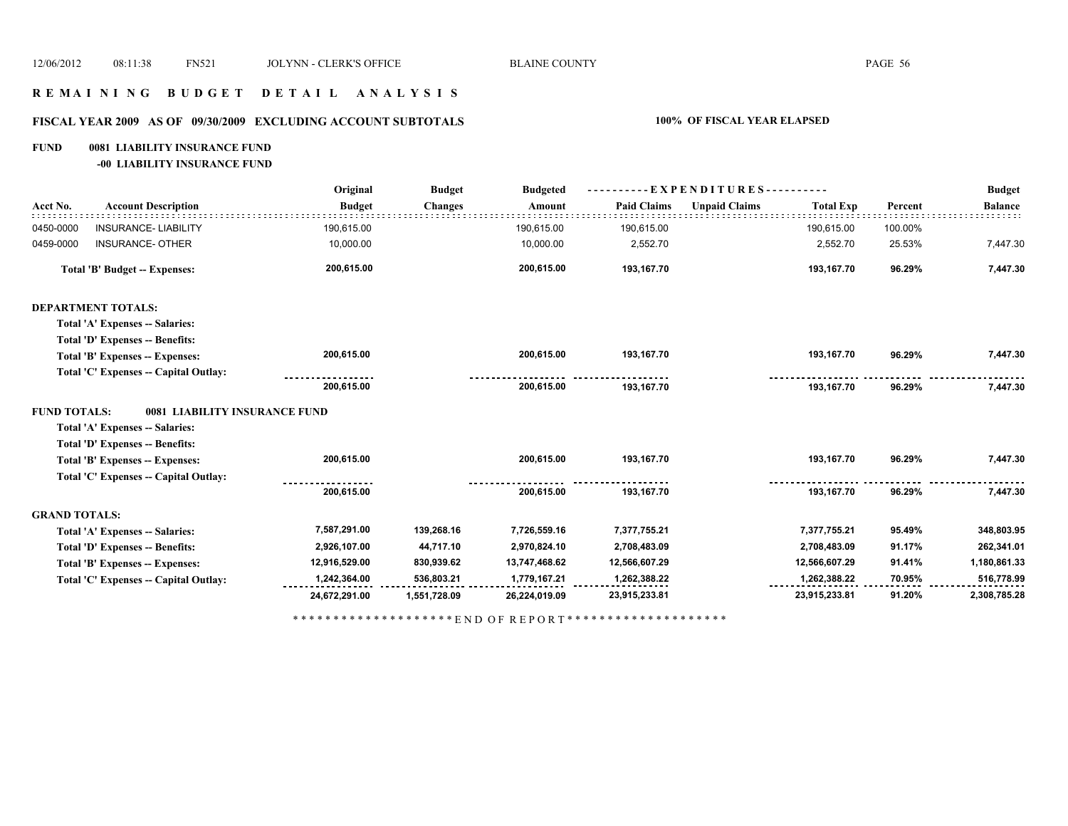# REMAINING BUDGET DETAIL ANALYSIS

## FISCAL YEAR 2009 AS OF 09/30/2009 EXCLUDING ACCOUNT SUBTOTALS

**100% OF FISCAL YEAR ELAPSED**

**FUND 0081 LIABILITY INSURANCE FUND**

**-00 LIABILITY INSURANCE FUND**

| Acct No. | Account Description | Original Budget | Budget Changes | Budgeted Amount | EXPENDITURES Paid Claims | Unpaid Claims | Total Exp | Percent | Budget Balance |
|---|---|---|---|---|---|---|---|---|---|
| 0450-0000 | INSURANCE- LIABILITY | 190,615.00 | | 190,615.00 | 190,615.00 | | 190,615.00 | 100.00% | |
| 0459-0000 | INSURANCE- OTHER | 10,000.00 | | 10,000.00 | 2,552.70 | | 2,552.70 | 25.53% | 7,447.30 |
| | **Total 'B' Budget -- Expenses:** | **200,615.00** | | **200,615.00** | **193,167.70** | | **193,167.70** | **96.29%** | **7,447.30** |
| **DEPARTMENT TOTALS:** | | | | | | | | | |
| | **Total 'A' Expenses -- Salaries:** | | | | | | | | |
| | **Total 'D' Expenses -- Benefits:** | | | | | | | | |
| | **Total 'B' Expenses -- Expenses:** | **200,615.00** | | **200,615.00** | **193,167.70** | | **193,167.70** | **96.29%** | **7,447.30** |
| | **Total 'C' Expenses -- Capital Outlay:** | | | | | | | | |
| | | **200,615.00** | | **200,615.00** | **193,167.70** | | **193,167.70** | **96.29%** | **7,447.30** |
| **FUND TOTALS:** | **0081 LIABILITY INSURANCE FUND** | | | | | | | | |
| | **Total 'A' Expenses -- Salaries:** | | | | | | | | |
| | **Total 'D' Expenses -- Benefits:** | | | | | | | | |
| | **Total 'B' Expenses -- Expenses:** | **200,615.00** | | **200,615.00** | **193,167.70** | | **193,167.70** | **96.29%** | **7,447.30** |
| | **Total 'C' Expenses -- Capital Outlay:** | | | | | | | | |
| | | **200,615.00** | | **200,615.00** | **193,167.70** | | **193,167.70** | **96.29%** | **7,447.30** |
| **GRAND TOTALS:** | | | | | | | | | |
| | **Total 'A' Expenses -- Salaries:** | **7,587,291.00** | **139,268.16** | **7,726,559.16** | **7,377,755.21** | | **7,377,755.21** | **95.49%** | **348,803.95** |
| | **Total 'D' Expenses -- Benefits:** | **2,926,107.00** | **44,717.10** | **2,970,824.10** | **2,708,483.09** | | **2,708,483.09** | **91.17%** | **262,341.01** |
| | **Total 'B' Expenses -- Expenses:** | **12,916,529.00** | **830,939.62** | **13,747,468.62** | **12,566,607.29** | | **12,566,607.29** | **91.41%** | **1,180,861.33** |
| | **Total 'C' Expenses -- Capital Outlay:** | **1,242,364.00** | **536,803.21** | **1,779,167.21** | **1,262,388.22** | | **1,262,388.22** | **70.95%** | **516,778.99** |
| | | **24,672,291.00** | **1,551,728.09** | **26,224,019.09** | **23,915,233.81** | | **23,915,233.81** | **91.20%** | **2,308,785.28** |

*******************END OF REPORT*******************